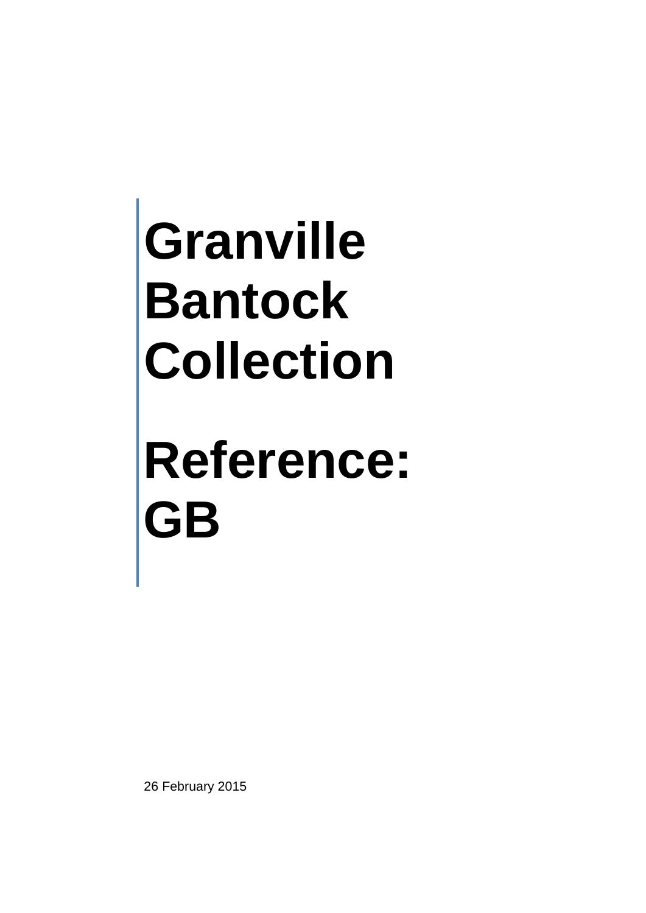# Granville Bantock Collection

# Reference: GB

26 February 2015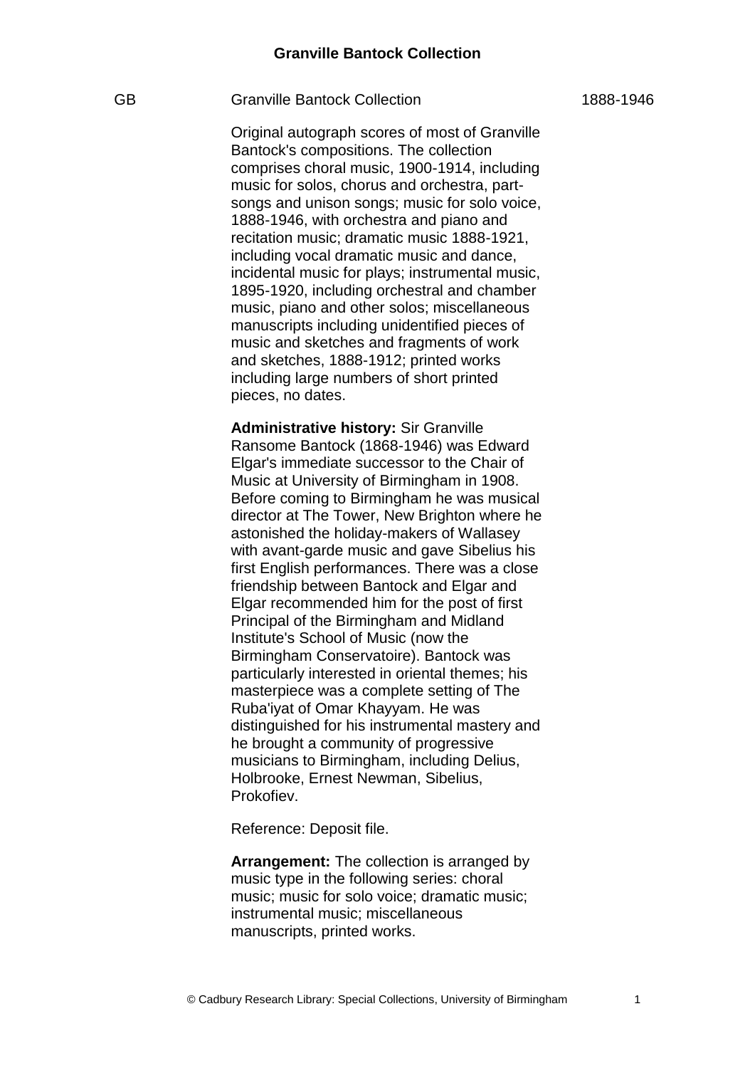# Granville Bantock Collection

GB | Granville Bantock Collection | 1888-1946

Original autograph scores of most of Granville Bantock's compositions. The collection comprises choral music, 1900-1914, including music for solos, chorus and orchestra, part-songs and unison songs; music for solo voice, 1888-1946, with orchestra and piano and recitation music; dramatic music 1888-1921, including vocal dramatic music and dance, incidental music for plays; instrumental music, 1895-1920, including orchestral and chamber music, piano and other solos; miscellaneous manuscripts including unidentified pieces of music and sketches and fragments of work and sketches, 1888-1912; printed works including large numbers of short printed pieces, no dates.

**Administrative history:** Sir Granville Ransome Bantock (1868-1946) was Edward Elgar's immediate successor to the Chair of Music at University of Birmingham in 1908. Before coming to Birmingham he was musical director at The Tower, New Brighton where he astonished the holiday-makers of Wallasey with avant-garde music and gave Sibelius his first English performances. There was a close friendship between Bantock and Elgar and Elgar recommended him for the post of first Principal of the Birmingham and Midland Institute's School of Music (now the Birmingham Conservatoire). Bantock was particularly interested in oriental themes; his masterpiece was a complete setting of The Ruba'iyat of Omar Khayyam. He was distinguished for his instrumental mastery and he brought a community of progressive musicians to Birmingham, including Delius, Holbrooke, Ernest Newman, Sibelius, Prokofiev.

Reference: Deposit file.

**Arrangement:** The collection is arranged by music type in the following series: choral music; music for solo voice; dramatic music; instrumental music; miscellaneous manuscripts, printed works.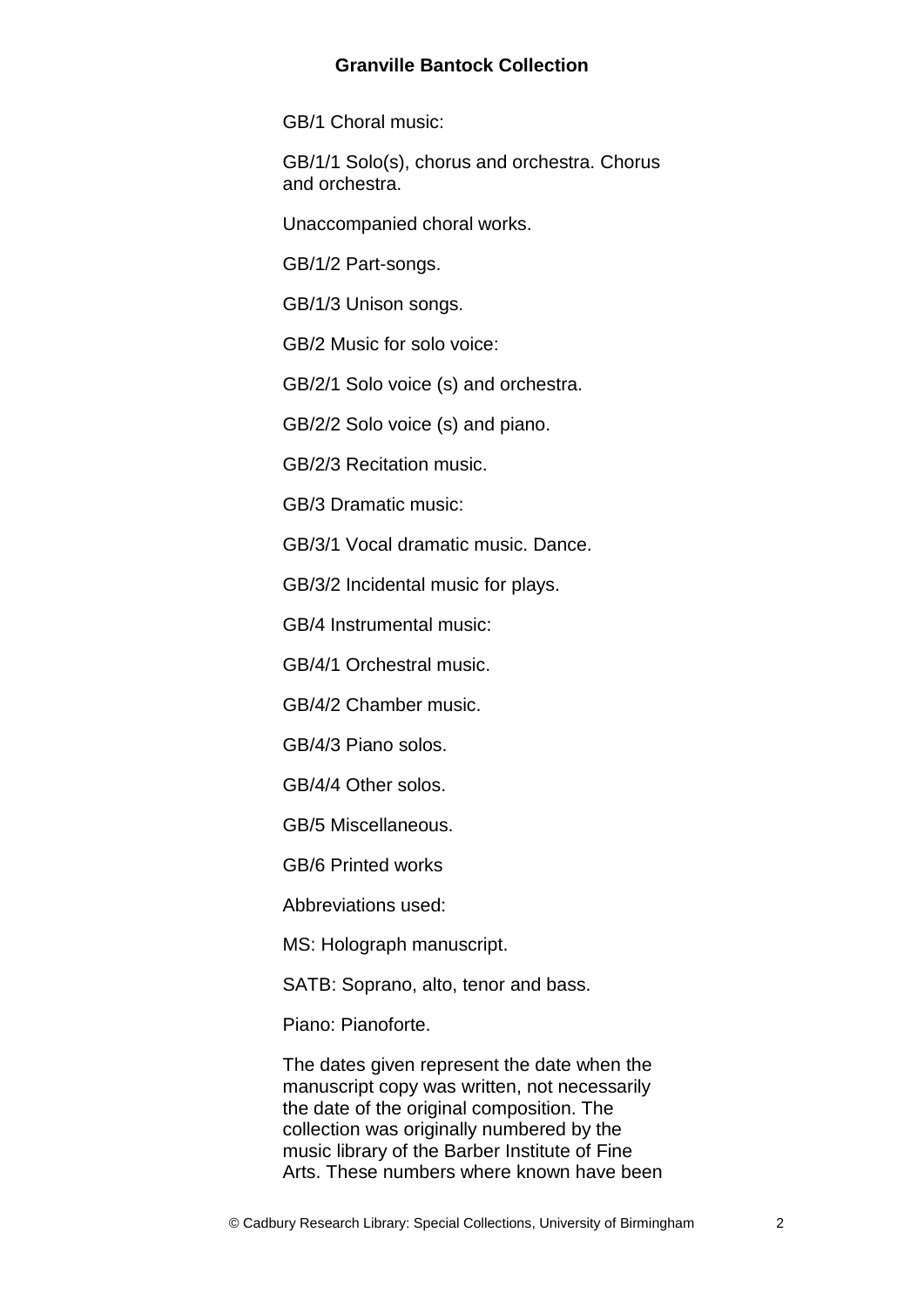GB/1 Choral music:

GB/1/1 Solo(s), chorus and orchestra. Chorus and orchestra.

Unaccompanied choral works.

GB/1/2 Part-songs.

GB/1/3 Unison songs.

GB/2 Music for solo voice:

GB/2/1 Solo voice (s) and orchestra.

GB/2/2 Solo voice (s) and piano.

GB/2/3 Recitation music.

GB/3 Dramatic music:

GB/3/1 Vocal dramatic music. Dance.

GB/3/2 Incidental music for plays.

GB/4 Instrumental music:

GB/4/1 Orchestral music.

GB/4/2 Chamber music.

GB/4/3 Piano solos.

GB/4/4 Other solos.

GB/5 Miscellaneous.

GB/6 Printed works

Abbreviations used:

MS: Holograph manuscript.

SATB: Soprano, alto, tenor and bass.

Piano: Pianoforte.

The dates given represent the date when the manuscript copy was written, not necessarily the date of the original composition. The collection was originally numbered by the music library of the Barber Institute of Fine Arts. These numbers where known have been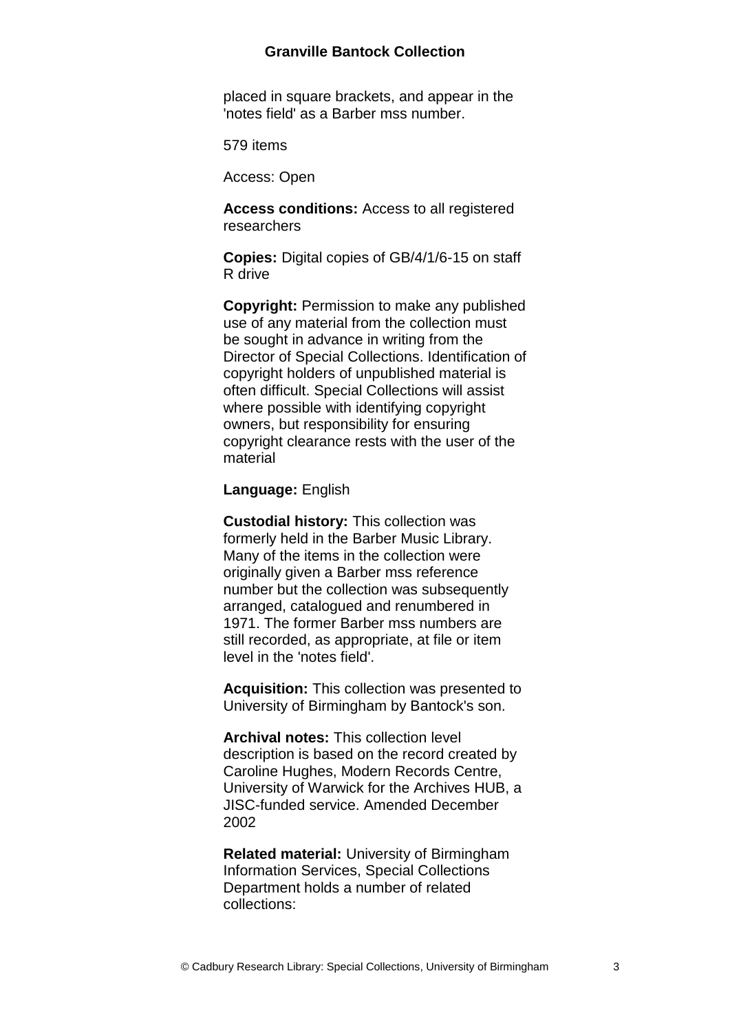placed in square brackets, and appear in the 'notes field' as a Barber mss number.

579 items

Access: Open

**Access conditions:** Access to all registered researchers

**Copies:** Digital copies of GB/4/1/6-15 on staff R drive

**Copyright:** Permission to make any published use of any material from the collection must be sought in advance in writing from the Director of Special Collections. Identification of copyright holders of unpublished material is often difficult. Special Collections will assist where possible with identifying copyright owners, but responsibility for ensuring copyright clearance rests with the user of the material

**Language:** English

**Custodial history:** This collection was formerly held in the Barber Music Library. Many of the items in the collection were originally given a Barber mss reference number but the collection was subsequently arranged, catalogued and renumbered in 1971. The former Barber mss numbers are still recorded, as appropriate, at file or item level in the 'notes field'.

**Acquisition:** This collection was presented to University of Birmingham by Bantock's son.

**Archival notes:** This collection level description is based on the record created by Caroline Hughes, Modern Records Centre, University of Warwick for the Archives HUB, a JISC-funded service. Amended December 2002

**Related material:** University of Birmingham Information Services, Special Collections Department holds a number of related collections: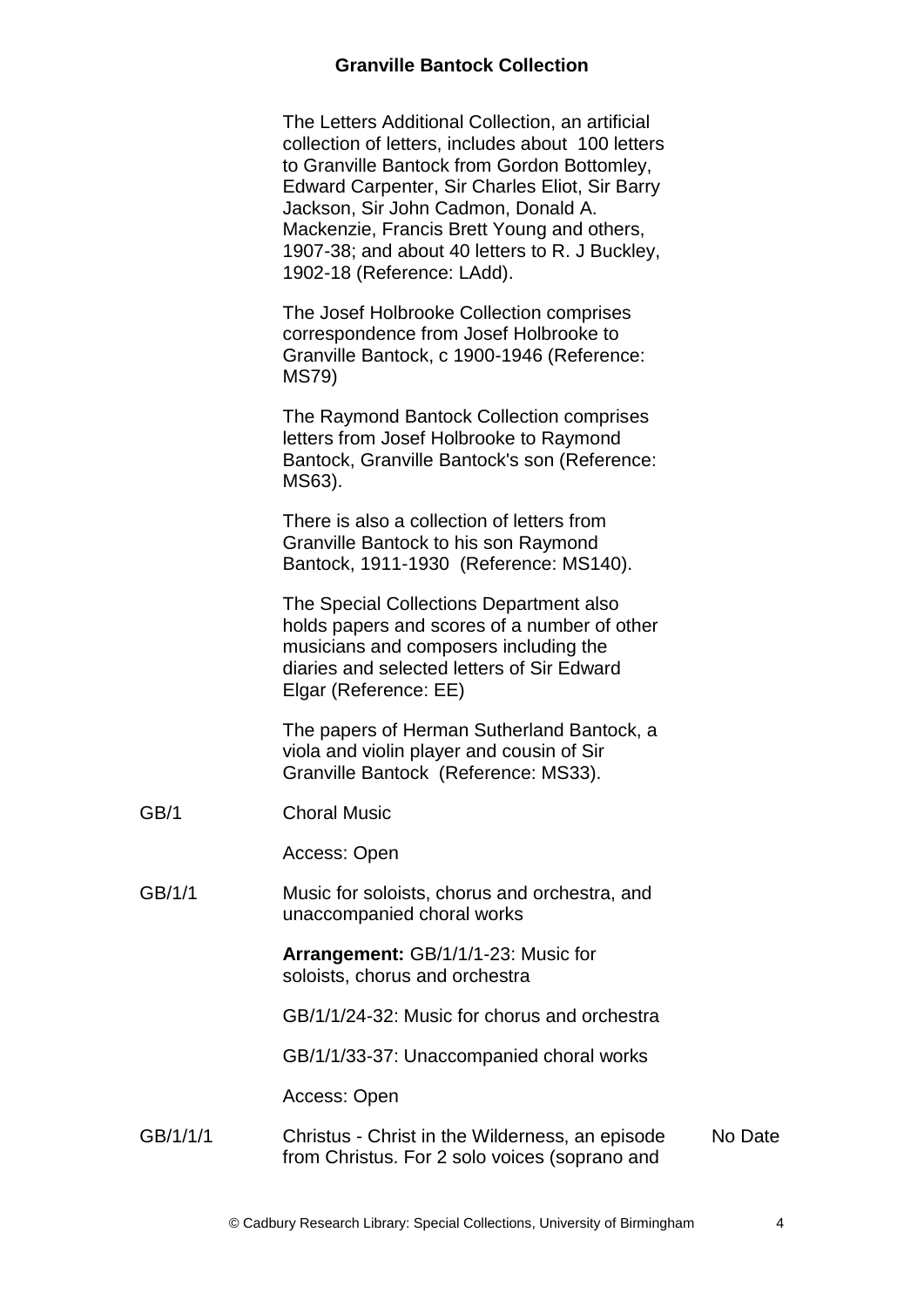The Letters Additional Collection, an artificial collection of letters, includes about 100 letters to Granville Bantock from Gordon Bottomley, Edward Carpenter, Sir Charles Eliot, Sir Barry Jackson, Sir John Cadmon, Donald A. Mackenzie, Francis Brett Young and others, 1907-38; and about 40 letters to R. J Buckley, 1902-18 (Reference: LAdd).

The Josef Holbrooke Collection comprises correspondence from Josef Holbrooke to Granville Bantock, c 1900-1946 (Reference: MS79)

The Raymond Bantock Collection comprises letters from Josef Holbrooke to Raymond Bantock, Granville Bantock's son (Reference: MS63).

There is also a collection of letters from Granville Bantock to his son Raymond Bantock, 1911-1930 (Reference: MS140).

The Special Collections Department also holds papers and scores of a number of other musicians and composers including the diaries and selected letters of Sir Edward Elgar (Reference: EE)

The papers of Herman Sutherland Bantock, a viola and violin player and cousin of Sir Granville Bantock (Reference: MS33).

GB/1 Choral Music

Access: Open

GB/1/1 Music for soloists, chorus and orchestra, and unaccompanied choral works

**Arrangement:** GB/1/1/1-23: Music for soloists, chorus and orchestra

GB/1/1/24-32: Music for chorus and orchestra

GB/1/1/33-37: Unaccompanied choral works

Access: Open

GB/1/1/1 Christus - Christ in the Wilderness, an episode from Christus. For 2 solo voices (soprano and — No Date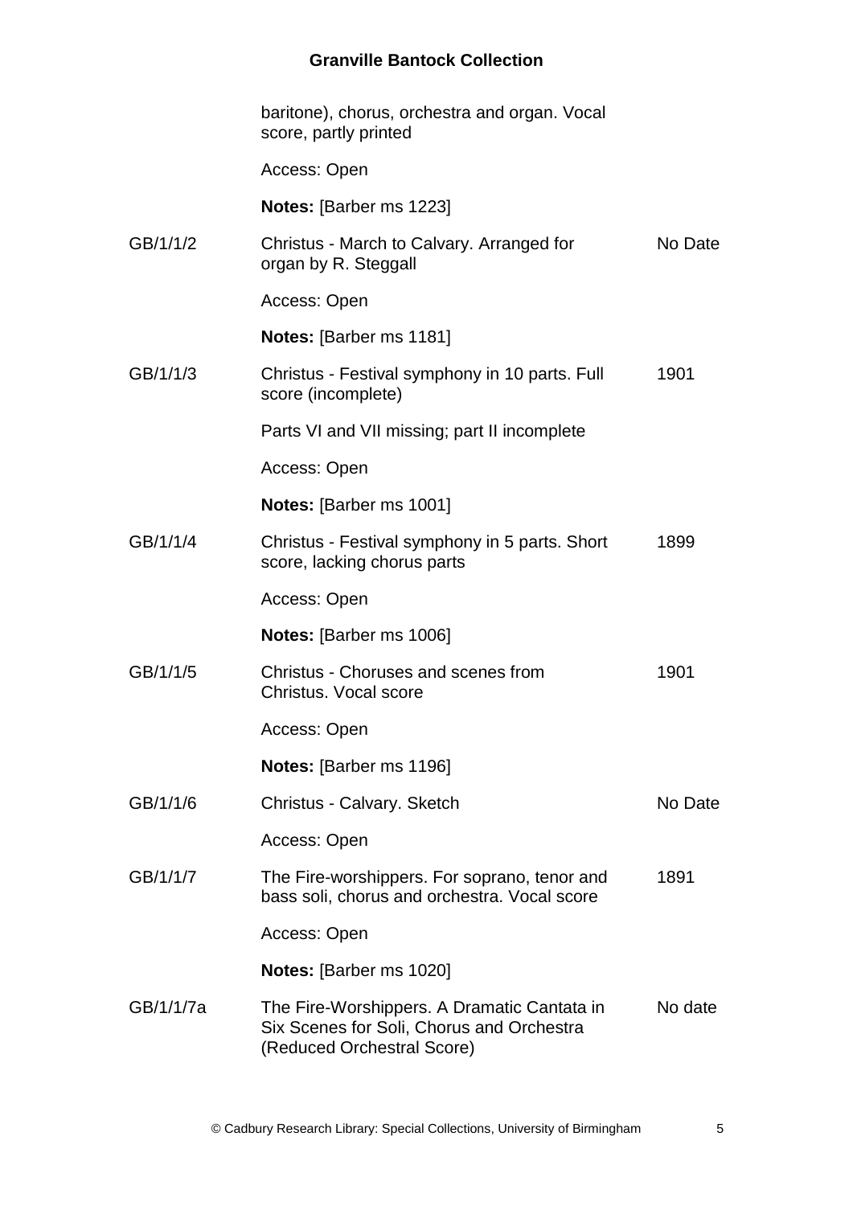| | | |
|---|---|---|
| | baritone), chorus, orchestra and organ. Vocal score, partly printed | |
| | Access: Open | |
| | **Notes:** [Barber ms 1223] | |
| GB/1/1/2 | Christus - March to Calvary. Arranged for organ by R. Steggall | No Date |
| | Access: Open | |
| | **Notes:** [Barber ms 1181] | |
| GB/1/1/3 | Christus - Festival symphony in 10 parts. Full score (incomplete) | 1901 |
| | Parts VI and VII missing; part II incomplete | |
| | Access: Open | |
| | **Notes:** [Barber ms 1001] | |
| GB/1/1/4 | Christus - Festival symphony in 5 parts. Short score, lacking chorus parts | 1899 |
| | Access: Open | |
| | **Notes:** [Barber ms 1006] | |
| GB/1/1/5 | Christus - Choruses and scenes from Christus. Vocal score | 1901 |
| | Access: Open | |
| | **Notes:** [Barber ms 1196] | |
| GB/1/1/6 | Christus - Calvary. Sketch | No Date |
| | Access: Open | |
| GB/1/1/7 | The Fire-worshippers. For soprano, tenor and bass soli, chorus and orchestra. Vocal score | 1891 |
| | Access: Open | |
| | **Notes:** [Barber ms 1020] | |
| GB/1/1/7a | The Fire-Worshippers. A Dramatic Cantata in Six Scenes for Soli, Chorus and Orchestra (Reduced Orchestral Score) | No date |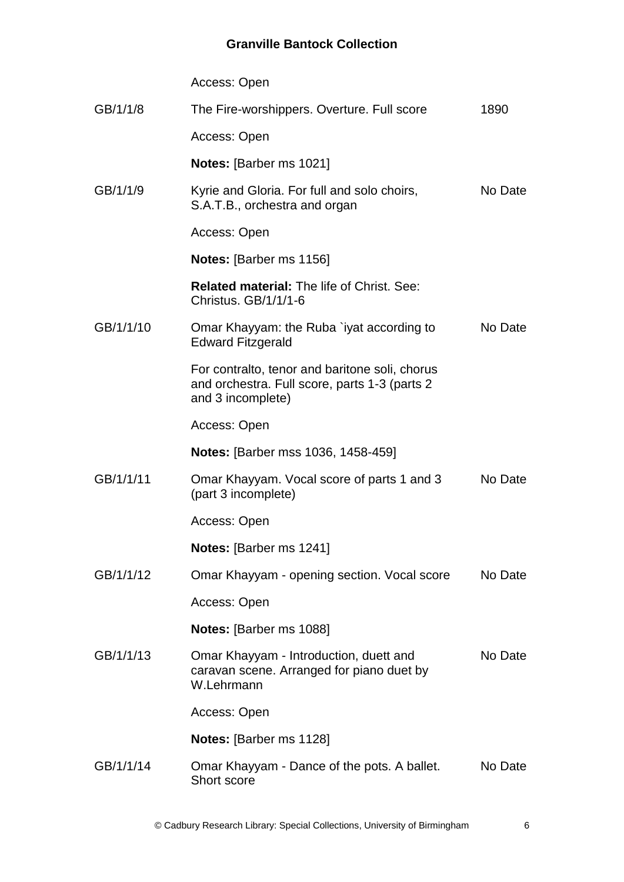Access: Open

| | | |
|---|---|---|
| GB/1/1/8 | The Fire-worshippers. Overture. Full score | 1890 |
| | Access: Open | |
| | **Notes:** [Barber ms 1021] | |
| GB/1/1/9 | Kyrie and Gloria. For full and solo choirs, S.A.T.B., orchestra and organ | No Date |
| | Access: Open | |
| | **Notes:** [Barber ms 1156] | |
| | **Related material:** The life of Christ. See: Christus. GB/1/1/1-6 | |
| GB/1/1/10 | Omar Khayyam: the Ruba `iyat according to Edward Fitzgerald | No Date |
| | For contralto, tenor and baritone soli, chorus and orchestra. Full score, parts 1-3 (parts 2 and 3 incomplete) | |
| | Access: Open | |
| | **Notes:** [Barber mss 1036, 1458-459] | |
| GB/1/1/11 | Omar Khayyam. Vocal score of parts 1 and 3 (part 3 incomplete) | No Date |
| | Access: Open | |
| | **Notes:** [Barber ms 1241] | |
| GB/1/1/12 | Omar Khayyam - opening section. Vocal score | No Date |
| | Access: Open | |
| | **Notes:** [Barber ms 1088] | |
| GB/1/1/13 | Omar Khayyam - Introduction, duett and caravan scene. Arranged for piano duet by W.Lehrmann | No Date |
| | Access: Open | |
| | **Notes:** [Barber ms 1128] | |
| GB/1/1/14 | Omar Khayyam - Dance of the pots. A ballet. Short score | No Date |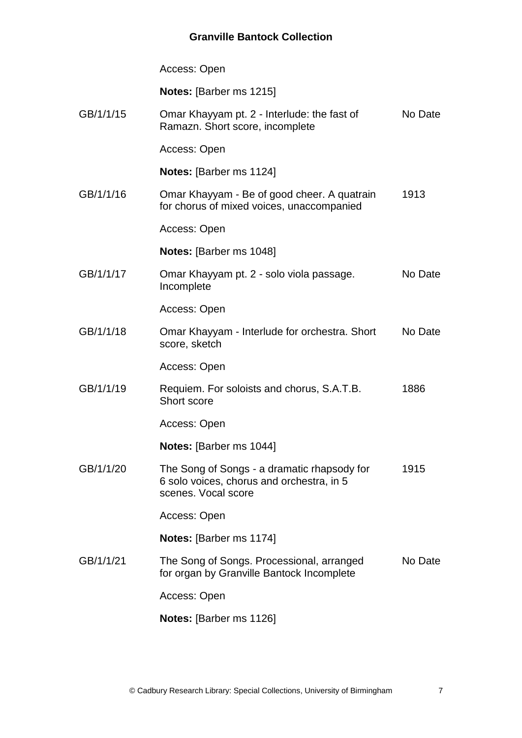Access: Open

**Notes:** [Barber ms 1215]

| | | |
|---|---|---|
| GB/1/1/15 | Omar Khayyam pt. 2 - Interlude: the fast of Ramazn. Short score, incomplete | No Date |
| | Access: Open | |
| | **Notes:** [Barber ms 1124] | |
| GB/1/1/16 | Omar Khayyam - Be of good cheer. A quatrain for chorus of mixed voices, unaccompanied | 1913 |
| | Access: Open | |
| | **Notes:** [Barber ms 1048] | |
| GB/1/1/17 | Omar Khayyam pt. 2 - solo viola passage. Incomplete | No Date |
| | Access: Open | |
| GB/1/1/18 | Omar Khayyam - Interlude for orchestra. Short score, sketch | No Date |
| | Access: Open | |
| GB/1/1/19 | Requiem. For soloists and chorus, S.A.T.B. Short score | 1886 |
| | Access: Open | |
| | **Notes:** [Barber ms 1044] | |
| GB/1/1/20 | The Song of Songs - a dramatic rhapsody for 6 solo voices, chorus and orchestra, in 5 scenes. Vocal score | 1915 |
| | Access: Open | |
| | **Notes:** [Barber ms 1174] | |
| GB/1/1/21 | The Song of Songs. Processional, arranged for organ by Granville Bantock Incomplete | No Date |
| | Access: Open | |
| | **Notes:** [Barber ms 1126] | |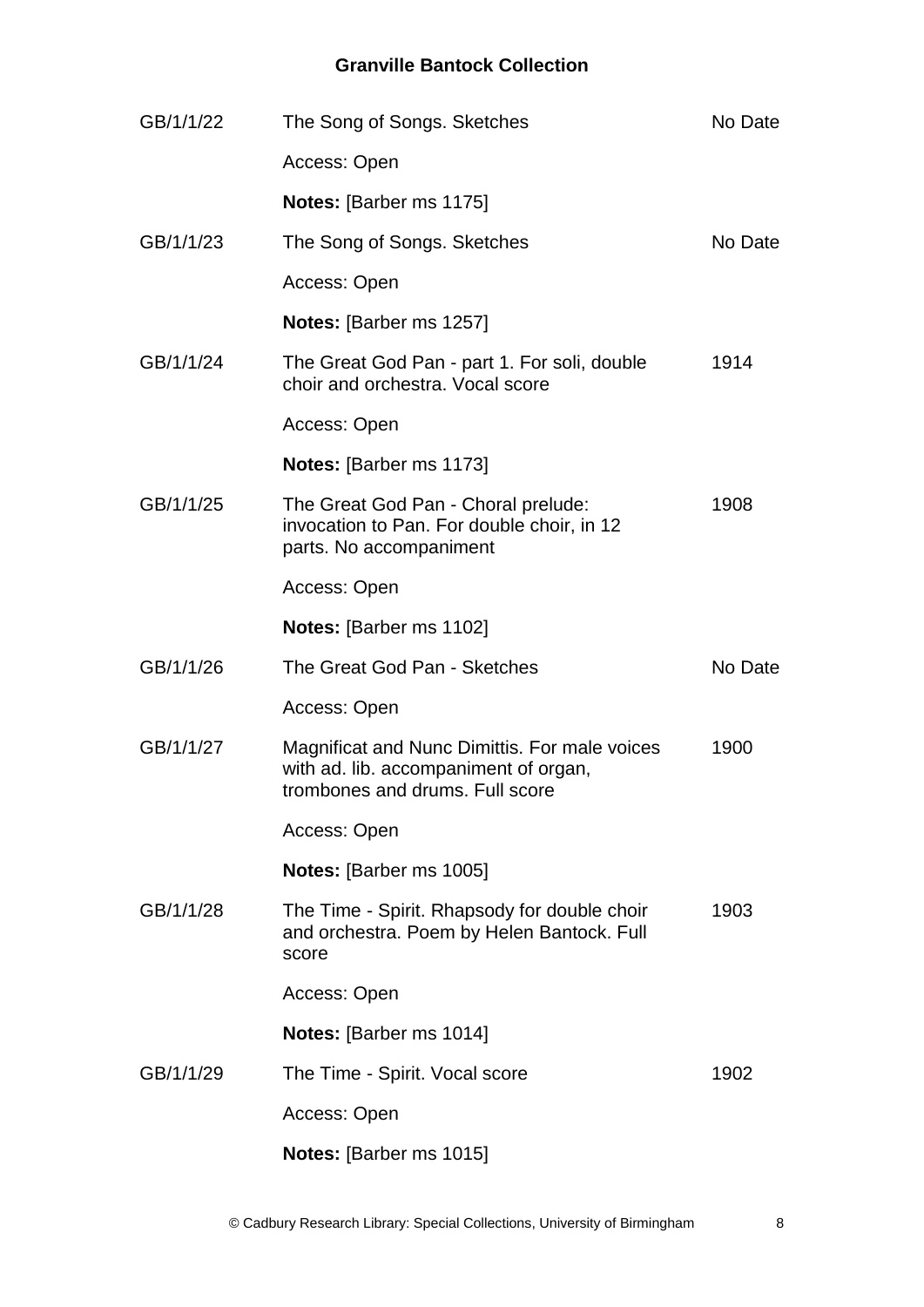| | | |
|---|---|---|
| GB/1/1/22 | The Song of Songs. Sketches | No Date |
| | Access: Open | |
| | **Notes:** [Barber ms 1175] | |
| GB/1/1/23 | The Song of Songs. Sketches | No Date |
| | Access: Open | |
| | **Notes:** [Barber ms 1257] | |
| GB/1/1/24 | The Great God Pan - part 1. For soli, double choir and orchestra. Vocal score | 1914 |
| | Access: Open | |
| | **Notes:** [Barber ms 1173] | |
| GB/1/1/25 | The Great God Pan - Choral prelude: invocation to Pan. For double choir, in 12 parts. No accompaniment | 1908 |
| | Access: Open | |
| | **Notes:** [Barber ms 1102] | |
| GB/1/1/26 | The Great God Pan - Sketches | No Date |
| | Access: Open | |
| GB/1/1/27 | Magnificat and Nunc Dimittis. For male voices with ad. lib. accompaniment of organ, trombones and drums. Full score | 1900 |
| | Access: Open | |
| | **Notes:** [Barber ms 1005] | |
| GB/1/1/28 | The Time - Spirit. Rhapsody for double choir and orchestra. Poem by Helen Bantock. Full score | 1903 |
| | Access: Open | |
| | **Notes:** [Barber ms 1014] | |
| GB/1/1/29 | The Time - Spirit. Vocal score | 1902 |
| | Access: Open | |
| | **Notes:** [Barber ms 1015] | |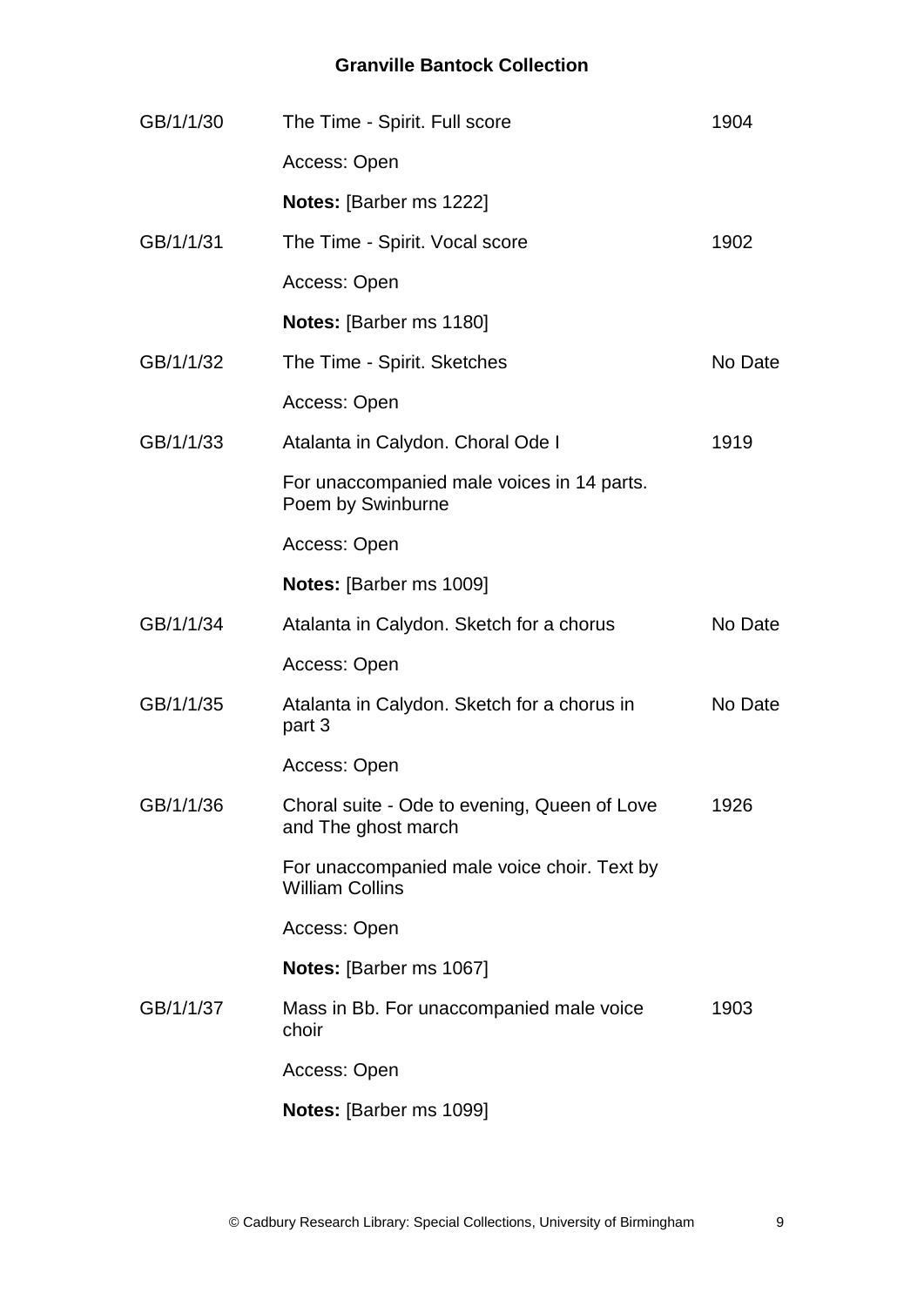| | | |
|---|---|---|
| GB/1/1/30 | The Time - Spirit. Full score | 1904 |
| | Access: Open | |
| | **Notes:** [Barber ms 1222] | |
| GB/1/1/31 | The Time - Spirit. Vocal score | 1902 |
| | Access: Open | |
| | **Notes:** [Barber ms 1180] | |
| GB/1/1/32 | The Time - Spirit. Sketches | No Date |
| | Access: Open | |
| GB/1/1/33 | Atalanta in Calydon. Choral Ode I | 1919 |
| | For unaccompanied male voices in 14 parts. Poem by Swinburne | |
| | Access: Open | |
| | **Notes:** [Barber ms 1009] | |
| GB/1/1/34 | Atalanta in Calydon. Sketch for a chorus | No Date |
| | Access: Open | |
| GB/1/1/35 | Atalanta in Calydon. Sketch for a chorus in part 3 | No Date |
| | Access: Open | |
| GB/1/1/36 | Choral suite - Ode to evening, Queen of Love and The ghost march | 1926 |
| | For unaccompanied male voice choir. Text by William Collins | |
| | Access: Open | |
| | **Notes:** [Barber ms 1067] | |
| GB/1/1/37 | Mass in Bb. For unaccompanied male voice choir | 1903 |
| | Access: Open | |
| | **Notes:** [Barber ms 1099] | |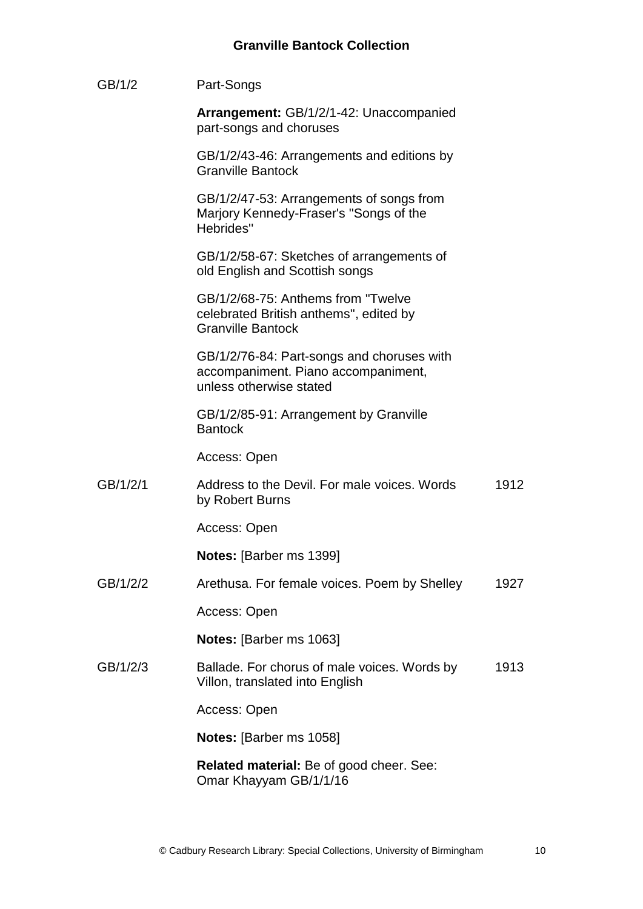GB/1/2 Part-Songs

**Arrangement:** GB/1/2/1-42: Unaccompanied part-songs and choruses

GB/1/2/43-46: Arrangements and editions by Granville Bantock

GB/1/2/47-53: Arrangements of songs from Marjory Kennedy-Fraser's "Songs of the Hebrides"

GB/1/2/58-67: Sketches of arrangements of old English and Scottish songs

GB/1/2/68-75: Anthems from "Twelve celebrated British anthems", edited by Granville Bantock

GB/1/2/76-84: Part-songs and choruses with accompaniment. Piano accompaniment, unless otherwise stated

GB/1/2/85-91: Arrangement by Granville Bantock

Access: Open

GB/1/2/1 Address to the Devil. For male voices. Words by Robert Burns — 1912

Access: Open

**Notes:** [Barber ms 1399]

GB/1/2/2 Arethusa. For female voices. Poem by Shelley — 1927

Access: Open

**Notes:** [Barber ms 1063]

GB/1/2/3 Ballade. For chorus of male voices. Words by Villon, translated into English — 1913

Access: Open

**Notes:** [Barber ms 1058]

**Related material:** Be of good cheer. See: Omar Khayyam GB/1/1/16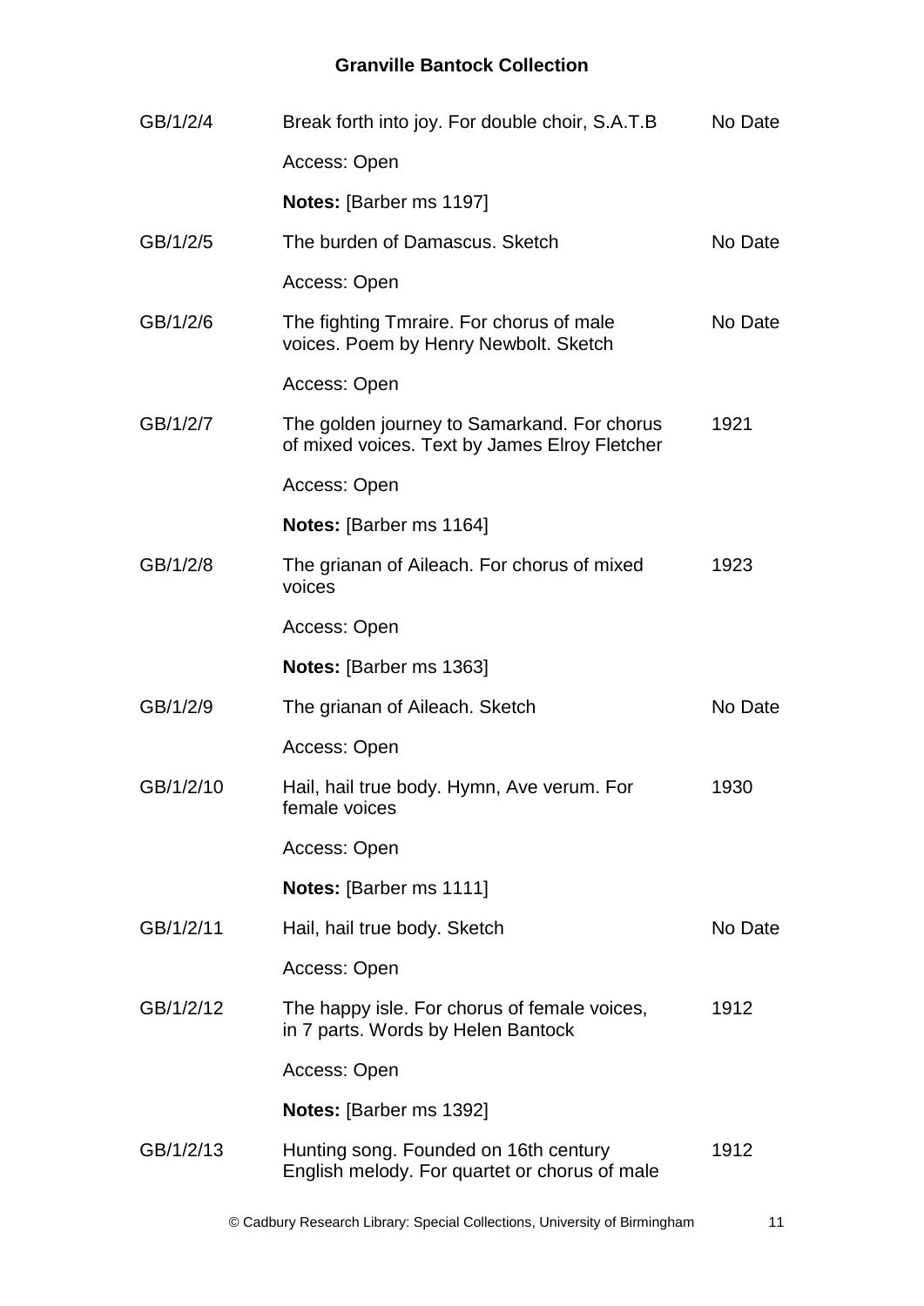| | | |
|---|---|---|
| GB/1/2/4 | Break forth into joy. For double choir, S.A.T.B | No Date |
| | Access: Open | |
| | **Notes:** [Barber ms 1197] | |
| GB/1/2/5 | The burden of Damascus. Sketch | No Date |
| | Access: Open | |
| GB/1/2/6 | The fighting Tmraire. For chorus of male voices. Poem by Henry Newbolt. Sketch | No Date |
| | Access: Open | |
| GB/1/2/7 | The golden journey to Samarkand. For chorus of mixed voices. Text by James Elroy Fletcher | 1921 |
| | Access: Open | |
| | **Notes:** [Barber ms 1164] | |
| GB/1/2/8 | The grianan of Aileach. For chorus of mixed voices | 1923 |
| | Access: Open | |
| | **Notes:** [Barber ms 1363] | |
| GB/1/2/9 | The grianan of Aileach. Sketch | No Date |
| | Access: Open | |
| GB/1/2/10 | Hail, hail true body. Hymn, Ave verum. For female voices | 1930 |
| | Access: Open | |
| | **Notes:** [Barber ms 1111] | |
| GB/1/2/11 | Hail, hail true body. Sketch | No Date |
| | Access: Open | |
| GB/1/2/12 | The happy isle. For chorus of female voices, in 7 parts. Words by Helen Bantock | 1912 |
| | Access: Open | |
| | **Notes:** [Barber ms 1392] | |
| GB/1/2/13 | Hunting song. Founded on 16th century English melody. For quartet or chorus of male | 1912 |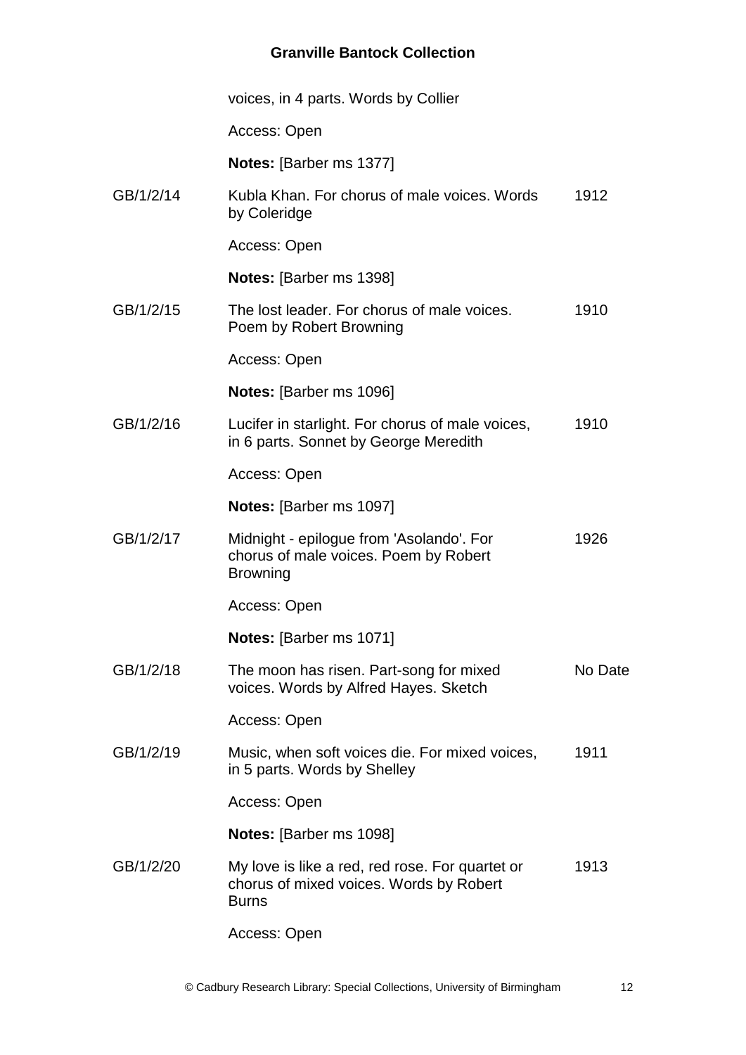voices, in 4 parts. Words by Collier

Access: Open

**Notes:** [Barber ms 1377]

| | | |
|---|---|---|
| GB/1/2/14 | Kubla Khan. For chorus of male voices. Words by Coleridge<br><br>Access: Open<br><br>**Notes:** [Barber ms 1398] | 1912 |
| GB/1/2/15 | The lost leader. For chorus of male voices. Poem by Robert Browning<br><br>Access: Open<br><br>**Notes:** [Barber ms 1096] | 1910 |
| GB/1/2/16 | Lucifer in starlight. For chorus of male voices, in 6 parts. Sonnet by George Meredith<br><br>Access: Open<br><br>**Notes:** [Barber ms 1097] | 1910 |
| GB/1/2/17 | Midnight - epilogue from 'Asolando'. For chorus of male voices. Poem by Robert Browning<br><br>Access: Open<br><br>**Notes:** [Barber ms 1071] | 1926 |
| GB/1/2/18 | The moon has risen. Part-song for mixed voices. Words by Alfred Hayes. Sketch<br><br>Access: Open | No Date |
| GB/1/2/19 | Music, when soft voices die. For mixed voices, in 5 parts. Words by Shelley<br><br>Access: Open<br><br>**Notes:** [Barber ms 1098] | 1911 |
| GB/1/2/20 | My love is like a red, red rose. For quartet or chorus of mixed voices. Words by Robert Burns<br><br>Access: Open | 1913 |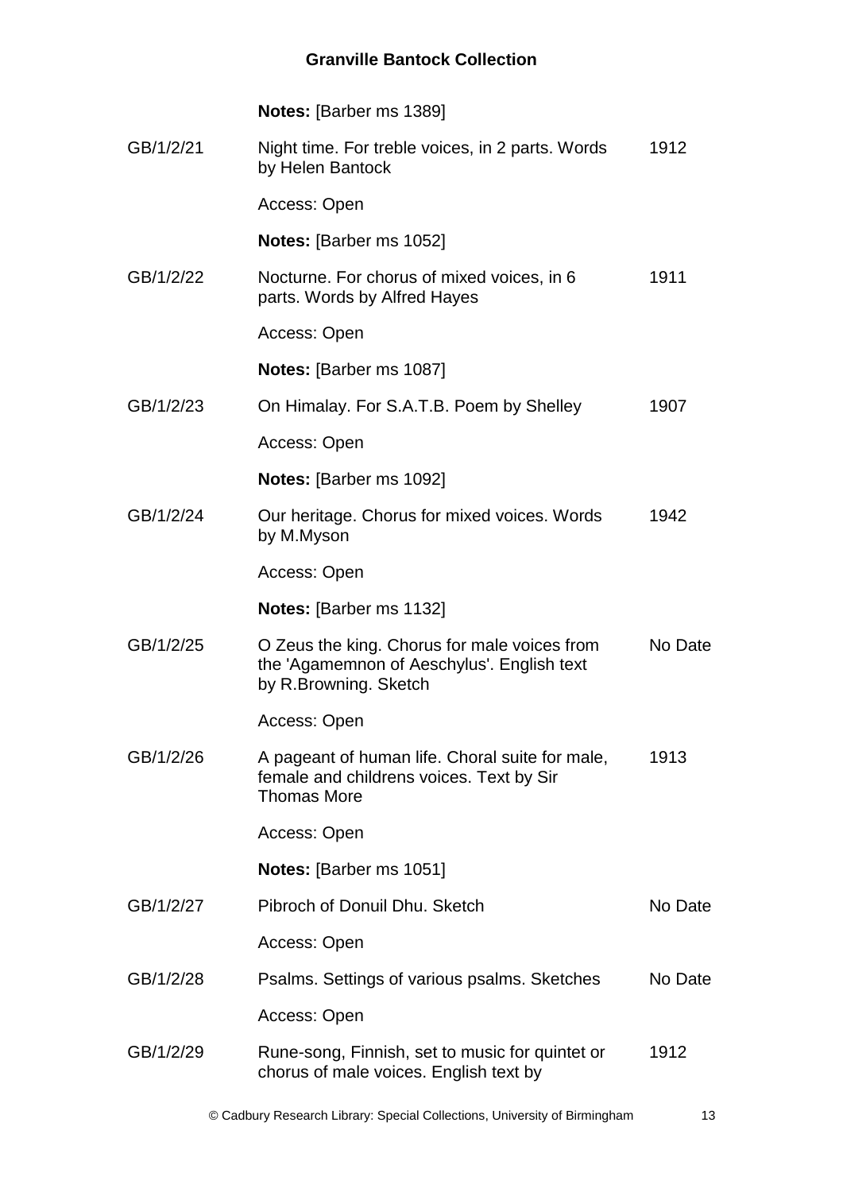**Notes:** [Barber ms 1389]

| | | |
|---|---|---|
| GB/1/2/21 | Night time. For treble voices, in 2 parts. Words by Helen Bantock | 1912 |
| | Access: Open | |
| | **Notes:** [Barber ms 1052] | |
| GB/1/2/22 | Nocturne. For chorus of mixed voices, in 6 parts. Words by Alfred Hayes | 1911 |
| | Access: Open | |
| | **Notes:** [Barber ms 1087] | |
| GB/1/2/23 | On Himalay. For S.A.T.B. Poem by Shelley | 1907 |
| | Access: Open | |
| | **Notes:** [Barber ms 1092] | |
| GB/1/2/24 | Our heritage. Chorus for mixed voices. Words by M.Myson | 1942 |
| | Access: Open | |
| | **Notes:** [Barber ms 1132] | |
| GB/1/2/25 | O Zeus the king. Chorus for male voices from the 'Agamemnon of Aeschylus'. English text by R.Browning. Sketch | No Date |
| | Access: Open | |
| GB/1/2/26 | A pageant of human life. Choral suite for male, female and childrens voices. Text by Sir Thomas More | 1913 |
| | Access: Open | |
| | **Notes:** [Barber ms 1051] | |
| GB/1/2/27 | Pibroch of Donuil Dhu. Sketch | No Date |
| | Access: Open | |
| GB/1/2/28 | Psalms. Settings of various psalms. Sketches | No Date |
| | Access: Open | |
| GB/1/2/29 | Rune-song, Finnish, set to music for quintet or chorus of male voices. English text by | 1912 |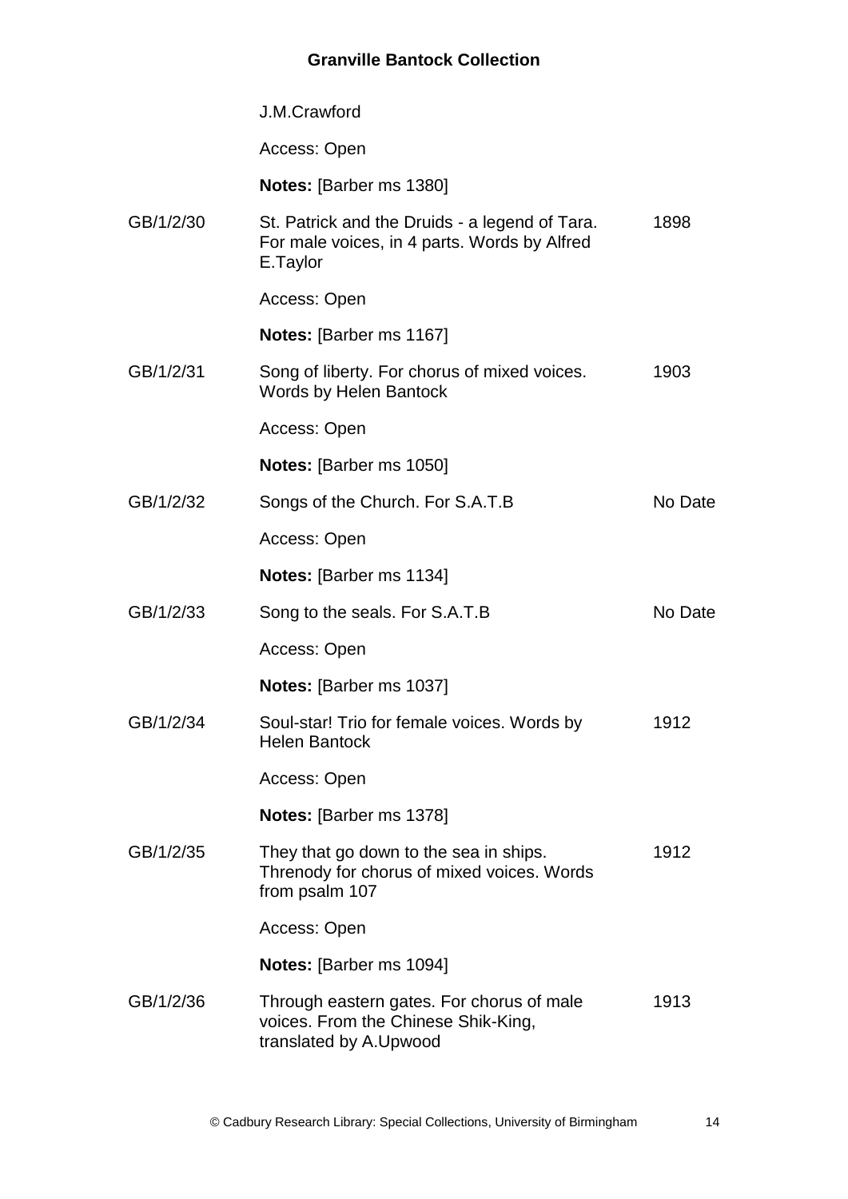J.M.Crawford

Access: Open

**Notes:** [Barber ms 1380]

GB/1/2/30 St. Patrick and the Druids - a legend of Tara. For male voices, in 4 parts. Words by Alfred E.Taylor 1898

Access: Open

**Notes:** [Barber ms 1167]

GB/1/2/31 Song of liberty. For chorus of mixed voices. Words by Helen Bantock 1903

Access: Open

**Notes:** [Barber ms 1050]

GB/1/2/32 Songs of the Church. For S.A.T.B No Date

Access: Open

**Notes:** [Barber ms 1134]

GB/1/2/33 Song to the seals. For S.A.T.B No Date

Access: Open

**Notes:** [Barber ms 1037]

GB/1/2/34 Soul-star! Trio for female voices. Words by Helen Bantock 1912

Access: Open

**Notes:** [Barber ms 1378]

GB/1/2/35 They that go down to the sea in ships. Threnody for chorus of mixed voices. Words from psalm 107 1912

Access: Open

**Notes:** [Barber ms 1094]

GB/1/2/36 Through eastern gates. For chorus of male voices. From the Chinese Shik-King, translated by A.Upwood 1913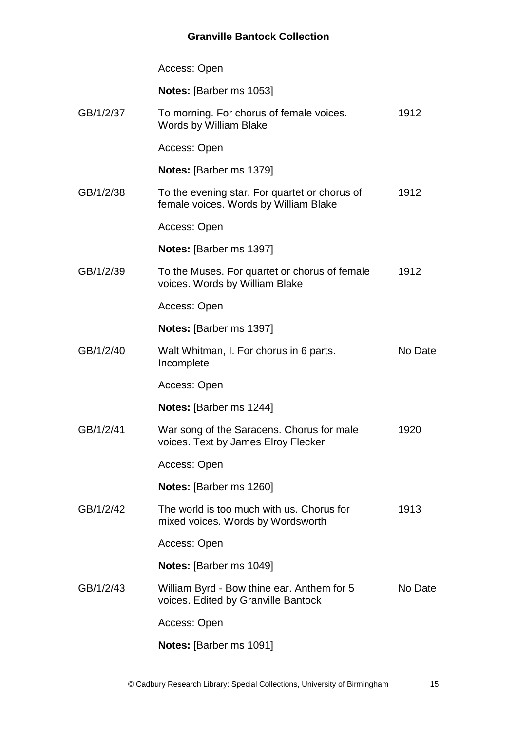Access: Open

**Notes:** [Barber ms 1053]

GB/1/2/37 To morning. For chorus of female voices. Words by William Blake 1912

Access: Open

**Notes:** [Barber ms 1379]

GB/1/2/38 To the evening star. For quartet or chorus of female voices. Words by William Blake 1912

Access: Open

**Notes:** [Barber ms 1397]

GB/1/2/39 To the Muses. For quartet or chorus of female voices. Words by William Blake 1912

Access: Open

**Notes:** [Barber ms 1397]

GB/1/2/40 Walt Whitman, I. For chorus in 6 parts. Incomplete No Date

Access: Open

**Notes:** [Barber ms 1244]

GB/1/2/41 War song of the Saracens. Chorus for male voices. Text by James Elroy Flecker 1920

Access: Open

**Notes:** [Barber ms 1260]

GB/1/2/42 The world is too much with us. Chorus for mixed voices. Words by Wordsworth 1913

Access: Open

**Notes:** [Barber ms 1049]

GB/1/2/43 William Byrd - Bow thine ear. Anthem for 5 voices. Edited by Granville Bantock No Date

Access: Open

**Notes:** [Barber ms 1091]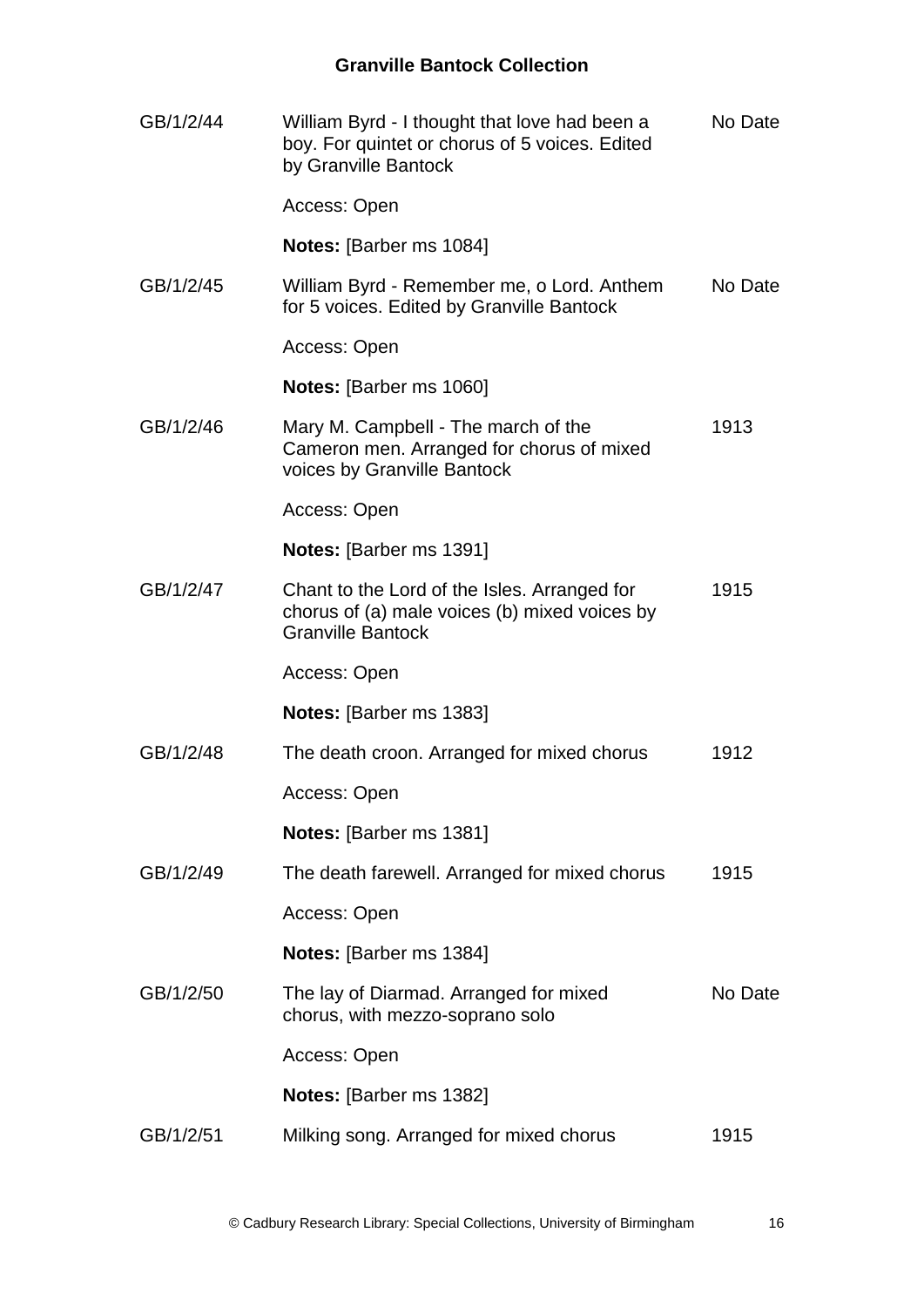| | | |
|---|---|---|
| GB/1/2/44 | William Byrd - I thought that love had been a boy. For quintet or chorus of 5 voices. Edited by Granville Bantock | No Date |
| | Access: Open | |
| | **Notes:** [Barber ms 1084] | |
| GB/1/2/45 | William Byrd - Remember me, o Lord. Anthem for 5 voices. Edited by Granville Bantock | No Date |
| | Access: Open | |
| | **Notes:** [Barber ms 1060] | |
| GB/1/2/46 | Mary M. Campbell - The march of the Cameron men. Arranged for chorus of mixed voices by Granville Bantock | 1913 |
| | Access: Open | |
| | **Notes:** [Barber ms 1391] | |
| GB/1/2/47 | Chant to the Lord of the Isles. Arranged for chorus of (a) male voices (b) mixed voices by Granville Bantock | 1915 |
| | Access: Open | |
| | **Notes:** [Barber ms 1383] | |
| GB/1/2/48 | The death croon. Arranged for mixed chorus | 1912 |
| | Access: Open | |
| | **Notes:** [Barber ms 1381] | |
| GB/1/2/49 | The death farewell. Arranged for mixed chorus | 1915 |
| | Access: Open | |
| | **Notes:** [Barber ms 1384] | |
| GB/1/2/50 | The lay of Diarmad. Arranged for mixed chorus, with mezzo-soprano solo | No Date |
| | Access: Open | |
| | **Notes:** [Barber ms 1382] | |
| GB/1/2/51 | Milking song. Arranged for mixed chorus | 1915 |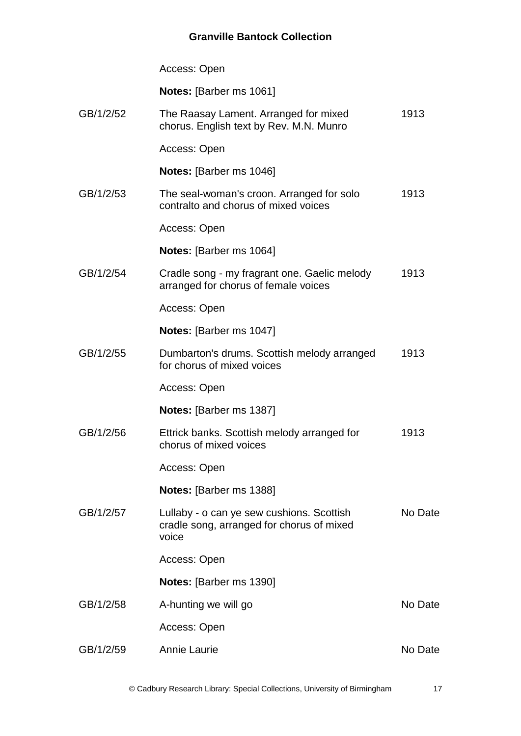Access: Open

**Notes:** [Barber ms 1061]

| | | |
|---|---|---|
| GB/1/2/52 | The Raasay Lament. Arranged for mixed chorus. English text by Rev. M.N. Munro | 1913 |
| | Access: Open | |
| | **Notes:** [Barber ms 1046] | |
| GB/1/2/53 | The seal-woman's croon. Arranged for solo contralto and chorus of mixed voices | 1913 |
| | Access: Open | |
| | **Notes:** [Barber ms 1064] | |
| GB/1/2/54 | Cradle song - my fragrant one. Gaelic melody arranged for chorus of female voices | 1913 |
| | Access: Open | |
| | **Notes:** [Barber ms 1047] | |
| GB/1/2/55 | Dumbarton's drums. Scottish melody arranged for chorus of mixed voices | 1913 |
| | Access: Open | |
| | **Notes:** [Barber ms 1387] | |
| GB/1/2/56 | Ettrick banks. Scottish melody arranged for chorus of mixed voices | 1913 |
| | Access: Open | |
| | **Notes:** [Barber ms 1388] | |
| GB/1/2/57 | Lullaby - o can ye sew cushions. Scottish cradle song, arranged for chorus of mixed voice | No Date |
| | Access: Open | |
| | **Notes:** [Barber ms 1390] | |
| GB/1/2/58 | A-hunting we will go | No Date |
| | Access: Open | |
| GB/1/2/59 | Annie Laurie | No Date |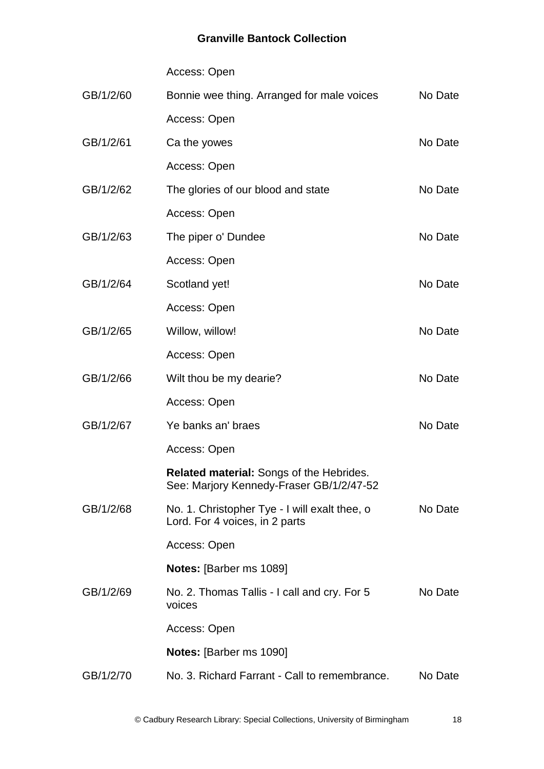Access: Open

| | | |
|---|---|---|
| GB/1/2/60 | Bonnie wee thing. Arranged for male voices | No Date |
| | Access: Open | |
| GB/1/2/61 | Ca the yowes | No Date |
| | Access: Open | |
| GB/1/2/62 | The glories of our blood and state | No Date |
| | Access: Open | |
| GB/1/2/63 | The piper o' Dundee | No Date |
| | Access: Open | |
| GB/1/2/64 | Scotland yet! | No Date |
| | Access: Open | |
| GB/1/2/65 | Willow, willow! | No Date |
| | Access: Open | |
| GB/1/2/66 | Wilt thou be my dearie? | No Date |
| | Access: Open | |
| GB/1/2/67 | Ye banks an' braes | No Date |
| | Access: Open | |
| | **Related material:** Songs of the Hebrides. See: Marjory Kennedy-Fraser GB/1/2/47-52 | |
| GB/1/2/68 | No. 1. Christopher Tye - I will exalt thee, o Lord. For 4 voices, in 2 parts | No Date |
| | Access: Open | |
| | **Notes:** [Barber ms 1089] | |
| GB/1/2/69 | No. 2. Thomas Tallis - I call and cry. For 5 voices | No Date |
| | Access: Open | |
| | **Notes:** [Barber ms 1090] | |
| GB/1/2/70 | No. 3. Richard Farrant - Call to remembrance. | No Date |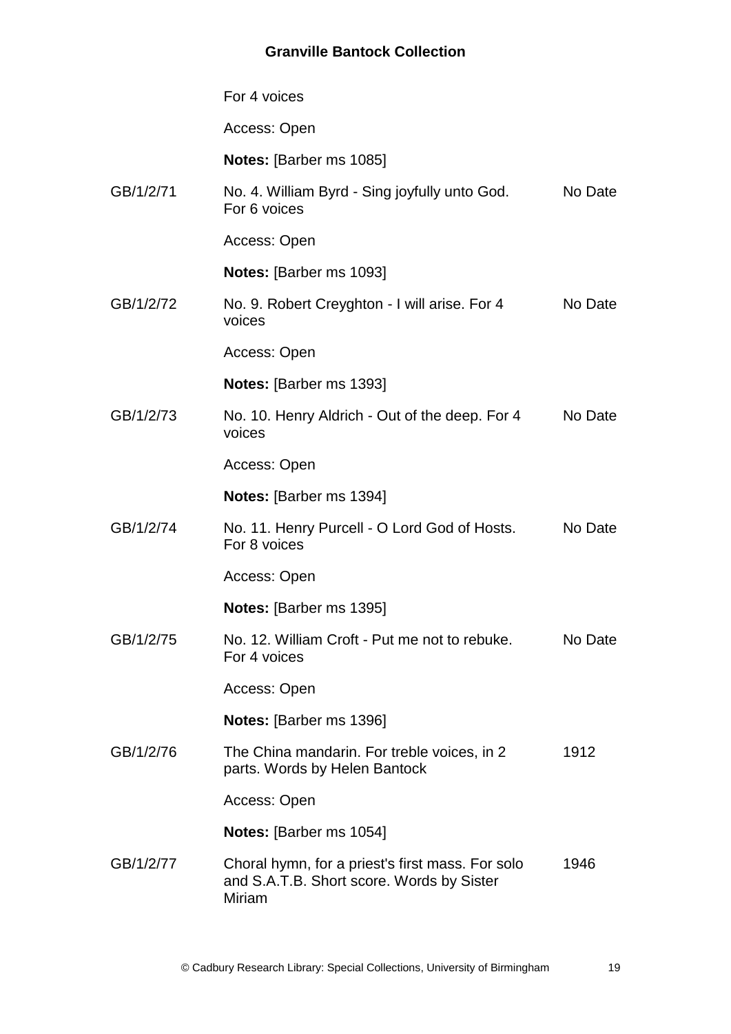For 4 voices

Access: Open

**Notes:** [Barber ms 1085]

| | | |
|---|---|---|
| GB/1/2/71 | No. 4. William Byrd - Sing joyfully unto God. For 6 voices<br><br>Access: Open<br><br>**Notes:** [Barber ms 1093] | No Date |
| GB/1/2/72 | No. 9. Robert Creyghton - I will arise. For 4 voices<br><br>Access: Open<br><br>**Notes:** [Barber ms 1393] | No Date |
| GB/1/2/73 | No. 10. Henry Aldrich - Out of the deep. For 4 voices<br><br>Access: Open<br><br>**Notes:** [Barber ms 1394] | No Date |
| GB/1/2/74 | No. 11. Henry Purcell - O Lord God of Hosts. For 8 voices<br><br>Access: Open<br><br>**Notes:** [Barber ms 1395] | No Date |
| GB/1/2/75 | No. 12. William Croft - Put me not to rebuke. For 4 voices<br><br>Access: Open<br><br>**Notes:** [Barber ms 1396] | No Date |
| GB/1/2/76 | The China mandarin. For treble voices, in 2 parts. Words by Helen Bantock<br><br>Access: Open<br><br>**Notes:** [Barber ms 1054] | 1912 |
| GB/1/2/77 | Choral hymn, for a priest's first mass. For solo and S.A.T.B. Short score. Words by Sister Miriam | 1946 |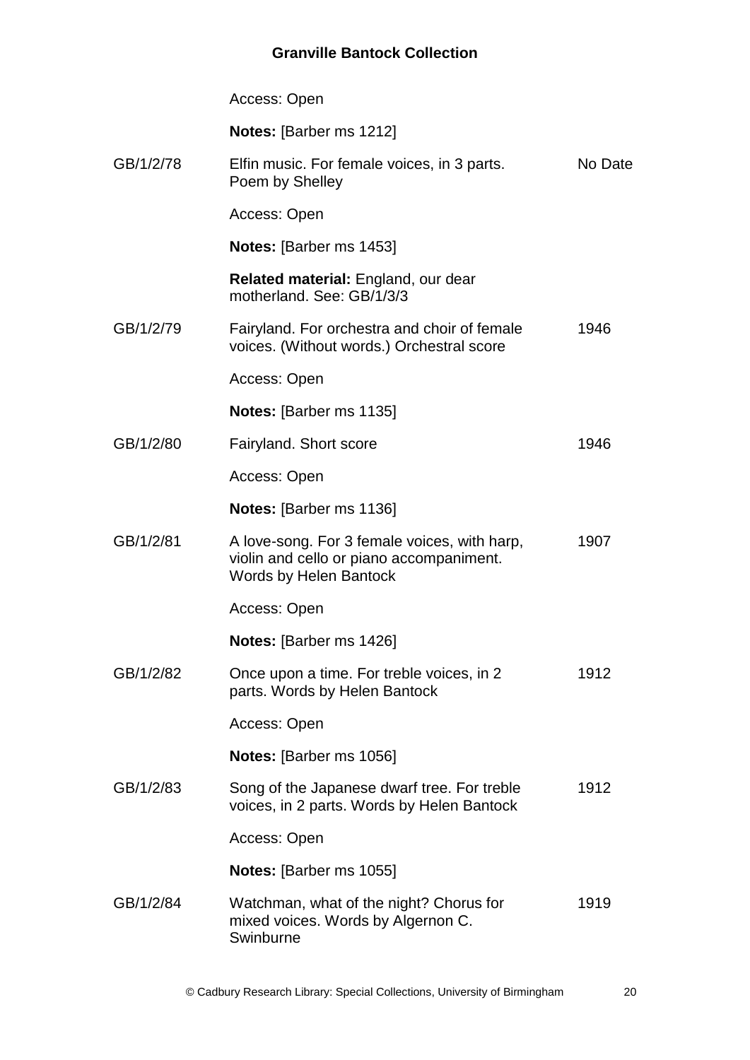Access: Open

**Notes:** [Barber ms 1212]

| | | |
|---|---|---|
| GB/1/2/78 | Elfin music. For female voices, in 3 parts. Poem by Shelley<br><br>Access: Open<br><br>**Notes:** [Barber ms 1453]<br><br>**Related material:** England, our dear motherland. See: GB/1/3/3 | No Date |
| GB/1/2/79 | Fairyland. For orchestra and choir of female voices. (Without words.) Orchestral score<br><br>Access: Open<br><br>**Notes:** [Barber ms 1135] | 1946 |
| GB/1/2/80 | Fairyland. Short score<br><br>Access: Open<br><br>**Notes:** [Barber ms 1136] | 1946 |
| GB/1/2/81 | A love-song. For 3 female voices, with harp, violin and cello or piano accompaniment. Words by Helen Bantock<br><br>Access: Open<br><br>**Notes:** [Barber ms 1426] | 1907 |
| GB/1/2/82 | Once upon a time. For treble voices, in 2 parts. Words by Helen Bantock<br><br>Access: Open<br><br>**Notes:** [Barber ms 1056] | 1912 |
| GB/1/2/83 | Song of the Japanese dwarf tree. For treble voices, in 2 parts. Words by Helen Bantock<br><br>Access: Open<br><br>**Notes:** [Barber ms 1055] | 1912 |
| GB/1/2/84 | Watchman, what of the night? Chorus for mixed voices. Words by Algernon C. Swinburne | 1919 |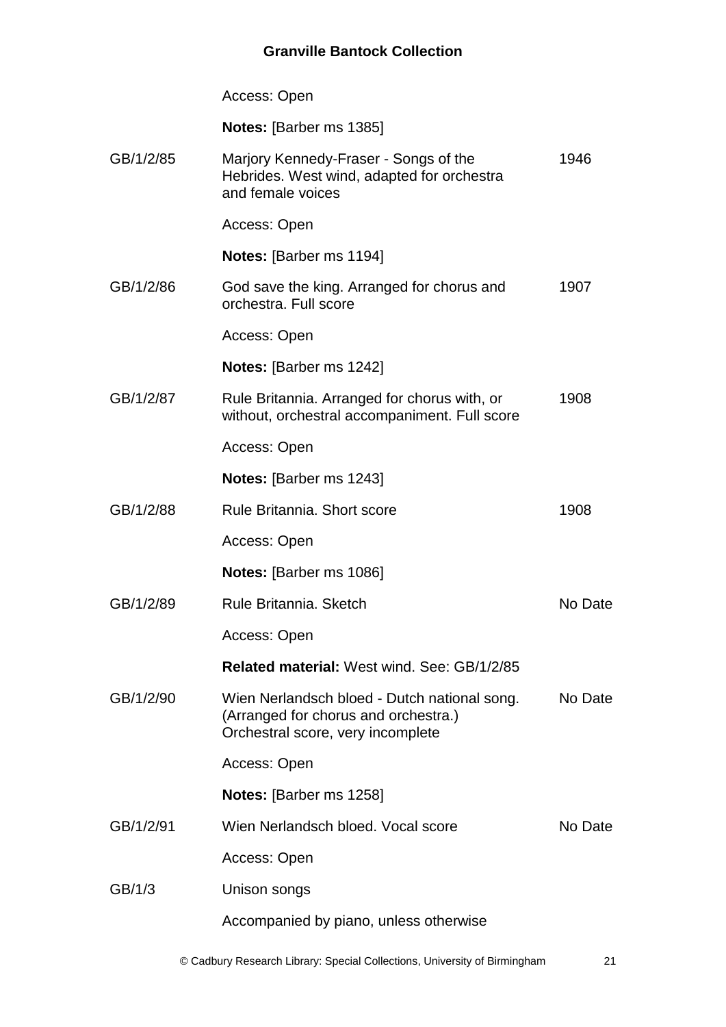Access: Open

**Notes:** [Barber ms 1385]

| | | |
|---|---|---|
| GB/1/2/85 | Marjory Kennedy-Fraser - Songs of the Hebrides. West wind, adapted for orchestra and female voices | 1946 |
| | Access: Open | |
| | **Notes:** [Barber ms 1194] | |
| GB/1/2/86 | God save the king. Arranged for chorus and orchestra. Full score | 1907 |
| | Access: Open | |
| | **Notes:** [Barber ms 1242] | |
| GB/1/2/87 | Rule Britannia. Arranged for chorus with, or without, orchestral accompaniment. Full score | 1908 |
| | Access: Open | |
| | **Notes:** [Barber ms 1243] | |
| GB/1/2/88 | Rule Britannia. Short score | 1908 |
| | Access: Open | |
| | **Notes:** [Barber ms 1086] | |
| GB/1/2/89 | Rule Britannia. Sketch | No Date |
| | Access: Open | |
| | **Related material:** West wind. See: GB/1/2/85 | |
| GB/1/2/90 | Wien Nerlandsch bloed - Dutch national song. (Arranged for chorus and orchestra.) Orchestral score, very incomplete | No Date |
| | Access: Open | |
| | **Notes:** [Barber ms 1258] | |
| GB/1/2/91 | Wien Nerlandsch bloed. Vocal score | No Date |
| | Access: Open | |
| GB/1/3 | Unison songs | |
| | Accompanied by piano, unless otherwise | |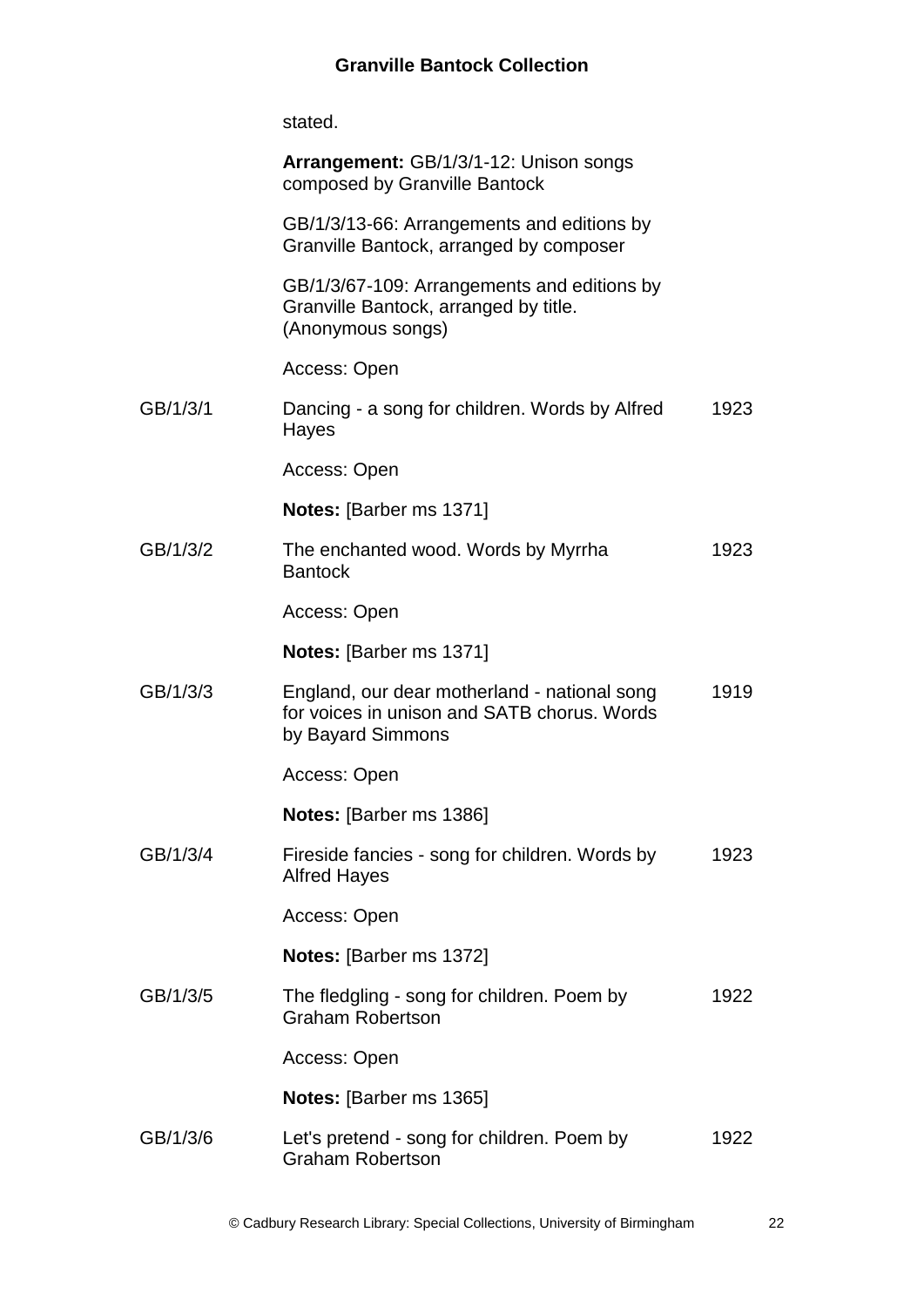stated.

**Arrangement:** GB/1/3/1-12: Unison songs composed by Granville Bantock

GB/1/3/13-66: Arrangements and editions by Granville Bantock, arranged by composer

GB/1/3/67-109: Arrangements and editions by Granville Bantock, arranged by title. (Anonymous songs)

Access: Open

| | | |
|---|---|---|
| GB/1/3/1 | Dancing - a song for children. Words by Alfred Hayes<br><br>Access: Open<br><br>**Notes:** [Barber ms 1371] | 1923 |
| GB/1/3/2 | The enchanted wood. Words by Myrrha Bantock<br><br>Access: Open<br><br>**Notes:** [Barber ms 1371] | 1923 |
| GB/1/3/3 | England, our dear motherland - national song for voices in unison and SATB chorus. Words by Bayard Simmons<br><br>Access: Open<br><br>**Notes:** [Barber ms 1386] | 1919 |
| GB/1/3/4 | Fireside fancies - song for children. Words by Alfred Hayes<br><br>Access: Open<br><br>**Notes:** [Barber ms 1372] | 1923 |
| GB/1/3/5 | The fledgling - song for children. Poem by Graham Robertson<br><br>Access: Open<br><br>**Notes:** [Barber ms 1365] | 1922 |
| GB/1/3/6 | Let's pretend - song for children. Poem by Graham Robertson | 1922 |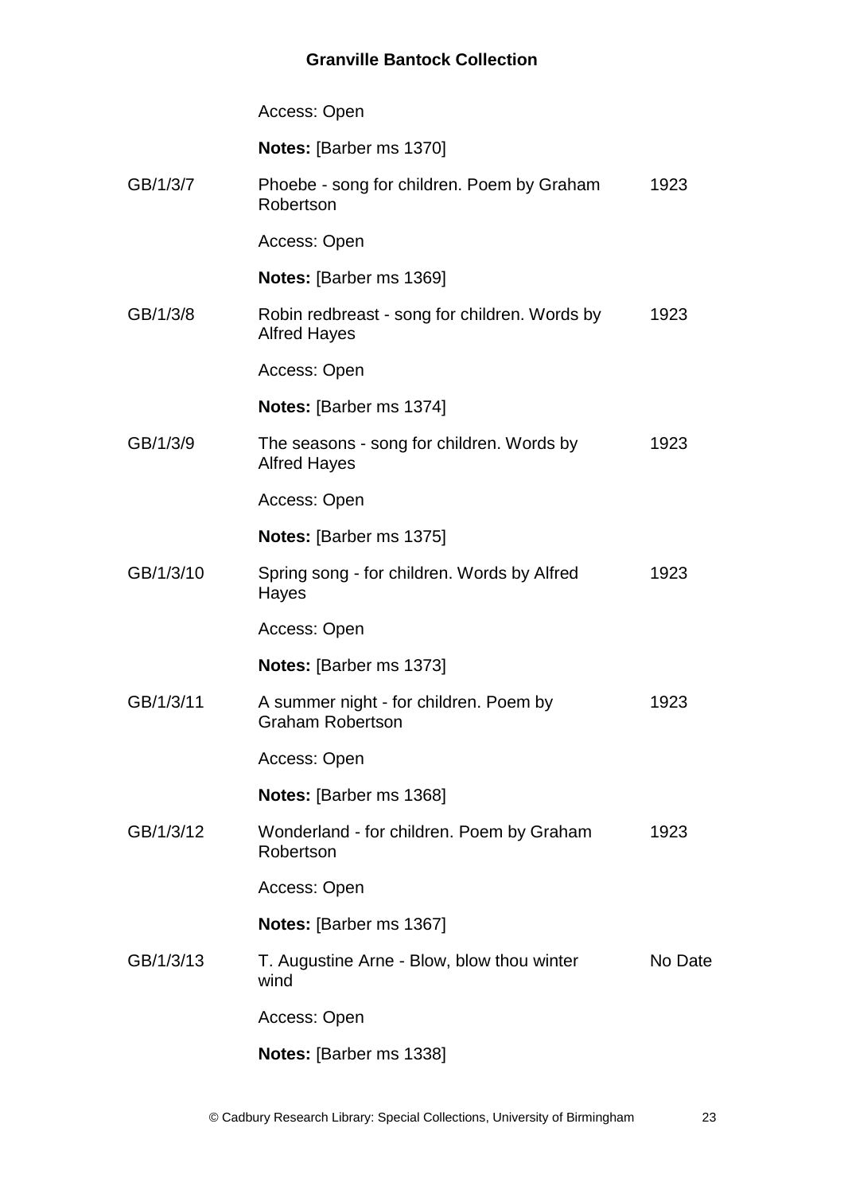Access: Open

**Notes:** [Barber ms 1370]

| | | |
|---|---|---|
| GB/1/3/7 | Phoebe - song for children. Poem by Graham Robertson<br><br>Access: Open<br><br>**Notes:** [Barber ms 1369] | 1923 |
| GB/1/3/8 | Robin redbreast - song for children. Words by Alfred Hayes<br><br>Access: Open<br><br>**Notes:** [Barber ms 1374] | 1923 |
| GB/1/3/9 | The seasons - song for children. Words by Alfred Hayes<br><br>Access: Open<br><br>**Notes:** [Barber ms 1375] | 1923 |
| GB/1/3/10 | Spring song - for children. Words by Alfred Hayes<br><br>Access: Open<br><br>**Notes:** [Barber ms 1373] | 1923 |
| GB/1/3/11 | A summer night - for children. Poem by Graham Robertson<br><br>Access: Open<br><br>**Notes:** [Barber ms 1368] | 1923 |
| GB/1/3/12 | Wonderland - for children. Poem by Graham Robertson<br><br>Access: Open<br><br>**Notes:** [Barber ms 1367] | 1923 |
| GB/1/3/13 | T. Augustine Arne - Blow, blow thou winter wind<br><br>Access: Open<br><br>**Notes:** [Barber ms 1338] | No Date |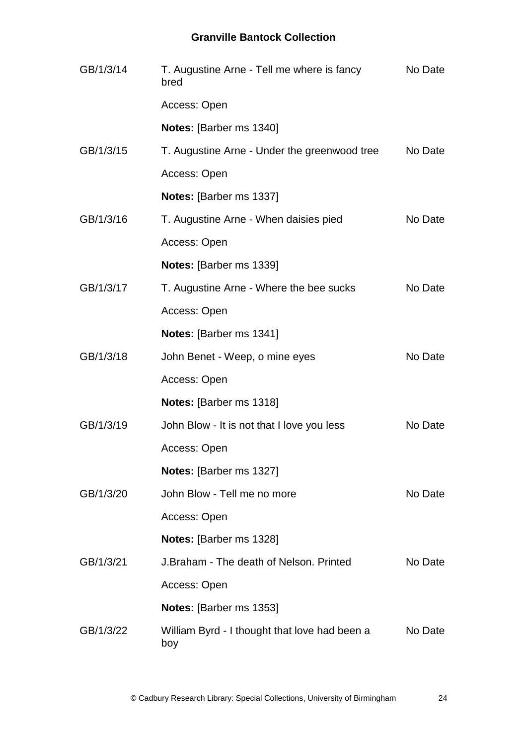| | | |
|---|---|---|
| GB/1/3/14 | T. Augustine Arne - Tell me where is fancy bred | No Date |
| | Access: Open | |
| | **Notes:** [Barber ms 1340] | |
| GB/1/3/15 | T. Augustine Arne - Under the greenwood tree | No Date |
| | Access: Open | |
| | **Notes:** [Barber ms 1337] | |
| GB/1/3/16 | T. Augustine Arne - When daisies pied | No Date |
| | Access: Open | |
| | **Notes:** [Barber ms 1339] | |
| GB/1/3/17 | T. Augustine Arne - Where the bee sucks | No Date |
| | Access: Open | |
| | **Notes:** [Barber ms 1341] | |
| GB/1/3/18 | John Benet - Weep, o mine eyes | No Date |
| | Access: Open | |
| | **Notes:** [Barber ms 1318] | |
| GB/1/3/19 | John Blow - It is not that I love you less | No Date |
| | Access: Open | |
| | **Notes:** [Barber ms 1327] | |
| GB/1/3/20 | John Blow - Tell me no more | No Date |
| | Access: Open | |
| | **Notes:** [Barber ms 1328] | |
| GB/1/3/21 | J.Braham - The death of Nelson. Printed | No Date |
| | Access: Open | |
| | **Notes:** [Barber ms 1353] | |
| GB/1/3/22 | William Byrd - I thought that love had been a boy | No Date |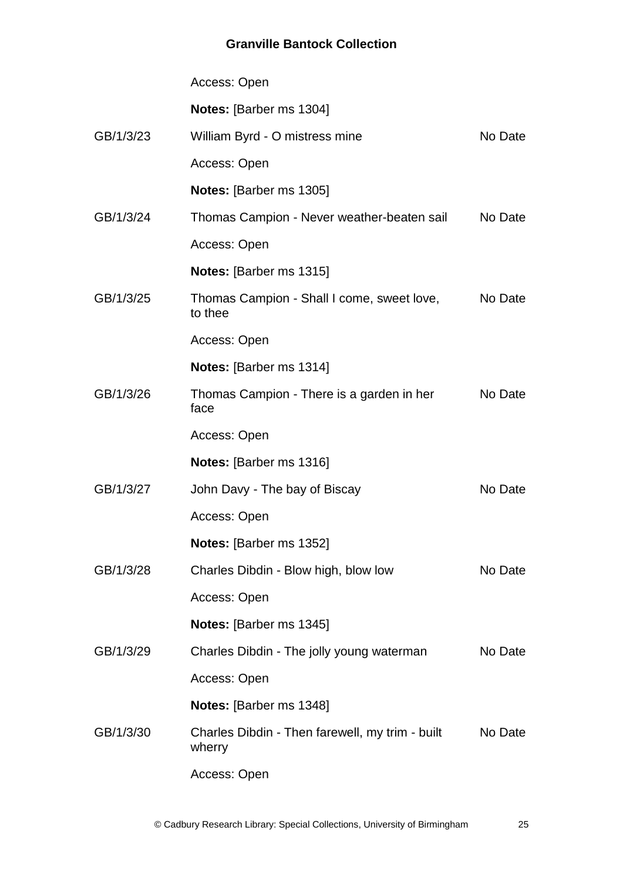Access: Open

**Notes:** [Barber ms 1304]

| | | |
|---|---|---|
| GB/1/3/23 | William Byrd - O mistress mine | No Date |
| | Access: Open | |
| | **Notes:** [Barber ms 1305] | |
| GB/1/3/24 | Thomas Campion - Never weather-beaten sail | No Date |
| | Access: Open | |
| | **Notes:** [Barber ms 1315] | |
| GB/1/3/25 | Thomas Campion - Shall I come, sweet love, to thee | No Date |
| | Access: Open | |
| | **Notes:** [Barber ms 1314] | |
| GB/1/3/26 | Thomas Campion - There is a garden in her face | No Date |
| | Access: Open | |
| | **Notes:** [Barber ms 1316] | |
| GB/1/3/27 | John Davy - The bay of Biscay | No Date |
| | Access: Open | |
| | **Notes:** [Barber ms 1352] | |
| GB/1/3/28 | Charles Dibdin - Blow high, blow low | No Date |
| | Access: Open | |
| | **Notes:** [Barber ms 1345] | |
| GB/1/3/29 | Charles Dibdin - The jolly young waterman | No Date |
| | Access: Open | |
| | **Notes:** [Barber ms 1348] | |
| GB/1/3/30 | Charles Dibdin - Then farewell, my trim - built wherry | No Date |
| | Access: Open | |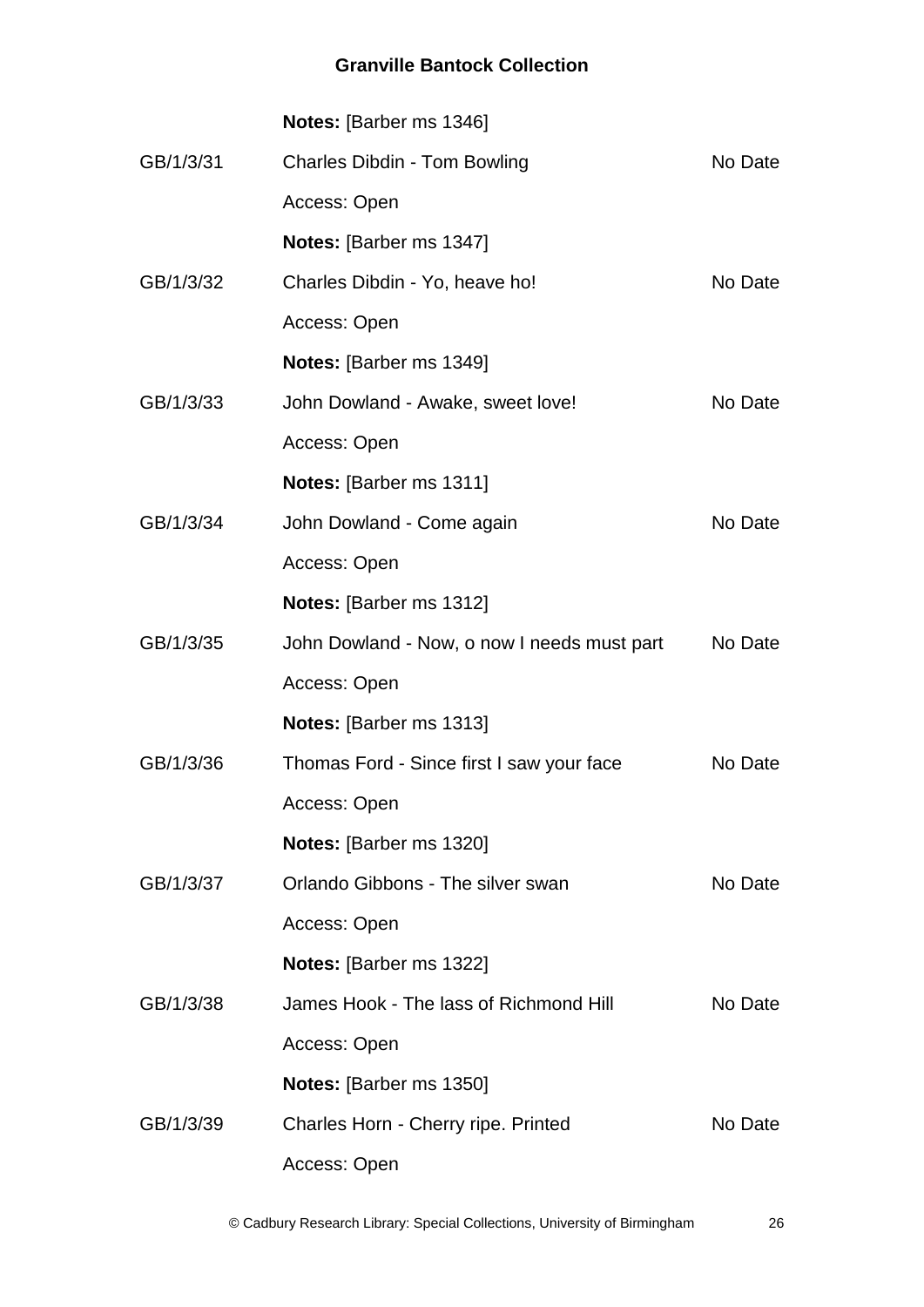**Notes:** [Barber ms 1346]

| | | |
|---|---|---|
| GB/1/3/31 | Charles Dibdin - Tom Bowling | No Date |
| | Access: Open | |
| | **Notes:** [Barber ms 1347] | |
| GB/1/3/32 | Charles Dibdin - Yo, heave ho! | No Date |
| | Access: Open | |
| | **Notes:** [Barber ms 1349] | |
| GB/1/3/33 | John Dowland - Awake, sweet love! | No Date |
| | Access: Open | |
| | **Notes:** [Barber ms 1311] | |
| GB/1/3/34 | John Dowland - Come again | No Date |
| | Access: Open | |
| | **Notes:** [Barber ms 1312] | |
| GB/1/3/35 | John Dowland - Now, o now I needs must part | No Date |
| | Access: Open | |
| | **Notes:** [Barber ms 1313] | |
| GB/1/3/36 | Thomas Ford - Since first I saw your face | No Date |
| | Access: Open | |
| | **Notes:** [Barber ms 1320] | |
| GB/1/3/37 | Orlando Gibbons - The silver swan | No Date |
| | Access: Open | |
| | **Notes:** [Barber ms 1322] | |
| GB/1/3/38 | James Hook - The lass of Richmond Hill | No Date |
| | Access: Open | |
| | **Notes:** [Barber ms 1350] | |
| GB/1/3/39 | Charles Horn - Cherry ripe. Printed | No Date |
| | Access: Open | |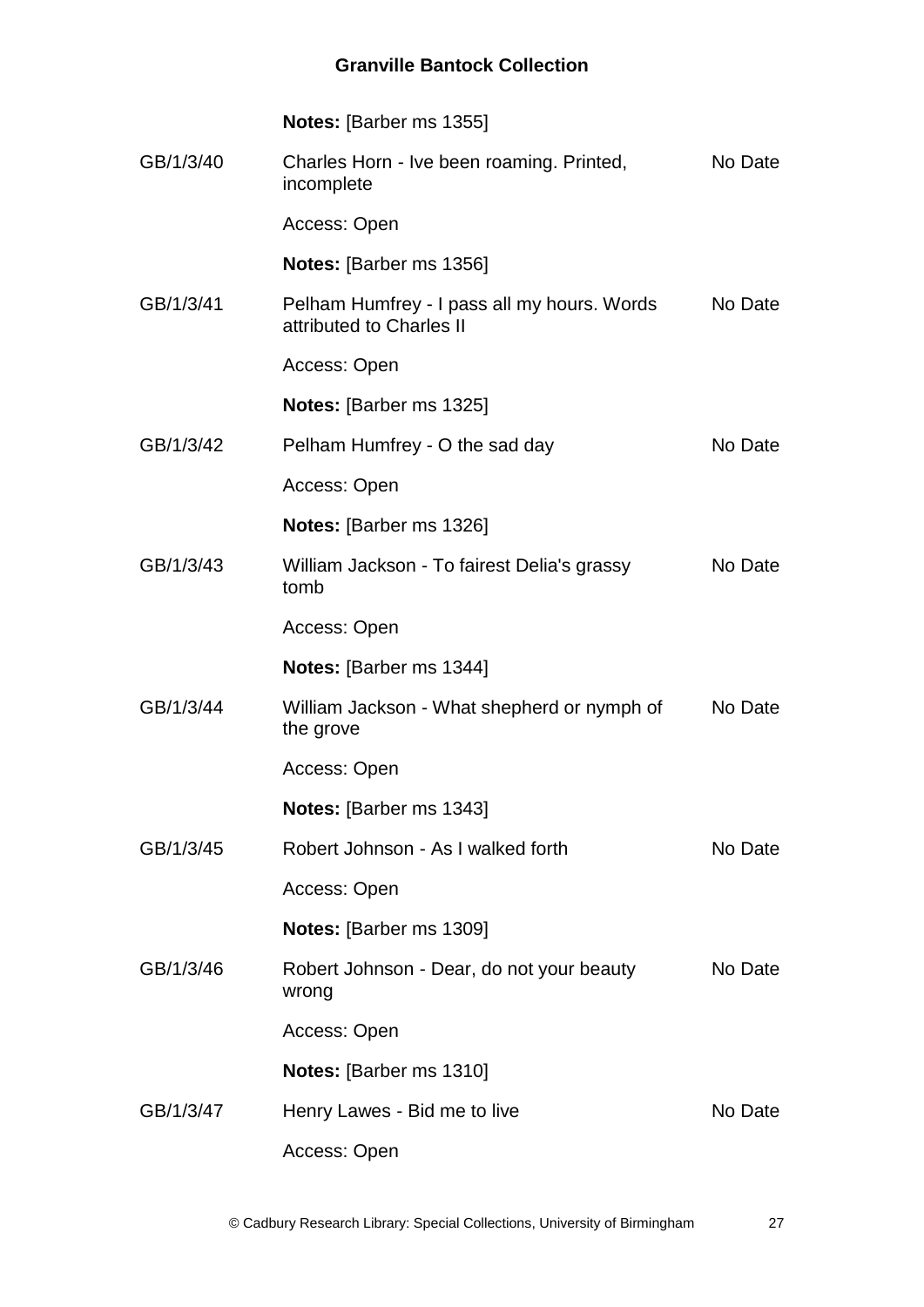**Notes:** [Barber ms 1355]

| | | |
|---|---|---|
| GB/1/3/40 | Charles Horn - Ive been roaming. Printed, incomplete | No Date |
| | Access: Open | |
| | **Notes:** [Barber ms 1356] | |
| GB/1/3/41 | Pelham Humfrey - I pass all my hours. Words attributed to Charles II | No Date |
| | Access: Open | |
| | **Notes:** [Barber ms 1325] | |
| GB/1/3/42 | Pelham Humfrey - O the sad day | No Date |
| | Access: Open | |
| | **Notes:** [Barber ms 1326] | |
| GB/1/3/43 | William Jackson - To fairest Delia's grassy tomb | No Date |
| | Access: Open | |
| | **Notes:** [Barber ms 1344] | |
| GB/1/3/44 | William Jackson - What shepherd or nymph of the grove | No Date |
| | Access: Open | |
| | **Notes:** [Barber ms 1343] | |
| GB/1/3/45 | Robert Johnson - As I walked forth | No Date |
| | Access: Open | |
| | **Notes:** [Barber ms 1309] | |
| GB/1/3/46 | Robert Johnson - Dear, do not your beauty wrong | No Date |
| | Access: Open | |
| | **Notes:** [Barber ms 1310] | |
| GB/1/3/47 | Henry Lawes - Bid me to live | No Date |
| | Access: Open | |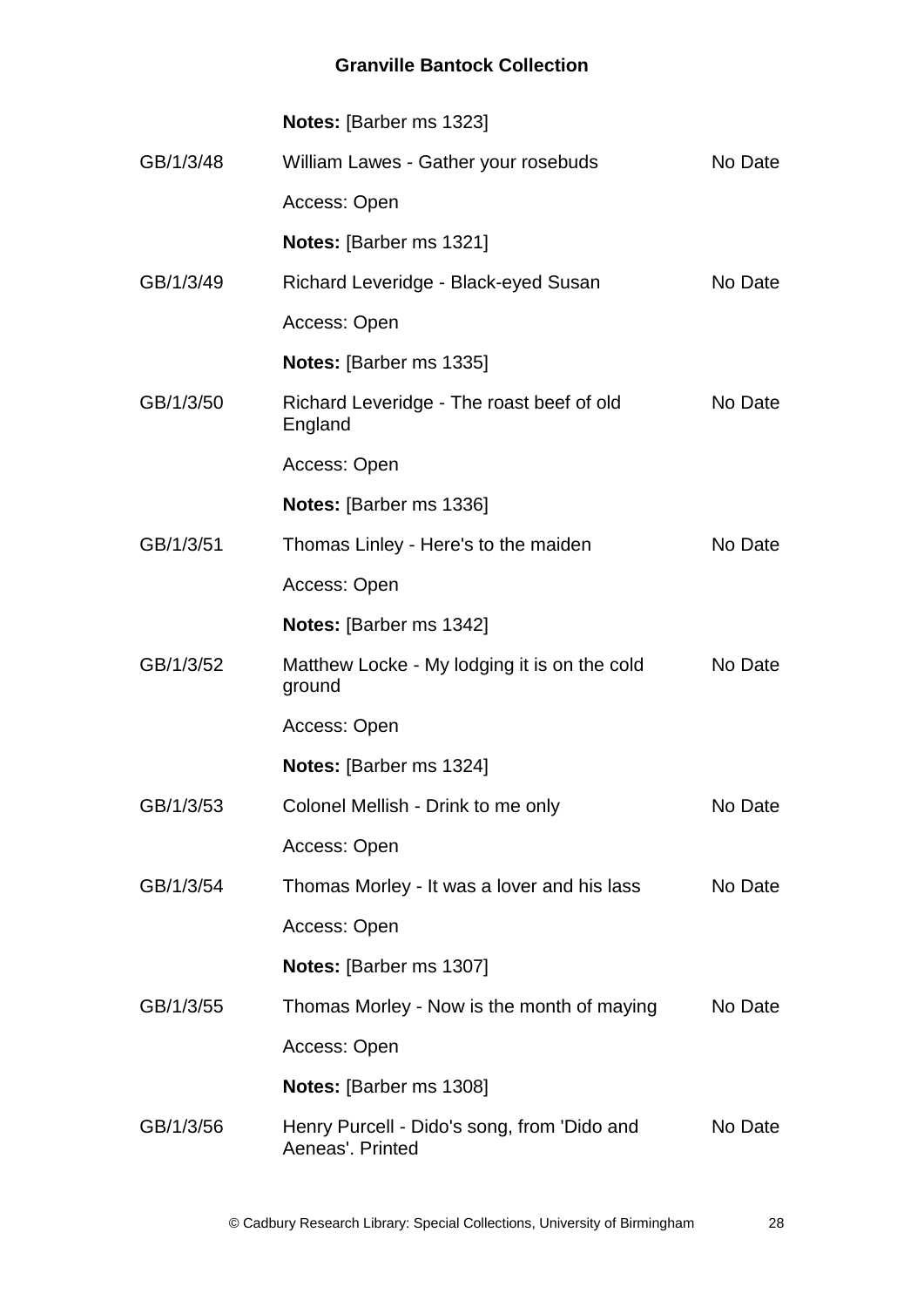**Notes:** [Barber ms 1323]

| | | |
|---|---|---|
| GB/1/3/48 | William Lawes - Gather your rosebuds | No Date |
| | Access: Open | |
| | **Notes:** [Barber ms 1321] | |
| GB/1/3/49 | Richard Leveridge - Black-eyed Susan | No Date |
| | Access: Open | |
| | **Notes:** [Barber ms 1335] | |
| GB/1/3/50 | Richard Leveridge - The roast beef of old England | No Date |
| | Access: Open | |
| | **Notes:** [Barber ms 1336] | |
| GB/1/3/51 | Thomas Linley - Here's to the maiden | No Date |
| | Access: Open | |
| | **Notes:** [Barber ms 1342] | |
| GB/1/3/52 | Matthew Locke - My lodging it is on the cold ground | No Date |
| | Access: Open | |
| | **Notes:** [Barber ms 1324] | |
| GB/1/3/53 | Colonel Mellish - Drink to me only | No Date |
| | Access: Open | |
| GB/1/3/54 | Thomas Morley - It was a lover and his lass | No Date |
| | Access: Open | |
| | **Notes:** [Barber ms 1307] | |
| GB/1/3/55 | Thomas Morley - Now is the month of maying | No Date |
| | Access: Open | |
| | **Notes:** [Barber ms 1308] | |
| GB/1/3/56 | Henry Purcell - Dido's song, from 'Dido and Aeneas'. Printed | No Date |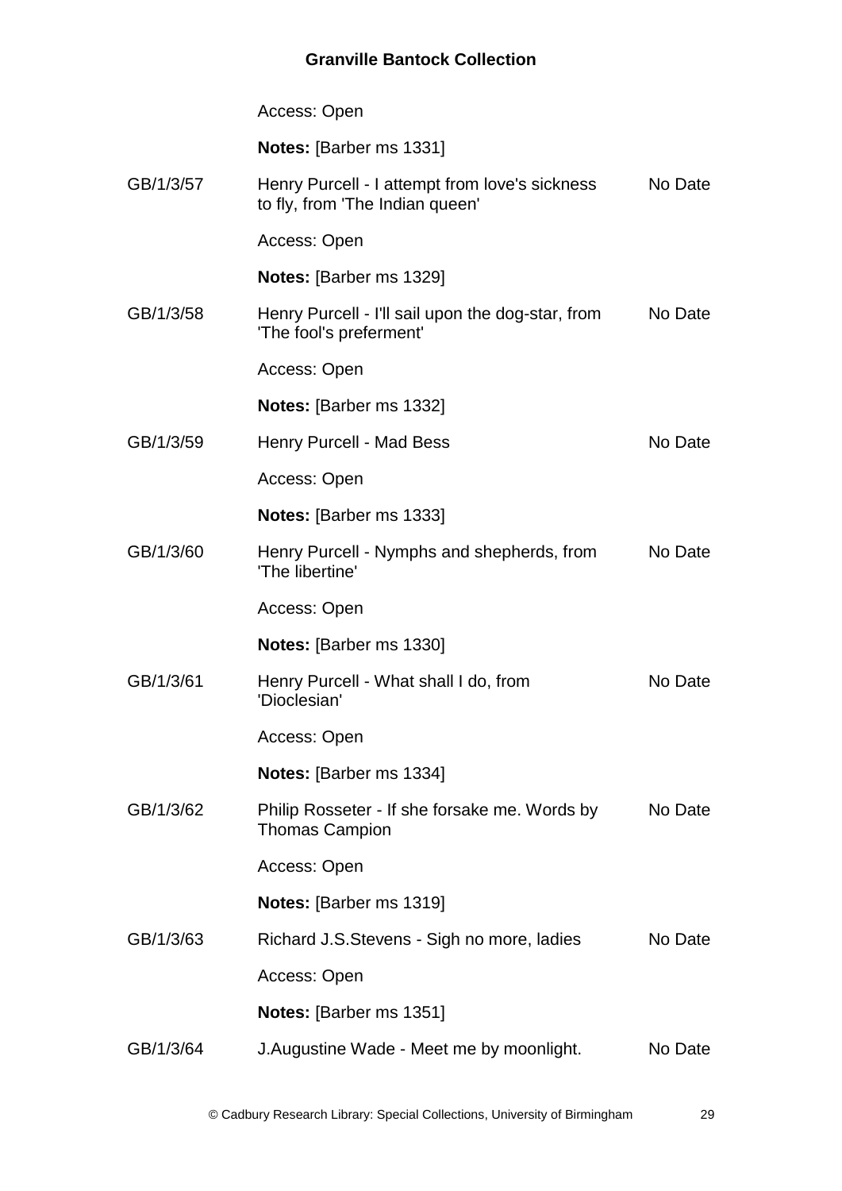Access: Open

**Notes:** [Barber ms 1331]

GB/1/3/57 Henry Purcell - I attempt from love's sickness to fly, from 'The Indian queen' No Date

Access: Open

**Notes:** [Barber ms 1329]

GB/1/3/58 Henry Purcell - I'll sail upon the dog-star, from 'The fool's preferment' No Date

Access: Open

**Notes:** [Barber ms 1332]

GB/1/3/59 Henry Purcell - Mad Bess No Date

Access: Open

**Notes:** [Barber ms 1333]

GB/1/3/60 Henry Purcell - Nymphs and shepherds, from 'The libertine' No Date

Access: Open

**Notes:** [Barber ms 1330]

GB/1/3/61 Henry Purcell - What shall I do, from 'Dioclesian' No Date

Access: Open

**Notes:** [Barber ms 1334]

GB/1/3/62 Philip Rosseter - If she forsake me. Words by Thomas Campion No Date

Access: Open

**Notes:** [Barber ms 1319]

GB/1/3/63 Richard J.S.Stevens - Sigh no more, ladies No Date

Access: Open

**Notes:** [Barber ms 1351]

GB/1/3/64 J.Augustine Wade - Meet me by moonlight. No Date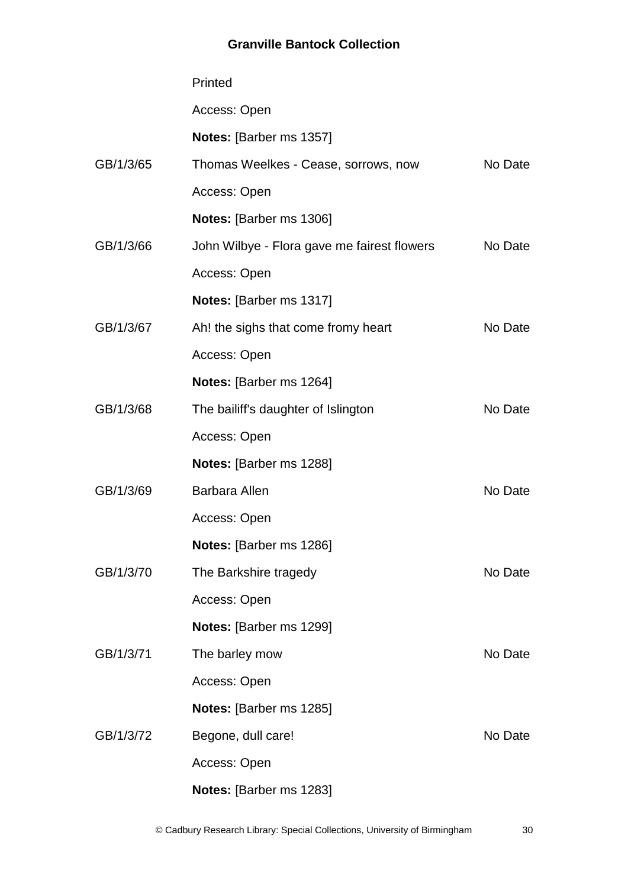Printed

Access: Open

**Notes:** [Barber ms 1357]

| | | |
|---|---|---|
| GB/1/3/65 | Thomas Weelkes - Cease, sorrows, now<br>Access: Open<br>**Notes:** [Barber ms 1306] | No Date |
| GB/1/3/66 | John Wilbye - Flora gave me fairest flowers<br>Access: Open<br>**Notes:** [Barber ms 1317] | No Date |
| GB/1/3/67 | Ah! the sighs that come fromy heart<br>Access: Open<br>**Notes:** [Barber ms 1264] | No Date |
| GB/1/3/68 | The bailiff's daughter of Islington<br>Access: Open<br>**Notes:** [Barber ms 1288] | No Date |
| GB/1/3/69 | Barbara Allen<br>Access: Open<br>**Notes:** [Barber ms 1286] | No Date |
| GB/1/3/70 | The Barkshire tragedy<br>Access: Open<br>**Notes:** [Barber ms 1299] | No Date |
| GB/1/3/71 | The barley mow<br>Access: Open<br>**Notes:** [Barber ms 1285] | No Date |
| GB/1/3/72 | Begone, dull care!<br>Access: Open<br>**Notes:** [Barber ms 1283] | No Date |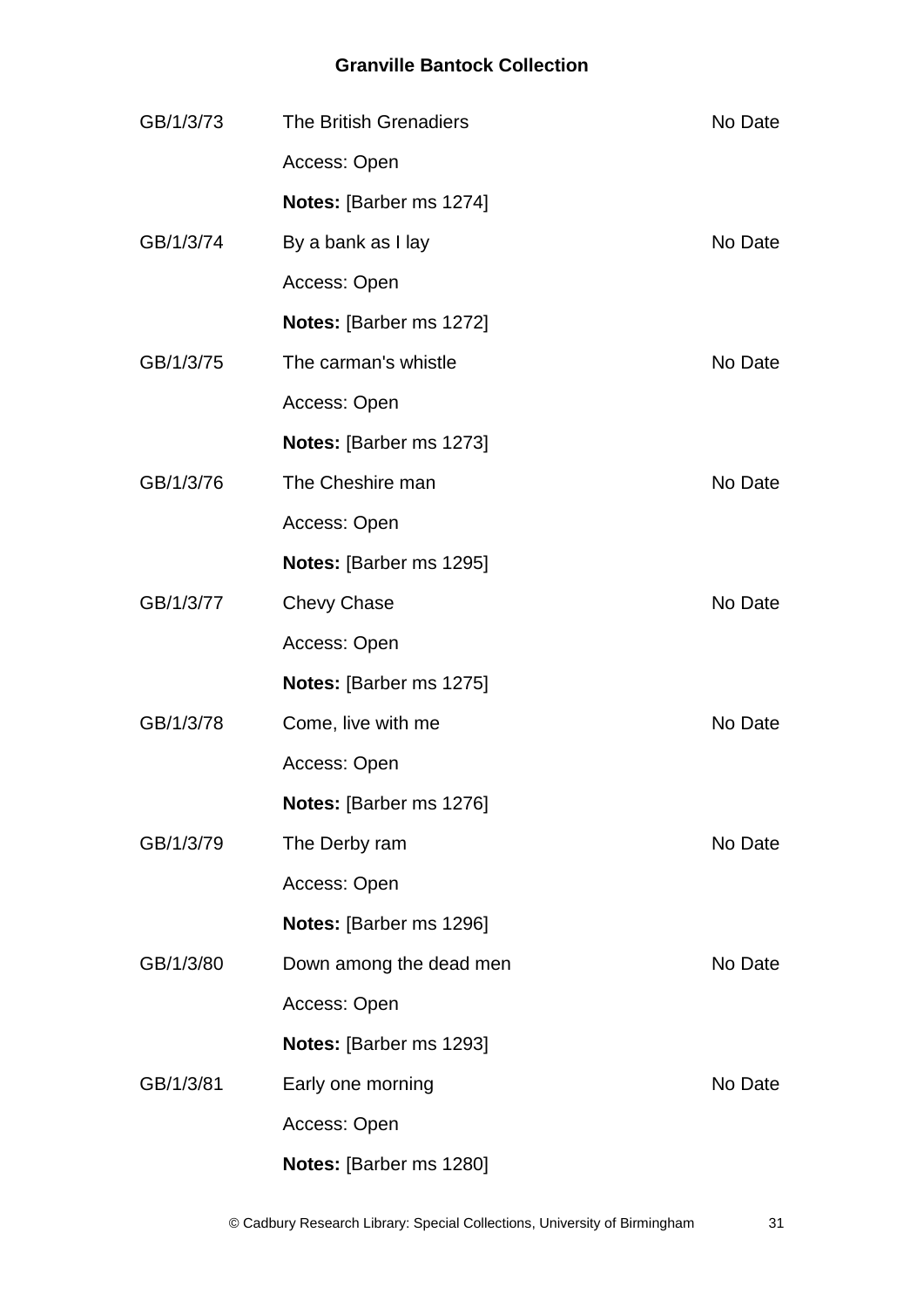| | | |
|---|---|---|
| GB/1/3/73 | The British Grenadiers | No Date |
| | Access: Open | |
| | **Notes:** [Barber ms 1274] | |
| GB/1/3/74 | By a bank as I lay | No Date |
| | Access: Open | |
| | **Notes:** [Barber ms 1272] | |
| GB/1/3/75 | The carman's whistle | No Date |
| | Access: Open | |
| | **Notes:** [Barber ms 1273] | |
| GB/1/3/76 | The Cheshire man | No Date |
| | Access: Open | |
| | **Notes:** [Barber ms 1295] | |
| GB/1/3/77 | Chevy Chase | No Date |
| | Access: Open | |
| | **Notes:** [Barber ms 1275] | |
| GB/1/3/78 | Come, live with me | No Date |
| | Access: Open | |
| | **Notes:** [Barber ms 1276] | |
| GB/1/3/79 | The Derby ram | No Date |
| | Access: Open | |
| | **Notes:** [Barber ms 1296] | |
| GB/1/3/80 | Down among the dead men | No Date |
| | Access: Open | |
| | **Notes:** [Barber ms 1293] | |
| GB/1/3/81 | Early one morning | No Date |
| | Access: Open | |
| | **Notes:** [Barber ms 1280] | |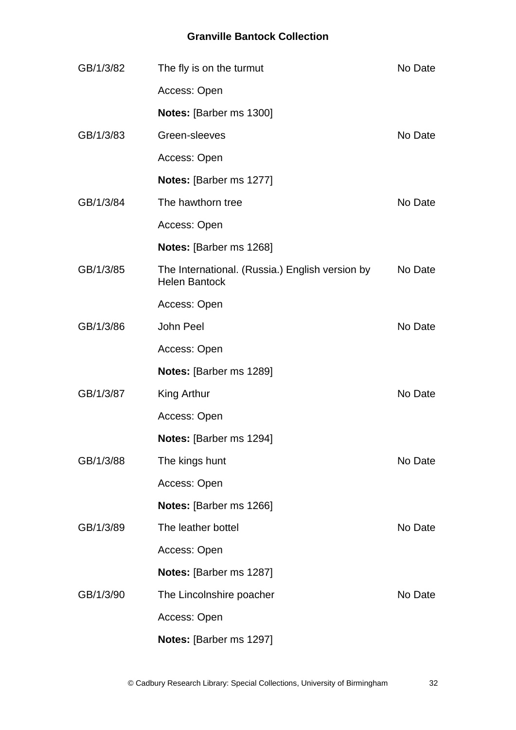| | | |
|---|---|---|
| GB/1/3/82 | The fly is on the turmut | No Date |
| | Access: Open | |
| | **Notes:** [Barber ms 1300] | |
| GB/1/3/83 | Green-sleeves | No Date |
| | Access: Open | |
| | **Notes:** [Barber ms 1277] | |
| GB/1/3/84 | The hawthorn tree | No Date |
| | Access: Open | |
| | **Notes:** [Barber ms 1268] | |
| GB/1/3/85 | The International. (Russia.) English version by Helen Bantock | No Date |
| | Access: Open | |
| GB/1/3/86 | John Peel | No Date |
| | Access: Open | |
| | **Notes:** [Barber ms 1289] | |
| GB/1/3/87 | King Arthur | No Date |
| | Access: Open | |
| | **Notes:** [Barber ms 1294] | |
| GB/1/3/88 | The kings hunt | No Date |
| | Access: Open | |
| | **Notes:** [Barber ms 1266] | |
| GB/1/3/89 | The leather bottel | No Date |
| | Access: Open | |
| | **Notes:** [Barber ms 1287] | |
| GB/1/3/90 | The Lincolnshire poacher | No Date |
| | Access: Open | |
| | **Notes:** [Barber ms 1297] | |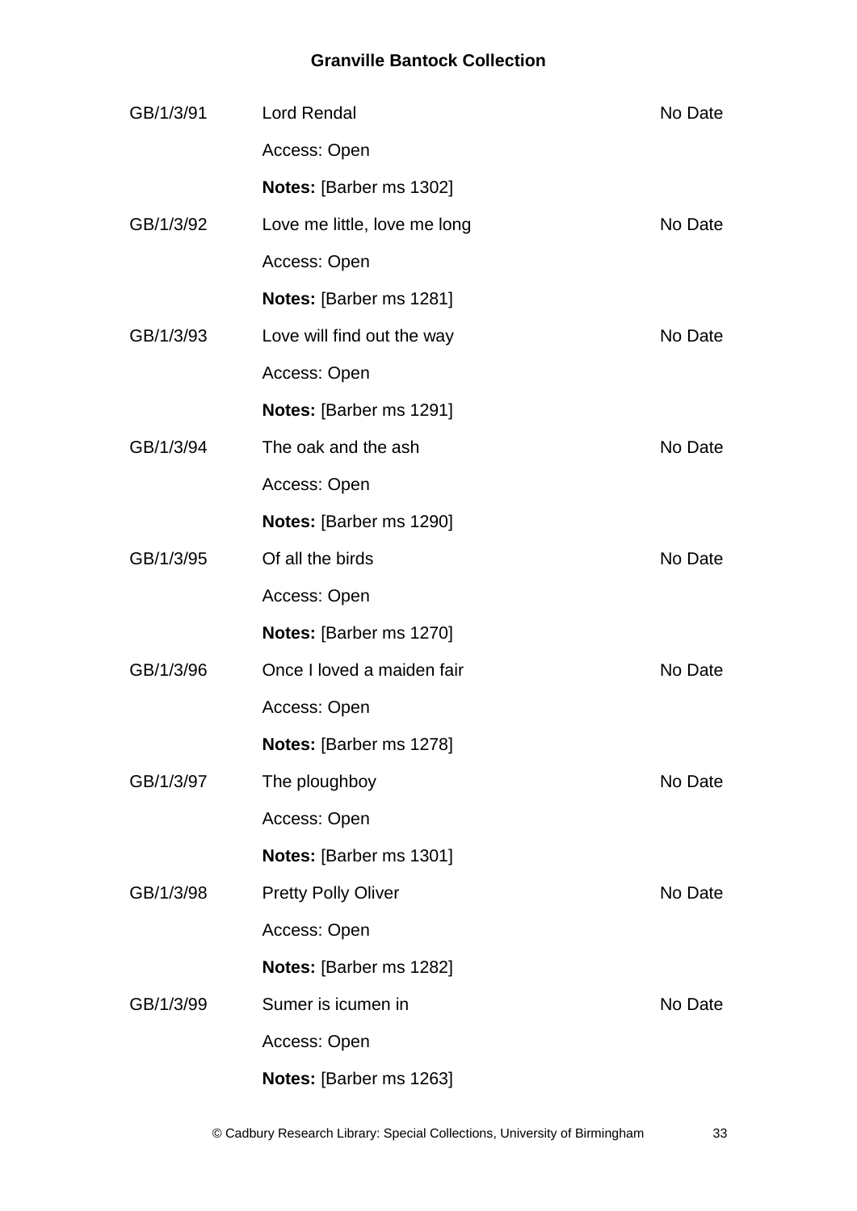GB/1/3/91 Lord Rendal No Date

Access: Open

**Notes:** [Barber ms 1302]

GB/1/3/92 Love me little, love me long No Date

Access: Open

**Notes:** [Barber ms 1281]

GB/1/3/93 Love will find out the way No Date

Access: Open

**Notes:** [Barber ms 1291]

GB/1/3/94 The oak and the ash No Date

Access: Open

**Notes:** [Barber ms 1290]

GB/1/3/95 Of all the birds No Date

Access: Open

**Notes:** [Barber ms 1270]

GB/1/3/96 Once I loved a maiden fair No Date

Access: Open

**Notes:** [Barber ms 1278]

GB/1/3/97 The ploughboy No Date

Access: Open

**Notes:** [Barber ms 1301]

GB/1/3/98 Pretty Polly Oliver No Date

Access: Open

**Notes:** [Barber ms 1282]

GB/1/3/99 Sumer is icumen in No Date

Access: Open

**Notes:** [Barber ms 1263]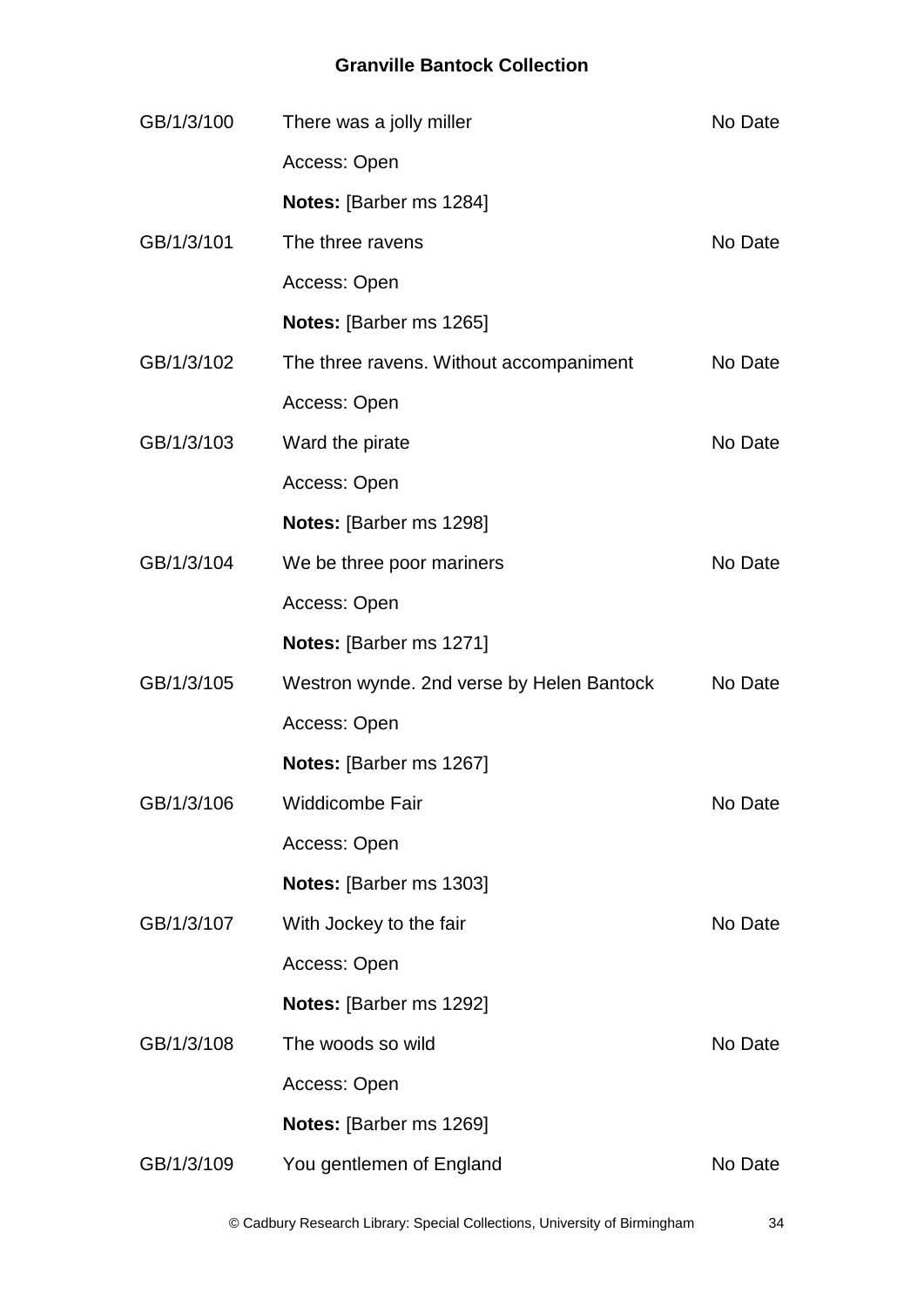| | | |
|---|---|---|
| GB/1/3/100 | There was a jolly miller | No Date |
| | Access: Open | |
| | **Notes:** [Barber ms 1284] | |
| GB/1/3/101 | The three ravens | No Date |
| | Access: Open | |
| | **Notes:** [Barber ms 1265] | |
| GB/1/3/102 | The three ravens. Without accompaniment | No Date |
| | Access: Open | |
| GB/1/3/103 | Ward the pirate | No Date |
| | Access: Open | |
| | **Notes:** [Barber ms 1298] | |
| GB/1/3/104 | We be three poor mariners | No Date |
| | Access: Open | |
| | **Notes:** [Barber ms 1271] | |
| GB/1/3/105 | Westron wynde. 2nd verse by Helen Bantock | No Date |
| | Access: Open | |
| | **Notes:** [Barber ms 1267] | |
| GB/1/3/106 | Widdicombe Fair | No Date |
| | Access: Open | |
| | **Notes:** [Barber ms 1303] | |
| GB/1/3/107 | With Jockey to the fair | No Date |
| | Access: Open | |
| | **Notes:** [Barber ms 1292] | |
| GB/1/3/108 | The woods so wild | No Date |
| | Access: Open | |
| | **Notes:** [Barber ms 1269] | |
| GB/1/3/109 | You gentlemen of England | No Date |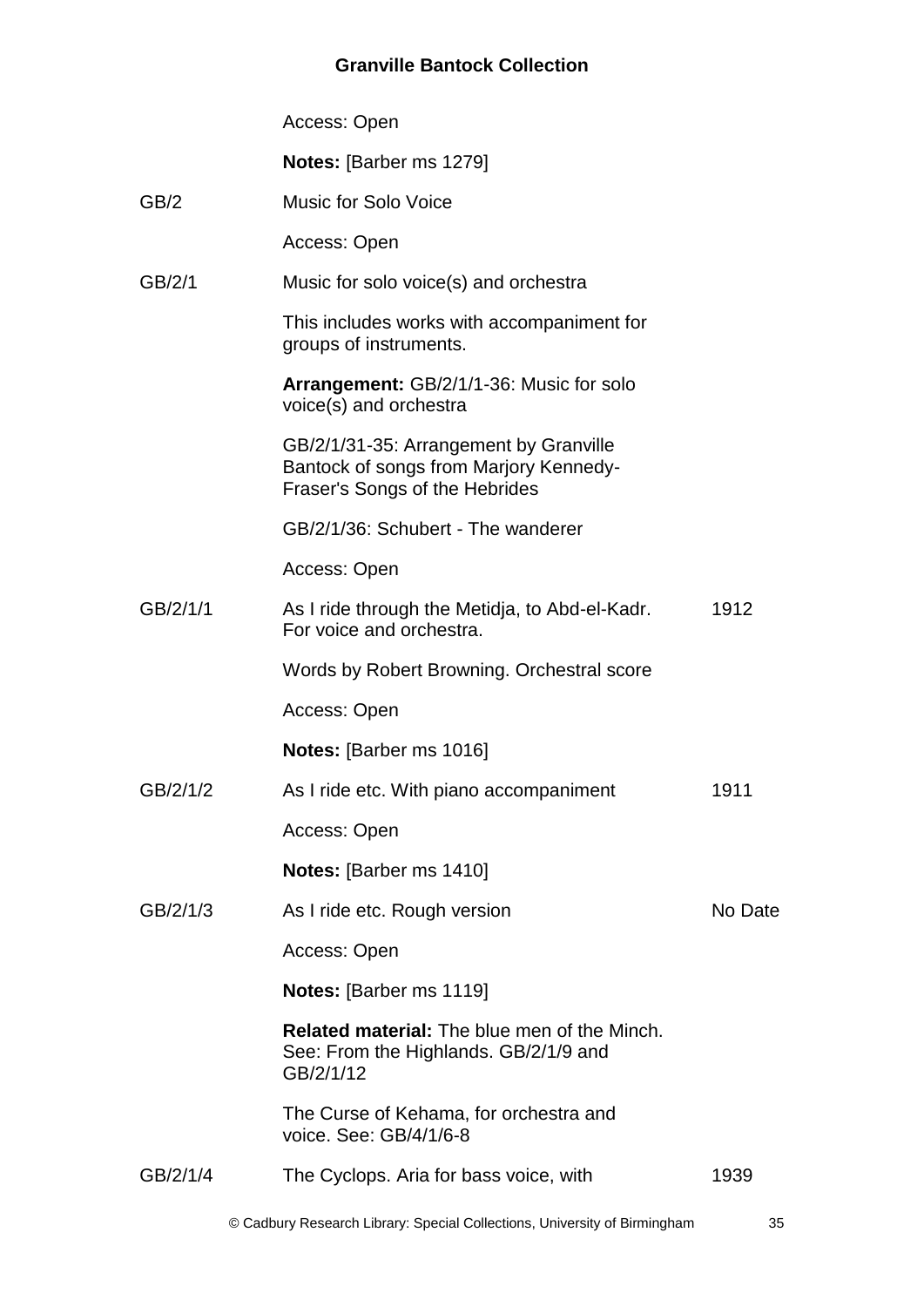Access: Open

**Notes:** [Barber ms 1279]

| | | |
|---|---|---|
| GB/2 | Music for Solo Voice | |
| | Access: Open | |
| GB/2/1 | Music for solo voice(s) and orchestra | |
| | This includes works with accompaniment for groups of instruments. | |
| | **Arrangement:** GB/2/1/1-36: Music for solo voice(s) and orchestra | |
| | GB/2/1/31-35: Arrangement by Granville Bantock of songs from Marjory Kennedy-Fraser's Songs of the Hebrides | |
| | GB/2/1/36: Schubert - The wanderer | |
| | Access: Open | |
| GB/2/1/1 | As I ride through the Metidja, to Abd-el-Kadr. For voice and orchestra. | 1912 |
| | Words by Robert Browning. Orchestral score | |
| | Access: Open | |
| | **Notes:** [Barber ms 1016] | |
| GB/2/1/2 | As I ride etc. With piano accompaniment | 1911 |
| | Access: Open | |
| | **Notes:** [Barber ms 1410] | |
| GB/2/1/3 | As I ride etc. Rough version | No Date |
| | Access: Open | |
| | **Notes:** [Barber ms 1119] | |
| | **Related material:** The blue men of the Minch. See: From the Highlands. GB/2/1/9 and GB/2/1/12 | |
| | The Curse of Kehama, for orchestra and voice. See: GB/4/1/6-8 | |
| GB/2/1/4 | The Cyclops. Aria for bass voice, with | 1939 |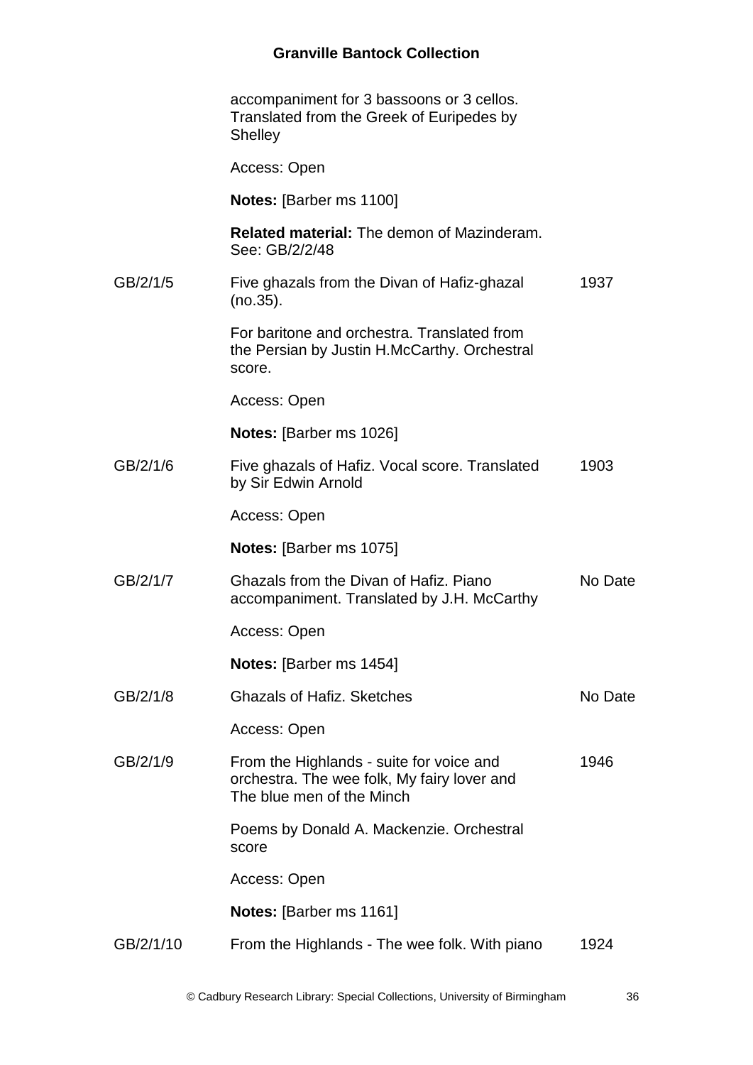accompaniment for 3 bassoons or 3 cellos. Translated from the Greek of Euripedes by Shelley

Access: Open

**Notes:** [Barber ms 1100]

**Related material:** The demon of Mazinderam. See: GB/2/2/48

| | | |
|---|---|---|
| GB/2/1/5 | Five ghazals from the Divan of Hafiz-ghazal (no.35). | 1937 |
| | For baritone and orchestra. Translated from the Persian by Justin H.McCarthy. Orchestral score. | |
| | Access: Open | |
| | **Notes:** [Barber ms 1026] | |
| GB/2/1/6 | Five ghazals of Hafiz. Vocal score. Translated by Sir Edwin Arnold | 1903 |
| | Access: Open | |
| | **Notes:** [Barber ms 1075] | |
| GB/2/1/7 | Ghazals from the Divan of Hafiz. Piano accompaniment. Translated by J.H. McCarthy | No Date |
| | Access: Open | |
| | **Notes:** [Barber ms 1454] | |
| GB/2/1/8 | Ghazals of Hafiz. Sketches | No Date |
| | Access: Open | |
| GB/2/1/9 | From the Highlands - suite for voice and orchestra. The wee folk, My fairy lover and The blue men of the Minch | 1946 |
| | Poems by Donald A. Mackenzie. Orchestral score | |
| | Access: Open | |
| | **Notes:** [Barber ms 1161] | |
| GB/2/1/10 | From the Highlands - The wee folk. With piano | 1924 |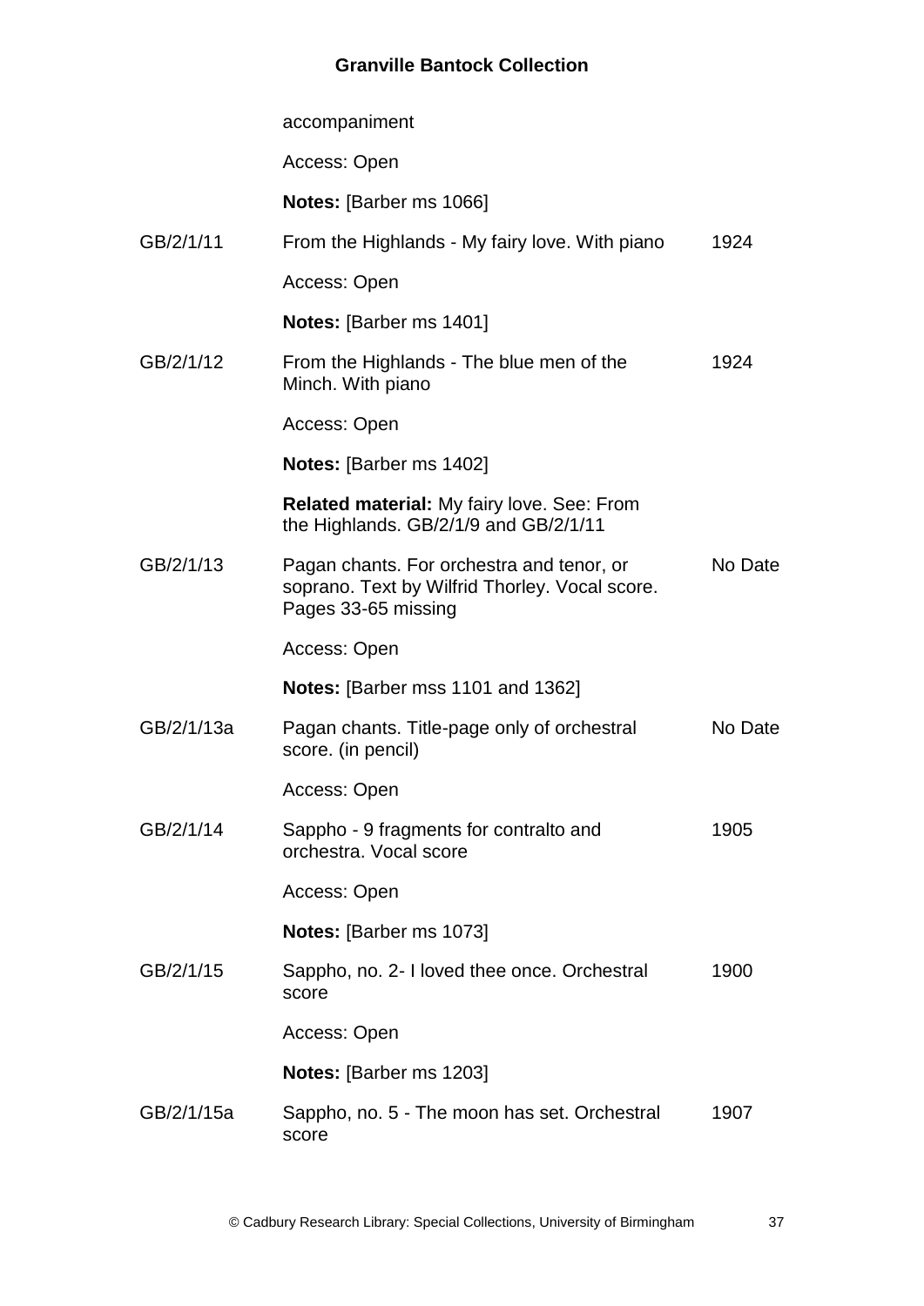| | | |
|---|---|---|
| | accompaniment | |
| | Access: Open | |
| | **Notes:** [Barber ms 1066] | |
| GB/2/1/11 | From the Highlands - My fairy love. With piano | 1924 |
| | Access: Open | |
| | **Notes:** [Barber ms 1401] | |
| GB/2/1/12 | From the Highlands - The blue men of the Minch. With piano | 1924 |
| | Access: Open | |
| | **Notes:** [Barber ms 1402] | |
| | **Related material:** My fairy love. See: From the Highlands. GB/2/1/9 and GB/2/1/11 | |
| GB/2/1/13 | Pagan chants. For orchestra and tenor, or soprano. Text by Wilfrid Thorley. Vocal score. Pages 33-65 missing | No Date |
| | Access: Open | |
| | **Notes:** [Barber mss 1101 and 1362] | |
| GB/2/1/13a | Pagan chants. Title-page only of orchestral score. (in pencil) | No Date |
| | Access: Open | |
| GB/2/1/14 | Sappho - 9 fragments for contralto and orchestra. Vocal score | 1905 |
| | Access: Open | |
| | **Notes:** [Barber ms 1073] | |
| GB/2/1/15 | Sappho, no. 2- I loved thee once. Orchestral score | 1900 |
| | Access: Open | |
| | **Notes:** [Barber ms 1203] | |
| GB/2/1/15a | Sappho, no. 5 - The moon has set. Orchestral score | 1907 |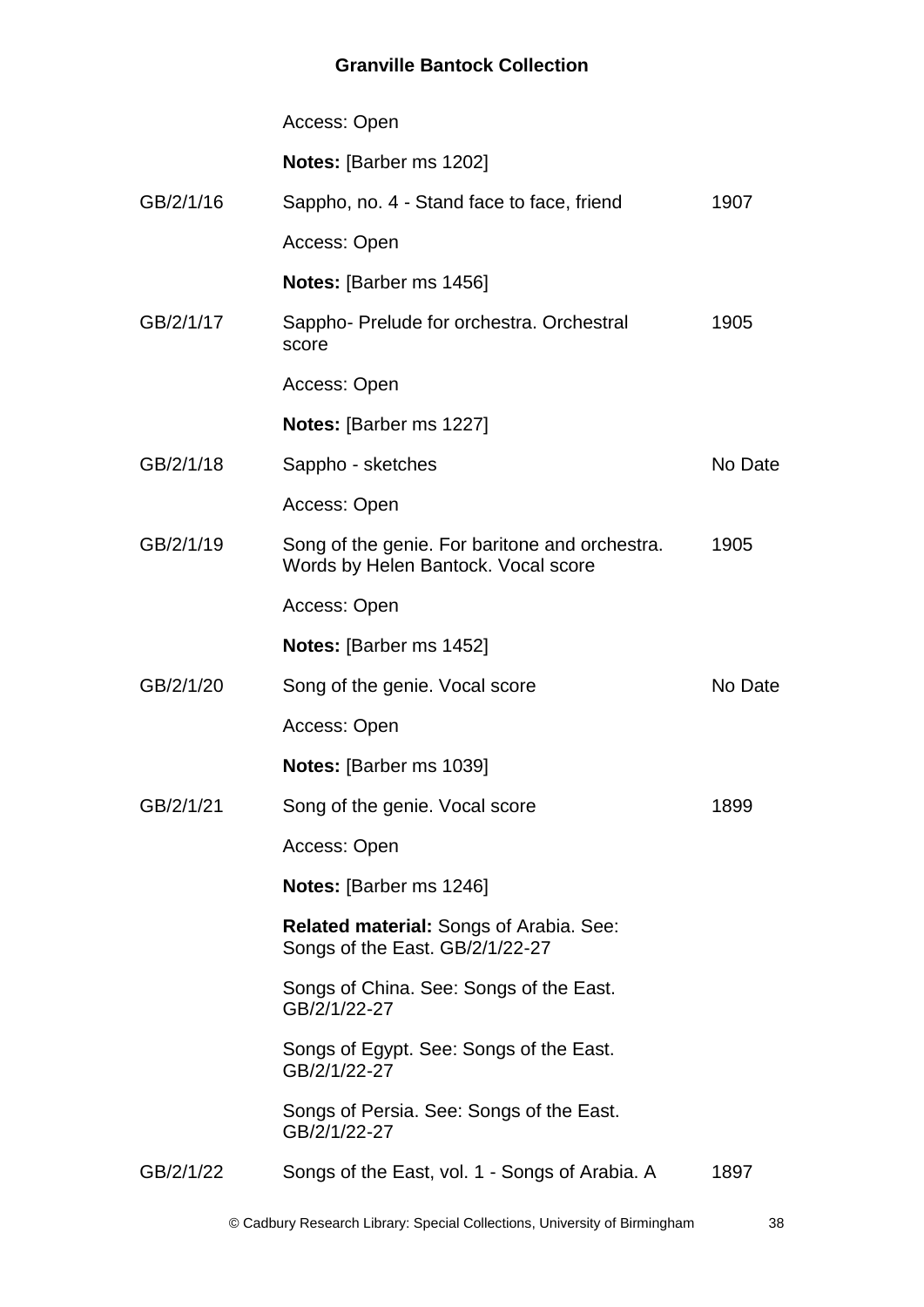Access: Open

**Notes:** [Barber ms 1202]

GB/2/1/16 Sappho, no. 4 - Stand face to face, friend 1907

Access: Open

**Notes:** [Barber ms 1456]

GB/2/1/17 Sappho- Prelude for orchestra. Orchestral score 1905

Access: Open

**Notes:** [Barber ms 1227]

GB/2/1/18 Sappho - sketches No Date

Access: Open

GB/2/1/19 Song of the genie. For baritone and orchestra. Words by Helen Bantock. Vocal score 1905

Access: Open

**Notes:** [Barber ms 1452]

GB/2/1/20 Song of the genie. Vocal score No Date

Access: Open

**Notes:** [Barber ms 1039]

GB/2/1/21 Song of the genie. Vocal score 1899

Access: Open

**Notes:** [Barber ms 1246]

**Related material:** Songs of Arabia. See: Songs of the East. GB/2/1/22-27

Songs of China. See: Songs of the East. GB/2/1/22-27

Songs of Egypt. See: Songs of the East. GB/2/1/22-27

Songs of Persia. See: Songs of the East. GB/2/1/22-27

GB/2/1/22 Songs of the East, vol. 1 - Songs of Arabia. A 1897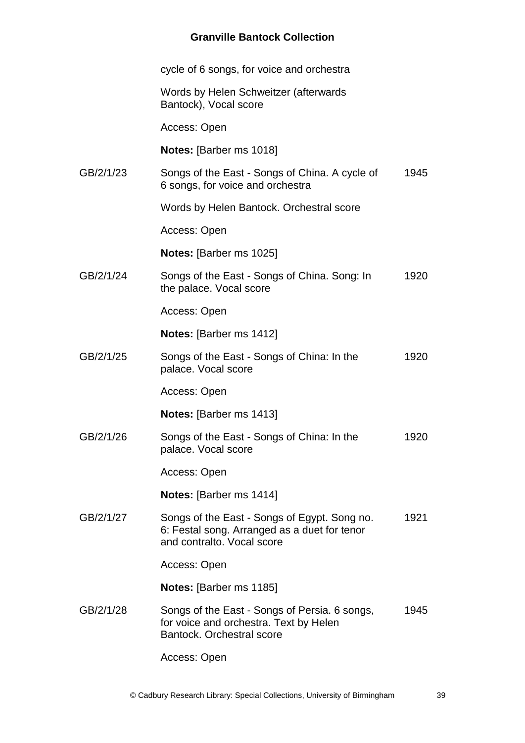cycle of 6 songs, for voice and orchestra

Words by Helen Schweitzer (afterwards Bantock), Vocal score

Access: Open

**Notes:** [Barber ms 1018]

| | | |
|---|---|---|
| GB/2/1/23 | Songs of the East - Songs of China. A cycle of 6 songs, for voice and orchestra<br><br>Words by Helen Bantock. Orchestral score<br><br>Access: Open<br><br>**Notes:** [Barber ms 1025] | 1945 |
| GB/2/1/24 | Songs of the East - Songs of China. Song: In the palace. Vocal score<br><br>Access: Open<br><br>**Notes:** [Barber ms 1412] | 1920 |
| GB/2/1/25 | Songs of the East - Songs of China: In the palace. Vocal score<br><br>Access: Open<br><br>**Notes:** [Barber ms 1413] | 1920 |
| GB/2/1/26 | Songs of the East - Songs of China: In the palace. Vocal score<br><br>Access: Open<br><br>**Notes:** [Barber ms 1414] | 1920 |
| GB/2/1/27 | Songs of the East - Songs of Egypt. Song no. 6: Festal song. Arranged as a duet for tenor and contralto. Vocal score<br><br>Access: Open<br><br>**Notes:** [Barber ms 1185] | 1921 |
| GB/2/1/28 | Songs of the East - Songs of Persia. 6 songs, for voice and orchestra. Text by Helen Bantock. Orchestral score<br><br>Access: Open | 1945 |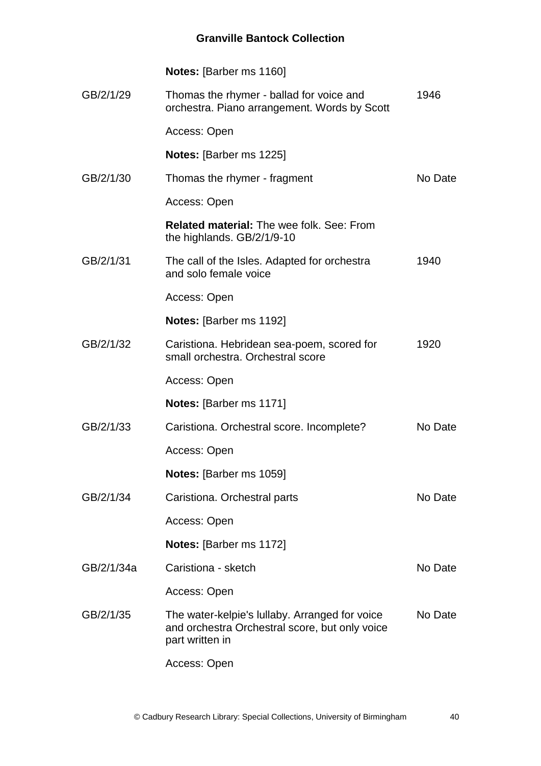**Notes:** [Barber ms 1160]

GB/2/1/29 Thomas the rhymer - ballad for voice and orchestra. Piano arrangement. Words by Scott 1946

Access: Open

**Notes:** [Barber ms 1225]

GB/2/1/30 Thomas the rhymer - fragment No Date

Access: Open

**Related material:** The wee folk. See: From the highlands. GB/2/1/9-10

GB/2/1/31 The call of the Isles. Adapted for orchestra and solo female voice 1940

Access: Open

**Notes:** [Barber ms 1192]

GB/2/1/32 Caristiona. Hebridean sea-poem, scored for small orchestra. Orchestral score 1920

Access: Open

**Notes:** [Barber ms 1171]

GB/2/1/33 Caristiona. Orchestral score. Incomplete? No Date

Access: Open

**Notes:** [Barber ms 1059]

GB/2/1/34 Caristiona. Orchestral parts No Date

Access: Open

**Notes:** [Barber ms 1172]

GB/2/1/34a Caristiona - sketch No Date

Access: Open

GB/2/1/35 The water-kelpie's lullaby. Arranged for voice and orchestra Orchestral score, but only voice part written in No Date

Access: Open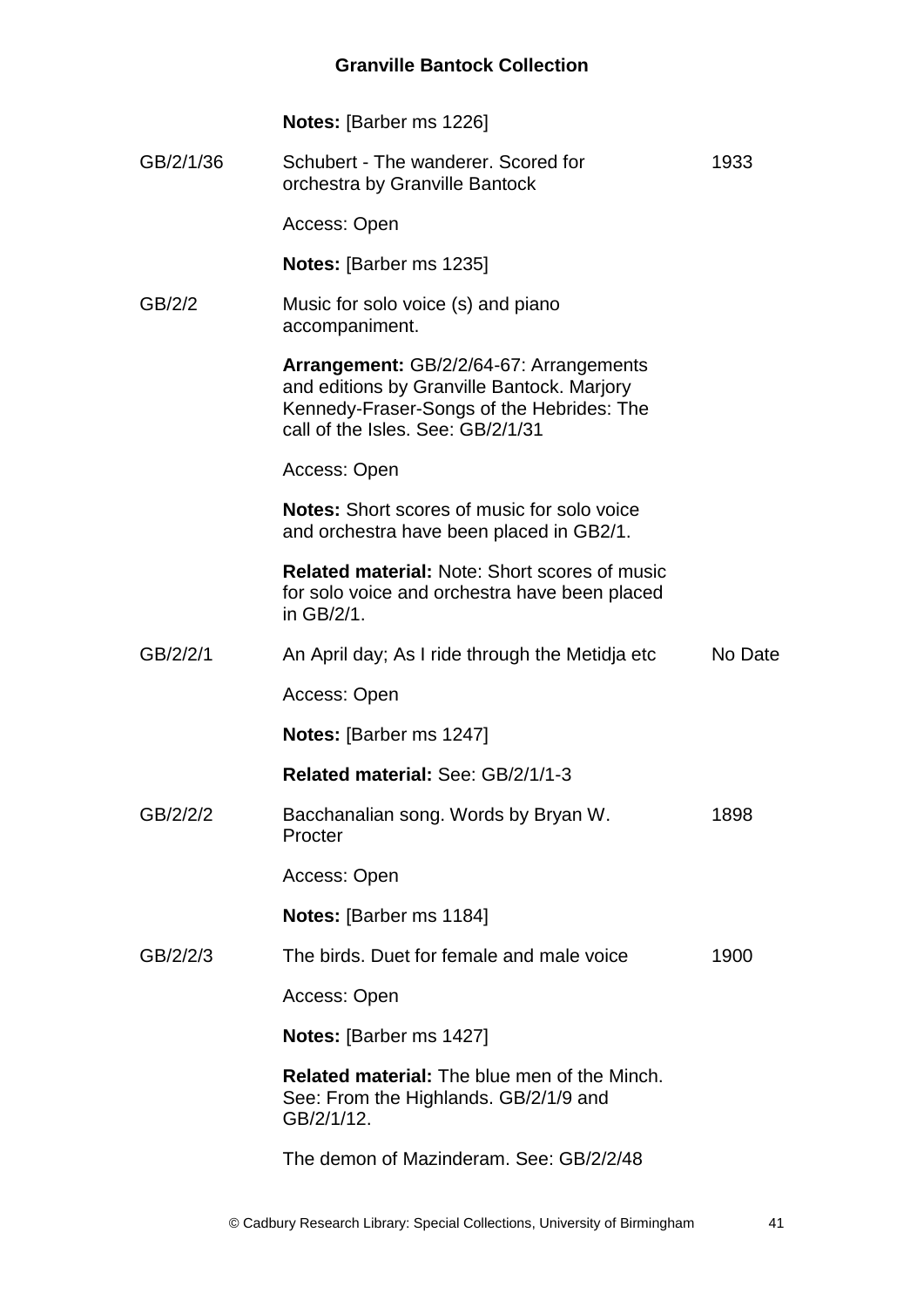**Notes:** [Barber ms 1226]

| | | |
|---|---|---|
| GB/2/1/36 | Schubert - The wanderer. Scored for orchestra by Granville Bantock | 1933 |
| | Access: Open | |
| | **Notes:** [Barber ms 1235] | |
| GB/2/2 | Music for solo voice (s) and piano accompaniment. | |
| | **Arrangement:** GB/2/2/64-67: Arrangements and editions by Granville Bantock. Marjory Kennedy-Fraser-Songs of the Hebrides: The call of the Isles. See: GB/2/1/31 | |
| | Access: Open | |
| | **Notes:** Short scores of music for solo voice and orchestra have been placed in GB2/1. | |
| | **Related material:** Note: Short scores of music for solo voice and orchestra have been placed in GB/2/1. | |
| GB/2/2/1 | An April day; As I ride through the Metidja etc | No Date |
| | Access: Open | |
| | **Notes:** [Barber ms 1247] | |
| | **Related material:** See: GB/2/1/1-3 | |
| GB/2/2/2 | Bacchanalian song. Words by Bryan W. Procter | 1898 |
| | Access: Open | |
| | **Notes:** [Barber ms 1184] | |
| GB/2/2/3 | The birds. Duet for female and male voice | 1900 |
| | Access: Open | |
| | **Notes:** [Barber ms 1427] | |
| | **Related material:** The blue men of the Minch. See: From the Highlands. GB/2/1/9 and GB/2/1/12. | |
| | The demon of Mazinderam. See: GB/2/2/48 | |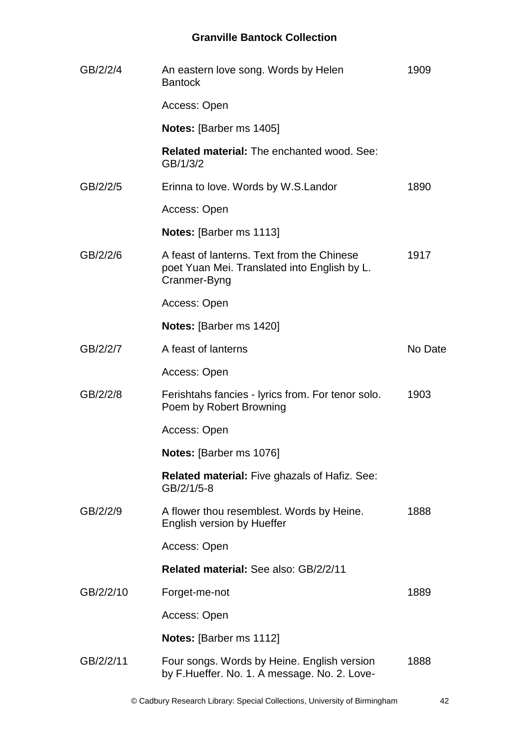| | | |
|---|---|---|
| GB/2/2/4 | An eastern love song. Words by Helen Bantock | 1909 |
| | Access: Open | |
| | **Notes:** [Barber ms 1405] | |
| | **Related material:** The enchanted wood. See: GB/1/3/2 | |
| GB/2/2/5 | Erinna to love. Words by W.S.Landor | 1890 |
| | Access: Open | |
| | **Notes:** [Barber ms 1113] | |
| GB/2/2/6 | A feast of lanterns. Text from the Chinese poet Yuan Mei. Translated into English by L. Cranmer-Byng | 1917 |
| | Access: Open | |
| | **Notes:** [Barber ms 1420] | |
| GB/2/2/7 | A feast of lanterns | No Date |
| | Access: Open | |
| GB/2/2/8 | Ferishtahs fancies - lyrics from. For tenor solo. Poem by Robert Browning | 1903 |
| | Access: Open | |
| | **Notes:** [Barber ms 1076] | |
| | **Related material:** Five ghazals of Hafiz. See: GB/2/1/5-8 | |
| GB/2/2/9 | A flower thou resemblest. Words by Heine. English version by Hueffer | 1888 |
| | Access: Open | |
| | **Related material:** See also: GB/2/2/11 | |
| GB/2/2/10 | Forget-me-not | 1889 |
| | Access: Open | |
| | **Notes:** [Barber ms 1112] | |
| GB/2/2/11 | Four songs. Words by Heine. English version by F.Hueffer. No. 1. A message. No. 2. Love- | 1888 |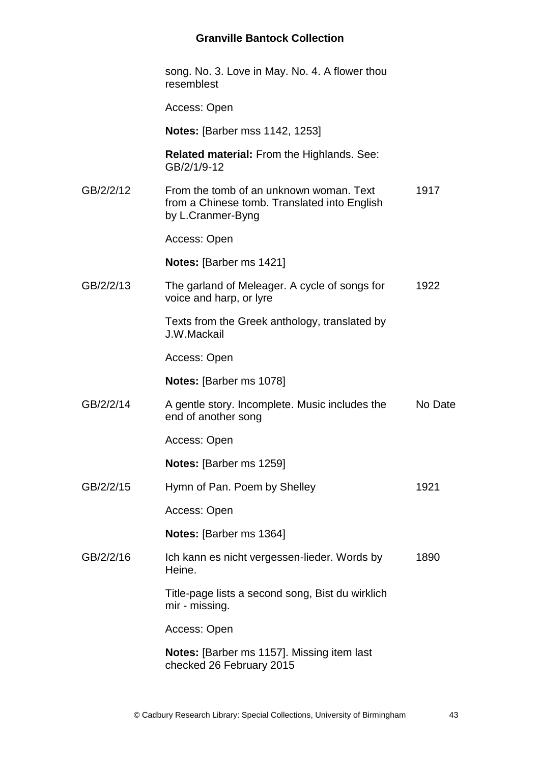| | | |
|---|---|---|
| | song. No. 3. Love in May. No. 4. A flower thou resemblest | |
| | Access: Open | |
| | **Notes:** [Barber mss 1142, 1253] | |
| | **Related material:** From the Highlands. See: GB/2/1/9-12 | |
| GB/2/2/12 | From the tomb of an unknown woman. Text from a Chinese tomb. Translated into English by L.Cranmer-Byng | 1917 |
| | Access: Open | |
| | **Notes:** [Barber ms 1421] | |
| GB/2/2/13 | The garland of Meleager. A cycle of songs for voice and harp, or lyre | 1922 |
| | Texts from the Greek anthology, translated by J.W.Mackail | |
| | Access: Open | |
| | **Notes:** [Barber ms 1078] | |
| GB/2/2/14 | A gentle story. Incomplete. Music includes the end of another song | No Date |
| | Access: Open | |
| | **Notes:** [Barber ms 1259] | |
| GB/2/2/15 | Hymn of Pan. Poem by Shelley | 1921 |
| | Access: Open | |
| | **Notes:** [Barber ms 1364] | |
| GB/2/2/16 | Ich kann es nicht vergessen-lieder. Words by Heine. | 1890 |
| | Title-page lists a second song, Bist du wirklich mir - missing. | |
| | Access: Open | |
| | **Notes:** [Barber ms 1157]. Missing item last checked 26 February 2015 | |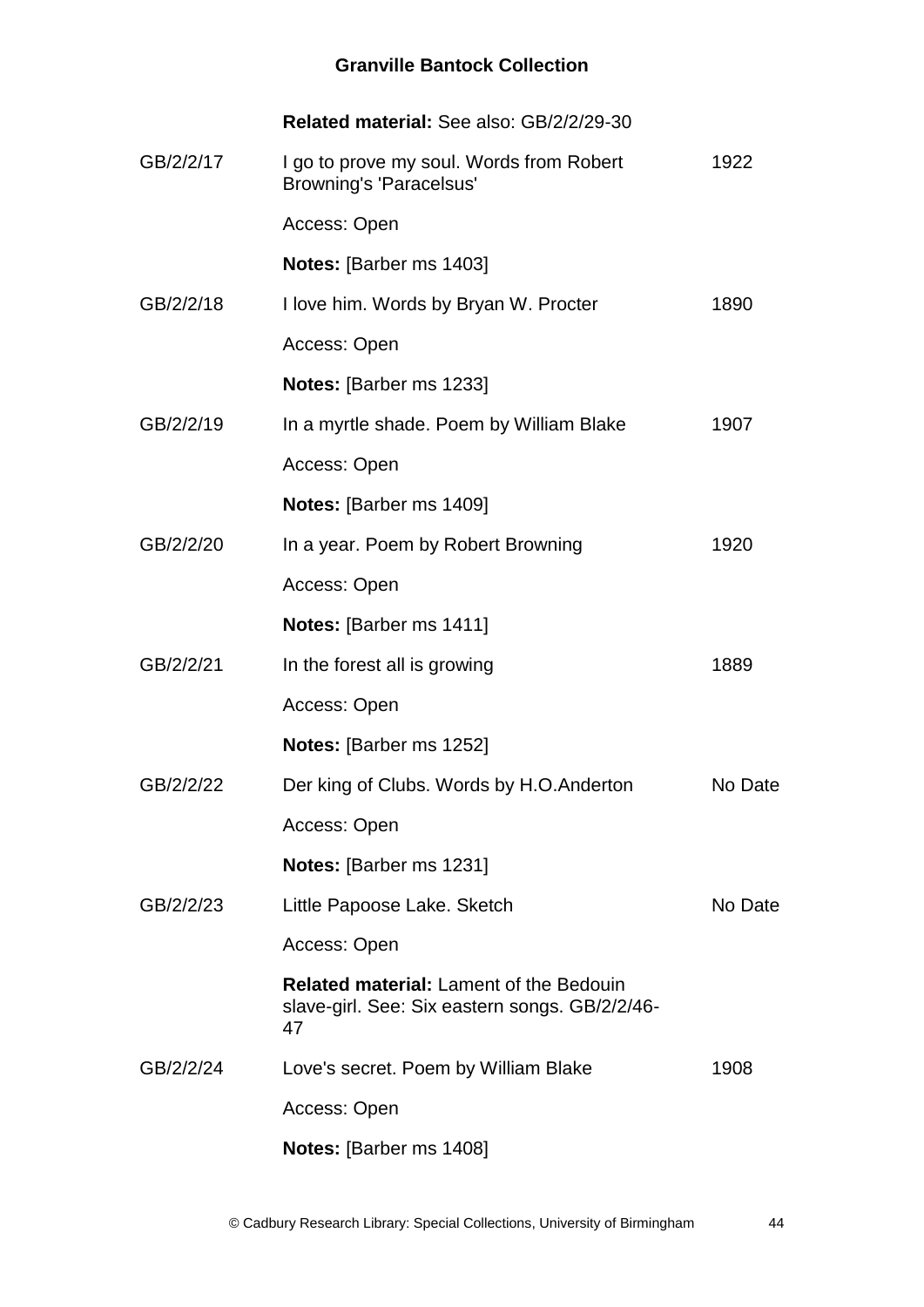**Related material:** See also: GB/2/2/29-30

| | | |
|---|---|---|
| GB/2/2/17 | I go to prove my soul. Words from Robert Browning's 'Paracelsus' | 1922 |
| | Access: Open | |
| | **Notes:** [Barber ms 1403] | |
| GB/2/2/18 | I love him. Words by Bryan W. Procter | 1890 |
| | Access: Open | |
| | **Notes:** [Barber ms 1233] | |
| GB/2/2/19 | In a myrtle shade. Poem by William Blake | 1907 |
| | Access: Open | |
| | **Notes:** [Barber ms 1409] | |
| GB/2/2/20 | In a year. Poem by Robert Browning | 1920 |
| | Access: Open | |
| | **Notes:** [Barber ms 1411] | |
| GB/2/2/21 | In the forest all is growing | 1889 |
| | Access: Open | |
| | **Notes:** [Barber ms 1252] | |
| GB/2/2/22 | Der king of Clubs. Words by H.O.Anderton | No Date |
| | Access: Open | |
| | **Notes:** [Barber ms 1231] | |
| GB/2/2/23 | Little Papoose Lake. Sketch | No Date |
| | Access: Open | |
| | **Related material:** Lament of the Bedouin slave-girl. See: Six eastern songs. GB/2/2/46-47 | |
| GB/2/2/24 | Love's secret. Poem by William Blake | 1908 |
| | Access: Open | |
| | **Notes:** [Barber ms 1408] | |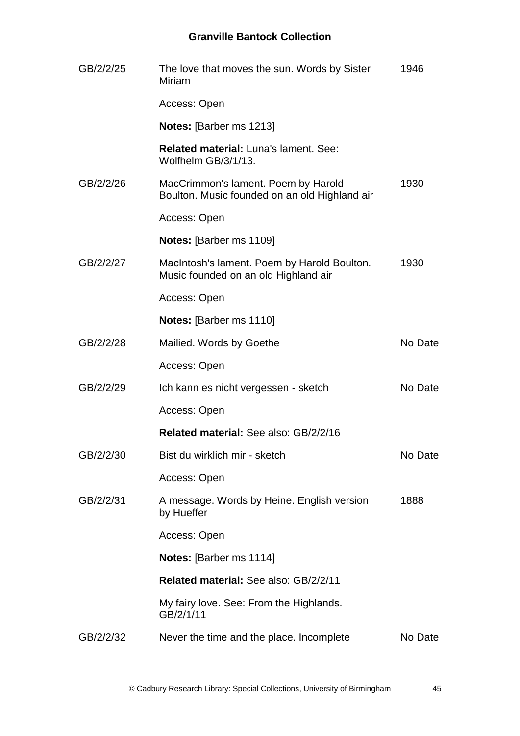| | | |
|---|---|---|
| GB/2/2/25 | The love that moves the sun. Words by Sister Miriam | 1946 |
| | Access: Open | |
| | **Notes:** [Barber ms 1213] | |
| | **Related material:** Luna's lament. See: Wolfhelm GB/3/1/13. | |
| GB/2/2/26 | MacCrimmon's lament. Poem by Harold Boulton. Music founded on an old Highland air | 1930 |
| | Access: Open | |
| | **Notes:** [Barber ms 1109] | |
| GB/2/2/27 | MacIntosh's lament. Poem by Harold Boulton. Music founded on an old Highland air | 1930 |
| | Access: Open | |
| | **Notes:** [Barber ms 1110] | |
| GB/2/2/28 | Mailied. Words by Goethe | No Date |
| | Access: Open | |
| GB/2/2/29 | Ich kann es nicht vergessen - sketch | No Date |
| | Access: Open | |
| | **Related material:** See also: GB/2/2/16 | |
| GB/2/2/30 | Bist du wirklich mir - sketch | No Date |
| | Access: Open | |
| GB/2/2/31 | A message. Words by Heine. English version by Hueffer | 1888 |
| | Access: Open | |
| | **Notes:** [Barber ms 1114] | |
| | **Related material:** See also: GB/2/2/11 | |
| | My fairy love. See: From the Highlands. GB/2/1/11 | |
| GB/2/2/32 | Never the time and the place. Incomplete | No Date |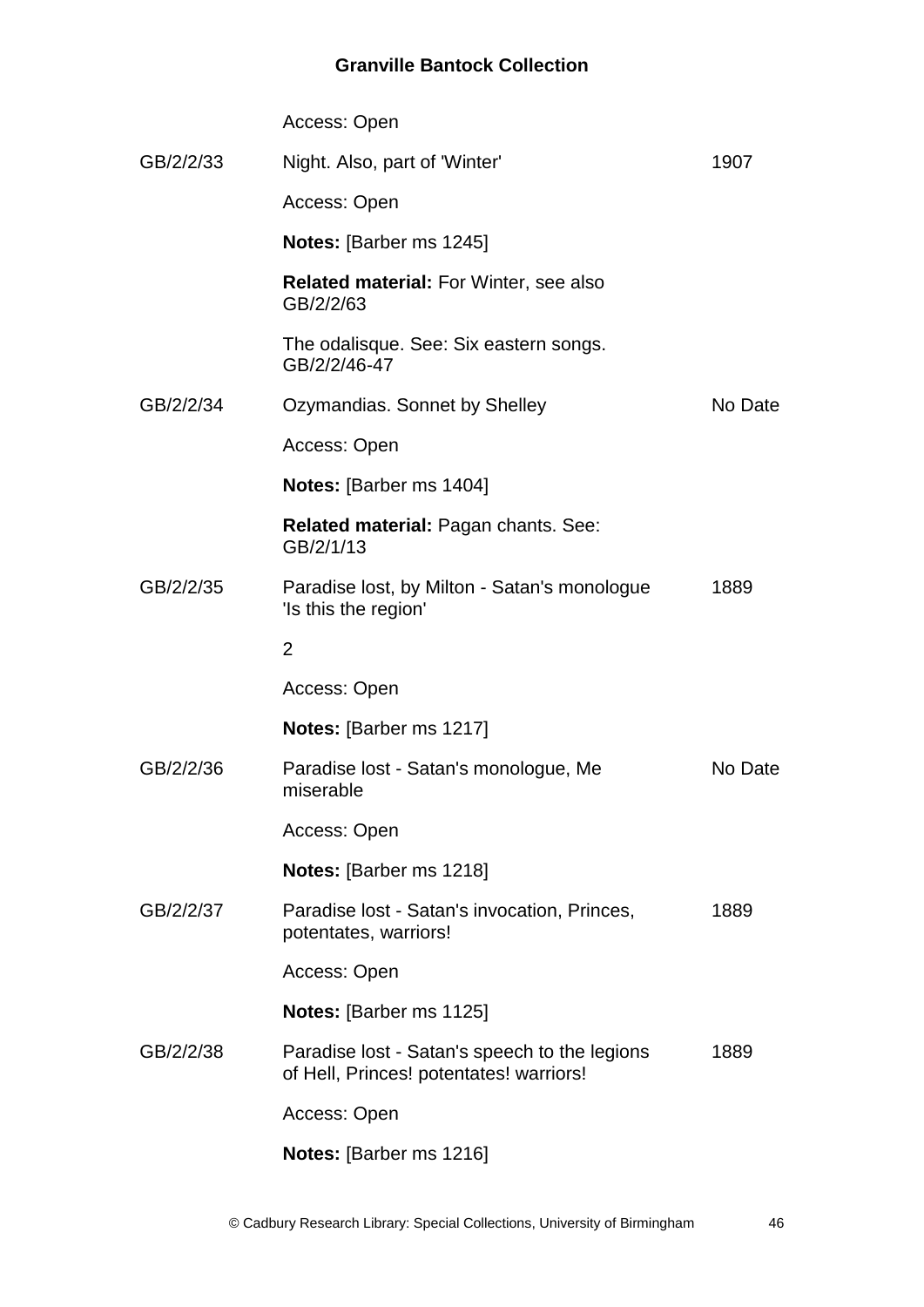Access: Open

| | | |
|---|---|---|
| GB/2/2/33 | Night. Also, part of 'Winter' | 1907 |
| | Access: Open | |
| | **Notes:** [Barber ms 1245] | |
| | **Related material:** For Winter, see also GB/2/2/63 | |
| | The odalisque. See: Six eastern songs. GB/2/2/46-47 | |
| GB/2/2/34 | Ozymandias. Sonnet by Shelley | No Date |
| | Access: Open | |
| | **Notes:** [Barber ms 1404] | |
| | **Related material:** Pagan chants. See: GB/2/1/13 | |
| GB/2/2/35 | Paradise lost, by Milton - Satan's monologue 'Is this the region' | 1889 |
| | 2 | |
| | Access: Open | |
| | **Notes:** [Barber ms 1217] | |
| GB/2/2/36 | Paradise lost - Satan's monologue, Me miserable | No Date |
| | Access: Open | |
| | **Notes:** [Barber ms 1218] | |
| GB/2/2/37 | Paradise lost - Satan's invocation, Princes, potentates, warriors! | 1889 |
| | Access: Open | |
| | **Notes:** [Barber ms 1125] | |
| GB/2/2/38 | Paradise lost - Satan's speech to the legions of Hell, Princes! potentates! warriors! | 1889 |
| | Access: Open | |
| | **Notes:** [Barber ms 1216] | |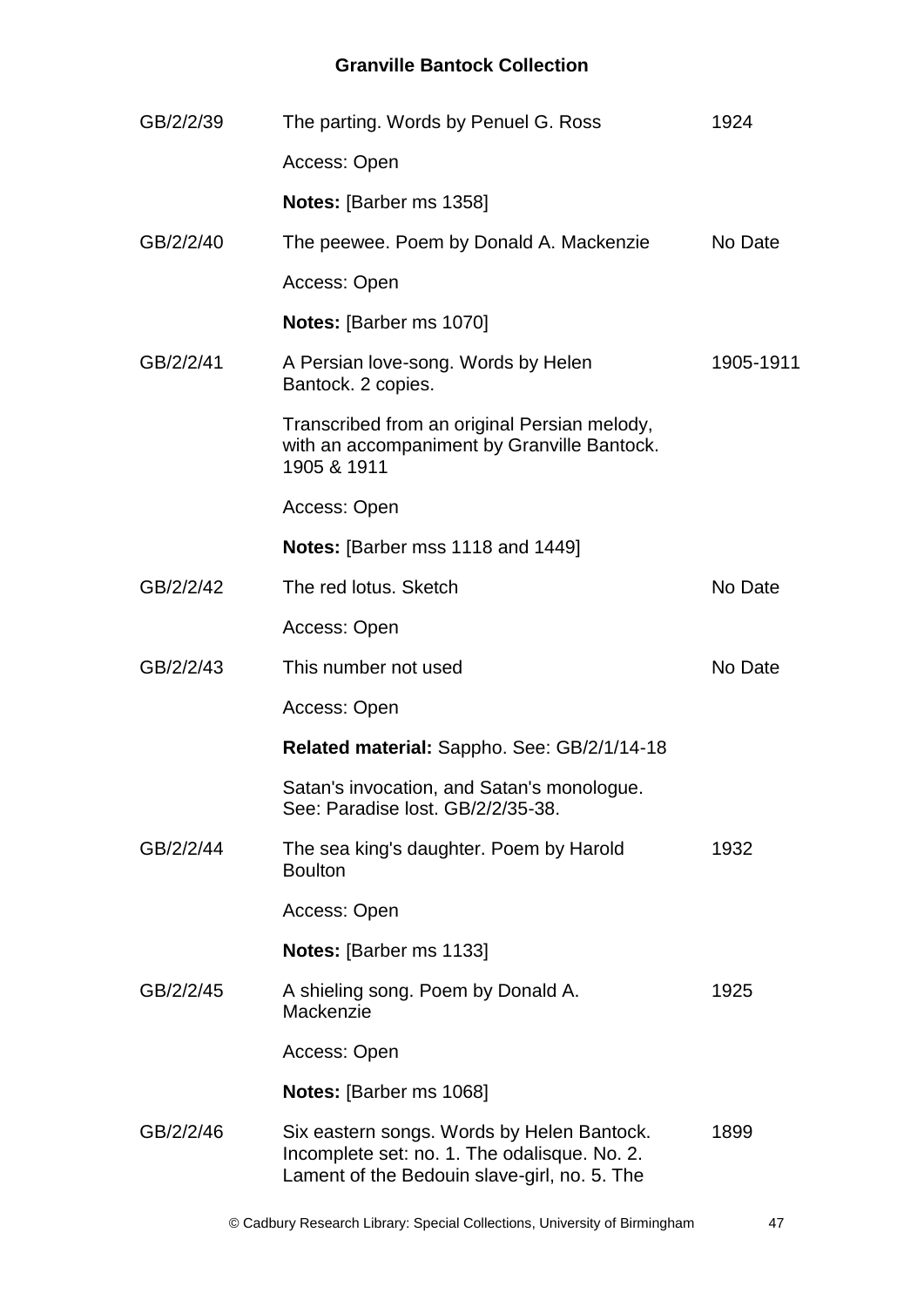| | | |
|---|---|---|
| GB/2/2/39 | The parting. Words by Penuel G. Ross | 1924 |
| | Access: Open | |
| | **Notes:** [Barber ms 1358] | |
| GB/2/2/40 | The peewee. Poem by Donald A. Mackenzie | No Date |
| | Access: Open | |
| | **Notes:** [Barber ms 1070] | |
| GB/2/2/41 | A Persian love-song. Words by Helen Bantock. 2 copies. | 1905-1911 |
| | Transcribed from an original Persian melody, with an accompaniment by Granville Bantock. 1905 & 1911 | |
| | Access: Open | |
| | **Notes:** [Barber mss 1118 and 1449] | |
| GB/2/2/42 | The red lotus. Sketch | No Date |
| | Access: Open | |
| GB/2/2/43 | This number not used | No Date |
| | Access: Open | |
| | **Related material:** Sappho. See: GB/2/1/14-18 | |
| | Satan's invocation, and Satan's monologue. See: Paradise lost. GB/2/2/35-38. | |
| GB/2/2/44 | The sea king's daughter. Poem by Harold Boulton | 1932 |
| | Access: Open | |
| | **Notes:** [Barber ms 1133] | |
| GB/2/2/45 | A shieling song. Poem by Donald A. Mackenzie | 1925 |
| | Access: Open | |
| | **Notes:** [Barber ms 1068] | |
| GB/2/2/46 | Six eastern songs. Words by Helen Bantock. Incomplete set: no. 1. The odalisque. No. 2. Lament of the Bedouin slave-girl, no. 5. The | 1899 |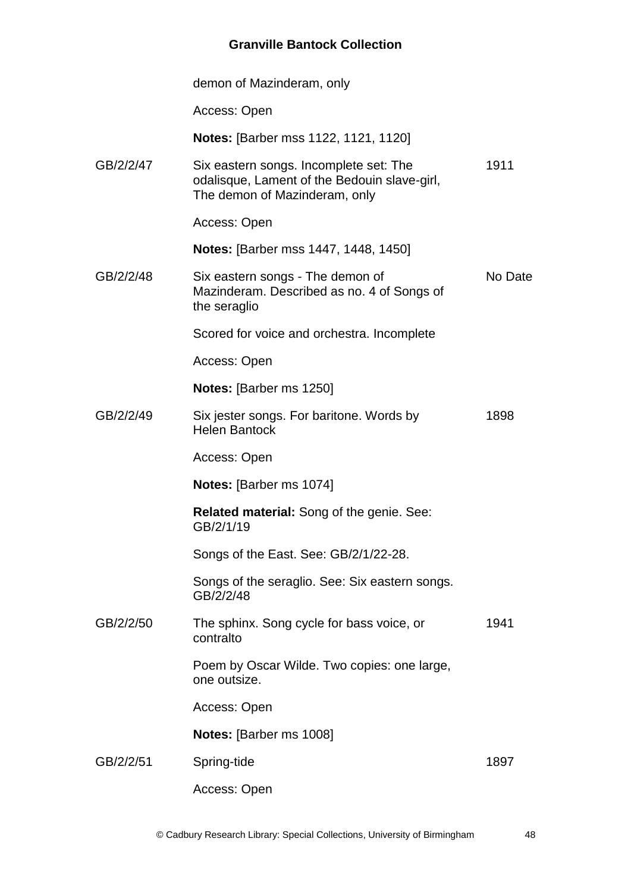| | | |
|---|---|---|
| | demon of Mazinderam, only | |
| | Access: Open | |
| | **Notes:** [Barber mss 1122, 1121, 1120] | |
| GB/2/2/47 | Six eastern songs. Incomplete set: The odalisque, Lament of the Bedouin slave-girl, The demon of Mazinderam, only | 1911 |
| | Access: Open | |
| | **Notes:** [Barber mss 1447, 1448, 1450] | |
| GB/2/2/48 | Six eastern songs - The demon of Mazinderam. Described as no. 4 of Songs of the seraglio | No Date |
| | Scored for voice and orchestra. Incomplete | |
| | Access: Open | |
| | **Notes:** [Barber ms 1250] | |
| GB/2/2/49 | Six jester songs. For baritone. Words by Helen Bantock | 1898 |
| | Access: Open | |
| | **Notes:** [Barber ms 1074] | |
| | **Related material:** Song of the genie. See: GB/2/1/19 | |
| | Songs of the East. See: GB/2/1/22-28. | |
| | Songs of the seraglio. See: Six eastern songs. GB/2/2/48 | |
| GB/2/2/50 | The sphinx. Song cycle for bass voice, or contralto | 1941 |
| | Poem by Oscar Wilde. Two copies: one large, one outsize. | |
| | Access: Open | |
| | **Notes:** [Barber ms 1008] | |
| GB/2/2/51 | Spring-tide | 1897 |
| | Access: Open | |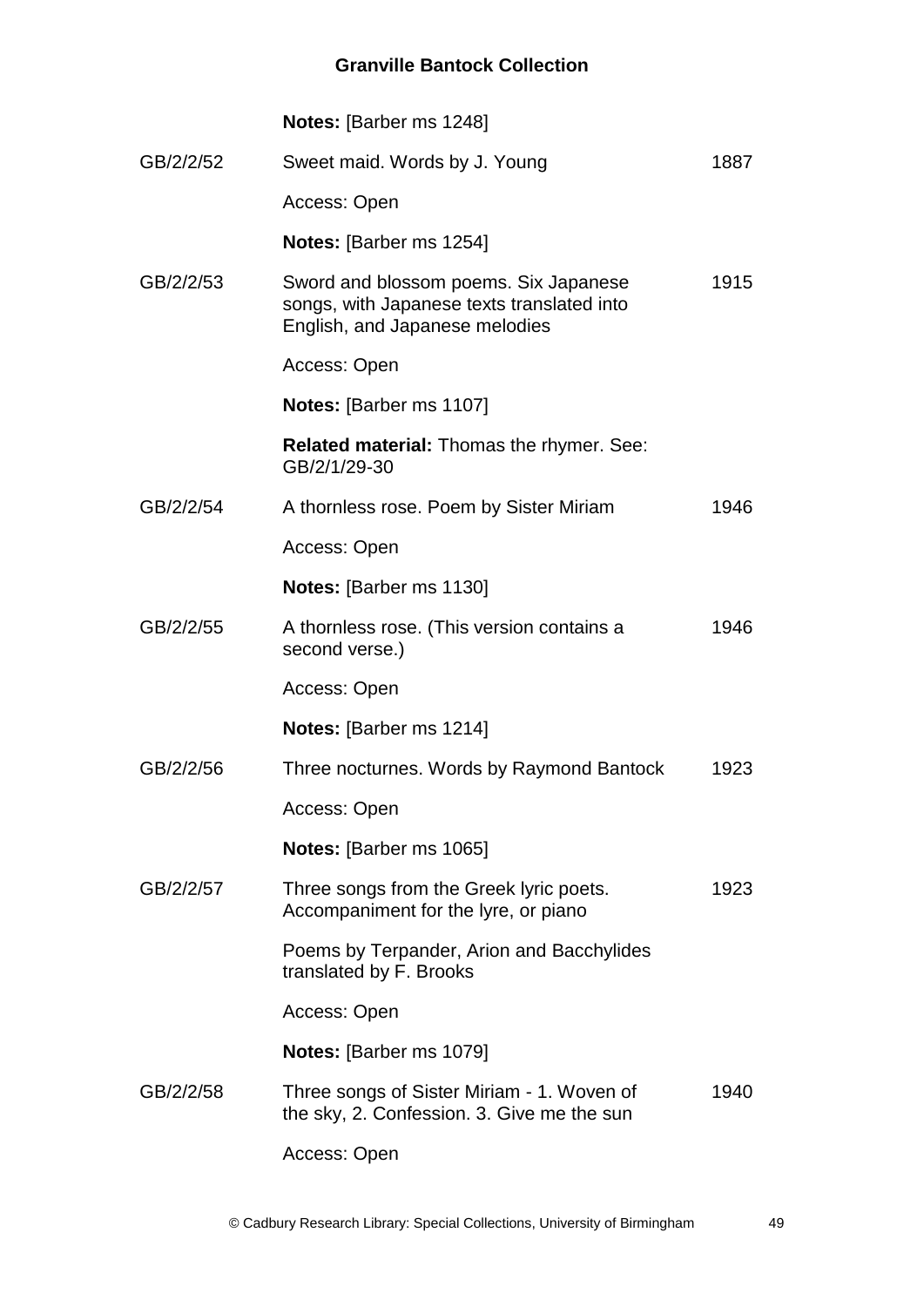**Notes:** [Barber ms 1248]

| | | |
|---|---|---|
| GB/2/2/52 | Sweet maid. Words by J. Young | 1887 |
| | Access: Open | |
| | **Notes:** [Barber ms 1254] | |
| GB/2/2/53 | Sword and blossom poems. Six Japanese songs, with Japanese texts translated into English, and Japanese melodies | 1915 |
| | Access: Open | |
| | **Notes:** [Barber ms 1107] | |
| | **Related material:** Thomas the rhymer. See: GB/2/1/29-30 | |
| GB/2/2/54 | A thornless rose. Poem by Sister Miriam | 1946 |
| | Access: Open | |
| | **Notes:** [Barber ms 1130] | |
| GB/2/2/55 | A thornless rose. (This version contains a second verse.) | 1946 |
| | Access: Open | |
| | **Notes:** [Barber ms 1214] | |
| GB/2/2/56 | Three nocturnes. Words by Raymond Bantock | 1923 |
| | Access: Open | |
| | **Notes:** [Barber ms 1065] | |
| GB/2/2/57 | Three songs from the Greek lyric poets. Accompaniment for the lyre, or piano | 1923 |
| | Poems by Terpander, Arion and Bacchylides translated by F. Brooks | |
| | Access: Open | |
| | **Notes:** [Barber ms 1079] | |
| GB/2/2/58 | Three songs of Sister Miriam - 1. Woven of the sky, 2. Confession. 3. Give me the sun | 1940 |
| | Access: Open | |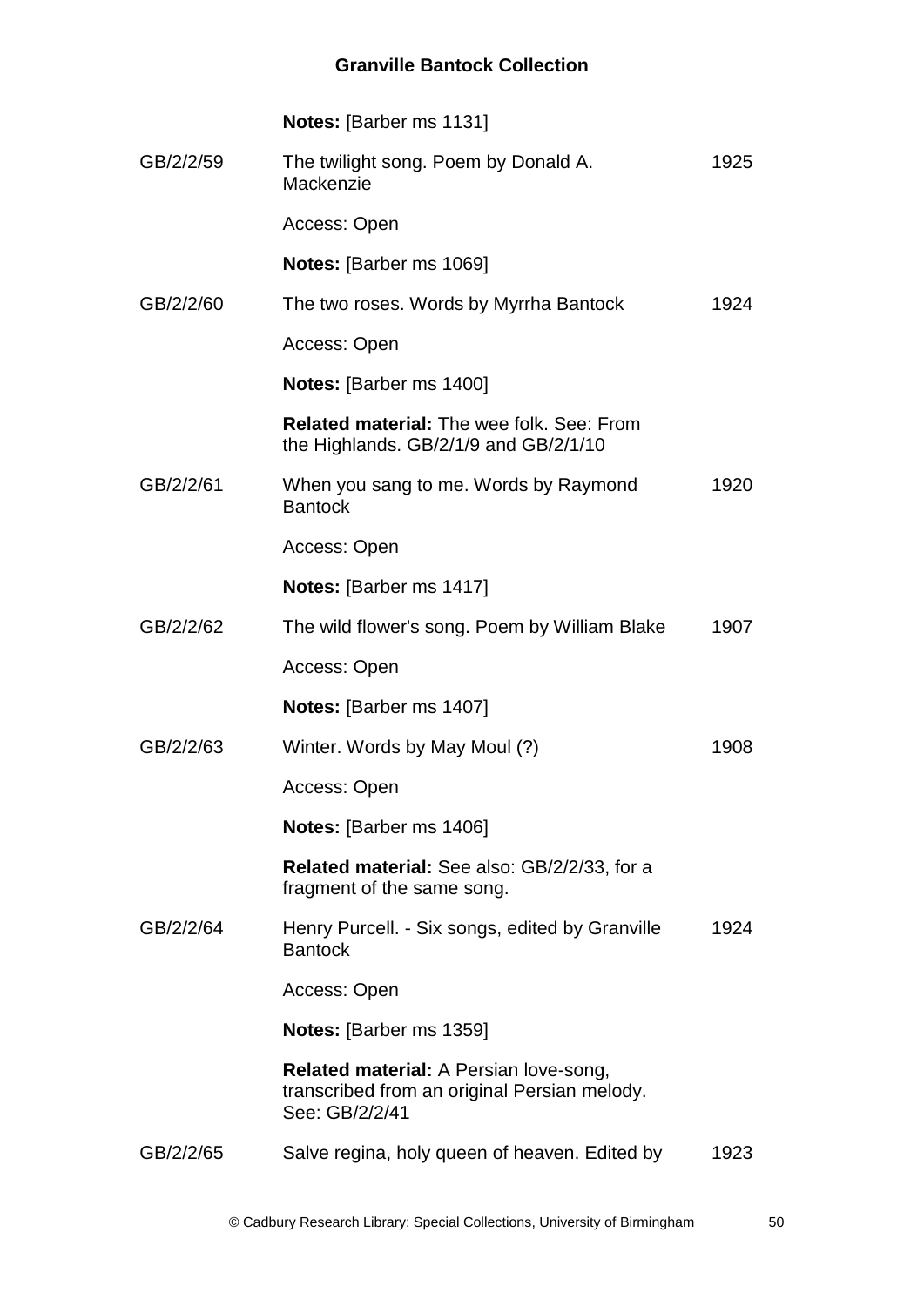**Notes:** [Barber ms 1131]

| | | |
|---|---|---|
| GB/2/2/59 | The twilight song. Poem by Donald A. Mackenzie | 1925 |
| | Access: Open | |
| | **Notes:** [Barber ms 1069] | |
| GB/2/2/60 | The two roses. Words by Myrrha Bantock | 1924 |
| | Access: Open | |
| | **Notes:** [Barber ms 1400] | |
| | **Related material:** The wee folk. See: From the Highlands. GB/2/1/9 and GB/2/1/10 | |
| GB/2/2/61 | When you sang to me. Words by Raymond Bantock | 1920 |
| | Access: Open | |
| | **Notes:** [Barber ms 1417] | |
| GB/2/2/62 | The wild flower's song. Poem by William Blake | 1907 |
| | Access: Open | |
| | **Notes:** [Barber ms 1407] | |
| GB/2/2/63 | Winter. Words by May Moul (?) | 1908 |
| | Access: Open | |
| | **Notes:** [Barber ms 1406] | |
| | **Related material:** See also: GB/2/2/33, for a fragment of the same song. | |
| GB/2/2/64 | Henry Purcell. - Six songs, edited by Granville Bantock | 1924 |
| | Access: Open | |
| | **Notes:** [Barber ms 1359] | |
| | **Related material:** A Persian love-song, transcribed from an original Persian melody. See: GB/2/2/41 | |
| GB/2/2/65 | Salve regina, holy queen of heaven. Edited by | 1923 |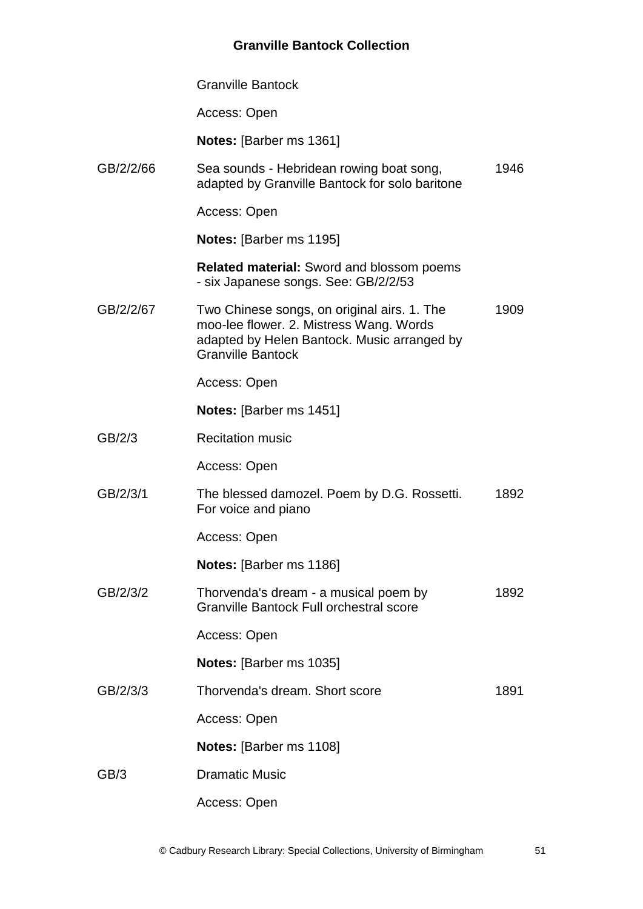Granville Bantock

Access: Open

**Notes:** [Barber ms 1361]

| | | |
|---|---|---|
| GB/2/2/66 | Sea sounds - Hebridean rowing boat song, adapted by Granville Bantock for solo baritone | 1946 |
| | Access: Open | |
| | **Notes:** [Barber ms 1195] | |
| | **Related material:** Sword and blossom poems - six Japanese songs. See: GB/2/2/53 | |
| GB/2/2/67 | Two Chinese songs, on original airs. 1. The moo-lee flower. 2. Mistress Wang. Words adapted by Helen Bantock. Music arranged by Granville Bantock | 1909 |
| | Access: Open | |
| | **Notes:** [Barber ms 1451] | |
| GB/2/3 | Recitation music | |
| | Access: Open | |
| GB/2/3/1 | The blessed damozel. Poem by D.G. Rossetti. For voice and piano | 1892 |
| | Access: Open | |
| | **Notes:** [Barber ms 1186] | |
| GB/2/3/2 | Thorvenda's dream - a musical poem by Granville Bantock Full orchestral score | 1892 |
| | Access: Open | |
| | **Notes:** [Barber ms 1035] | |
| GB/2/3/3 | Thorvenda's dream. Short score | 1891 |
| | Access: Open | |
| | **Notes:** [Barber ms 1108] | |
| GB/3 | Dramatic Music | |
| | Access: Open | |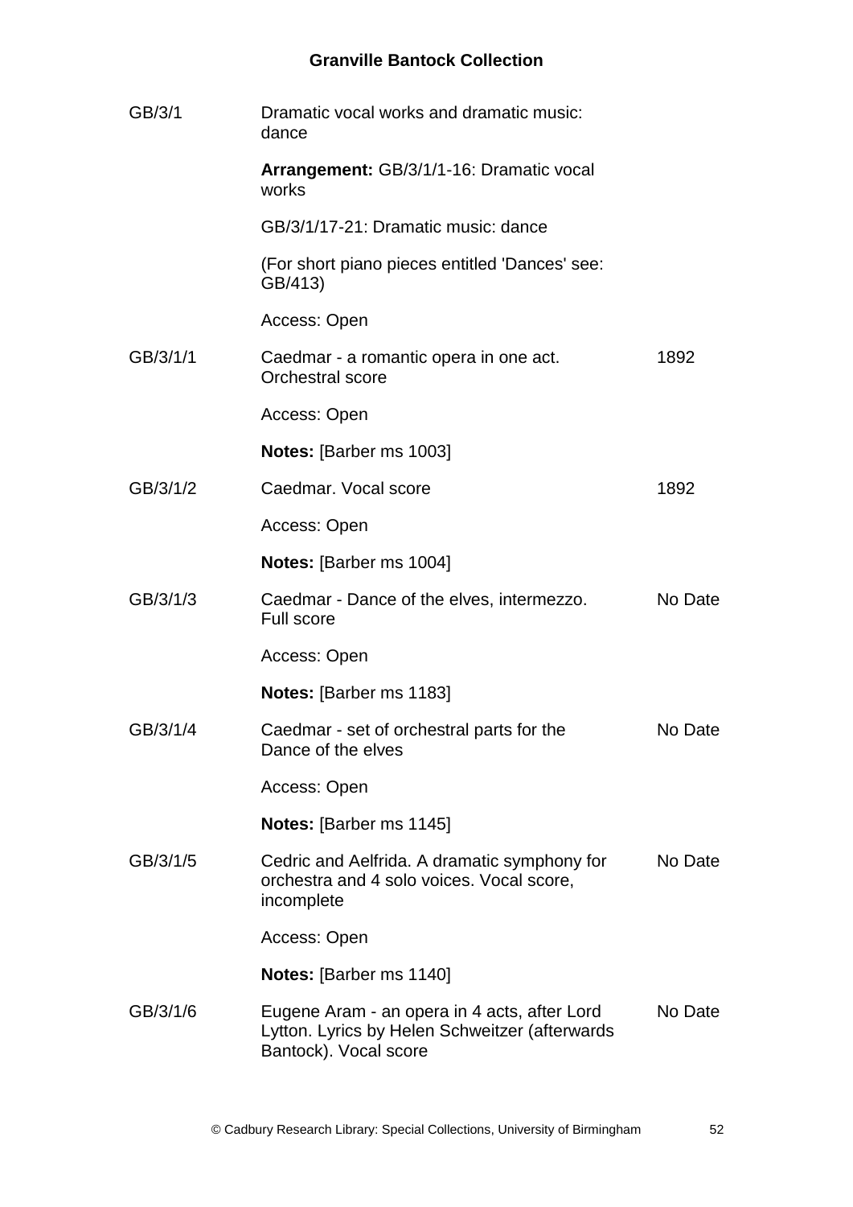| | | |
|---|---|---|
| GB/3/1 | Dramatic vocal works and dramatic music: dance | |
| | **Arrangement:** GB/3/1/1-16: Dramatic vocal works | |
| | GB/3/1/17-21: Dramatic music: dance | |
| | (For short piano pieces entitled 'Dances' see: GB/413) | |
| | Access: Open | |
| GB/3/1/1 | Caedmar - a romantic opera in one act. Orchestral score | 1892 |
| | Access: Open | |
| | **Notes:** [Barber ms 1003] | |
| GB/3/1/2 | Caedmar. Vocal score | 1892 |
| | Access: Open | |
| | **Notes:** [Barber ms 1004] | |
| GB/3/1/3 | Caedmar - Dance of the elves, intermezzo. Full score | No Date |
| | Access: Open | |
| | **Notes:** [Barber ms 1183] | |
| GB/3/1/4 | Caedmar - set of orchestral parts for the Dance of the elves | No Date |
| | Access: Open | |
| | **Notes:** [Barber ms 1145] | |
| GB/3/1/5 | Cedric and Aelfrida. A dramatic symphony for orchestra and 4 solo voices. Vocal score, incomplete | No Date |
| | Access: Open | |
| | **Notes:** [Barber ms 1140] | |
| GB/3/1/6 | Eugene Aram - an opera in 4 acts, after Lord Lytton. Lyrics by Helen Schweitzer (afterwards Bantock). Vocal score | No Date |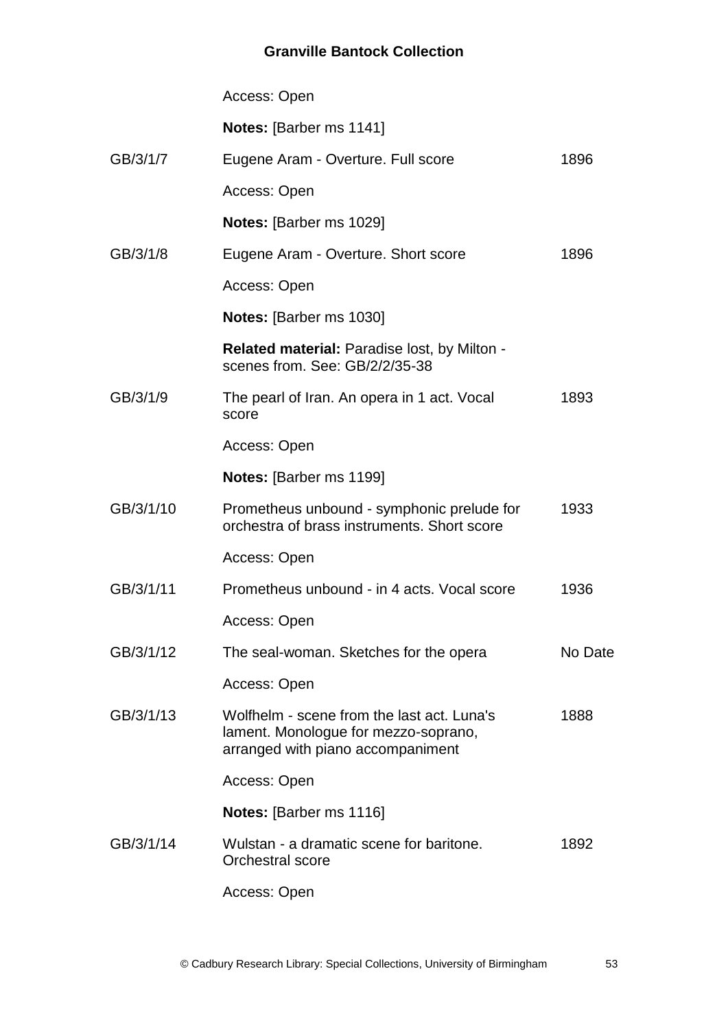Access: Open

**Notes:** [Barber ms 1141]

GB/3/1/7 Eugene Aram - Overture. Full score 1896

Access: Open

**Notes:** [Barber ms 1029]

GB/3/1/8 Eugene Aram - Overture. Short score 1896

Access: Open

**Notes:** [Barber ms 1030]

**Related material:** Paradise lost, by Milton - scenes from. See: GB/2/2/35-38

GB/3/1/9 The pearl of Iran. An opera in 1 act. Vocal score 1893

Access: Open

**Notes:** [Barber ms 1199]

GB/3/1/10 Prometheus unbound - symphonic prelude for orchestra of brass instruments. Short score 1933

Access: Open

GB/3/1/11 Prometheus unbound - in 4 acts. Vocal score 1936

Access: Open

GB/3/1/12 The seal-woman. Sketches for the opera No Date

Access: Open

GB/3/1/13 Wolfhelm - scene from the last act. Luna's lament. Monologue for mezzo-soprano, arranged with piano accompaniment 1888

Access: Open

**Notes:** [Barber ms 1116]

GB/3/1/14 Wulstan - a dramatic scene for baritone. Orchestral score 1892

Access: Open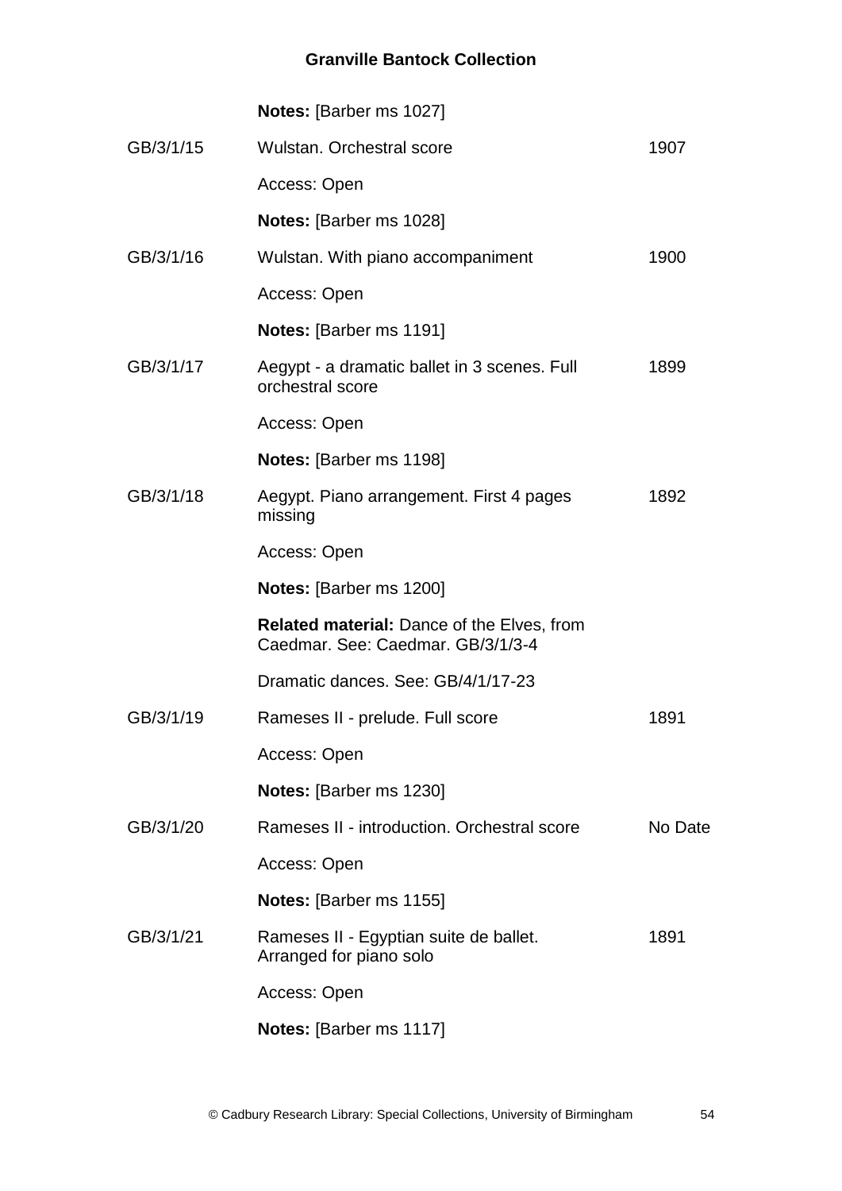**Notes:** [Barber ms 1027]

| | | |
|---|---|---|
| GB/3/1/15 | Wulstan. Orchestral score | 1907 |
| | Access: Open | |
| | **Notes:** [Barber ms 1028] | |
| GB/3/1/16 | Wulstan. With piano accompaniment | 1900 |
| | Access: Open | |
| | **Notes:** [Barber ms 1191] | |
| GB/3/1/17 | Aegypt - a dramatic ballet in 3 scenes. Full orchestral score | 1899 |
| | Access: Open | |
| | **Notes:** [Barber ms 1198] | |
| GB/3/1/18 | Aegypt. Piano arrangement. First 4 pages missing | 1892 |
| | Access: Open | |
| | **Notes:** [Barber ms 1200] | |
| | **Related material:** Dance of the Elves, from Caedmar. See: Caedmar. GB/3/1/3-4 | |
| | Dramatic dances. See: GB/4/1/17-23 | |
| GB/3/1/19 | Rameses II - prelude. Full score | 1891 |
| | Access: Open | |
| | **Notes:** [Barber ms 1230] | |
| GB/3/1/20 | Rameses II - introduction. Orchestral score | No Date |
| | Access: Open | |
| | **Notes:** [Barber ms 1155] | |
| GB/3/1/21 | Rameses II - Egyptian suite de ballet. Arranged for piano solo | 1891 |
| | Access: Open | |
| | **Notes:** [Barber ms 1117] | |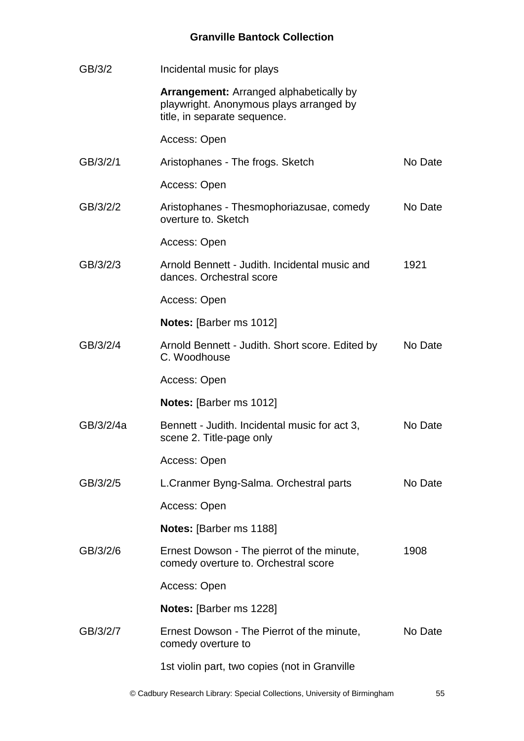| | | |
|---|---|---|
| GB/3/2 | Incidental music for plays | |
| | **Arrangement:** Arranged alphabetically by playwright. Anonymous plays arranged by title, in separate sequence. | |
| | Access: Open | |
| GB/3/2/1 | Aristophanes - The frogs. Sketch | No Date |
| | Access: Open | |
| GB/3/2/2 | Aristophanes - Thesmophoriazusae, comedy overture to. Sketch | No Date |
| | Access: Open | |
| GB/3/2/3 | Arnold Bennett - Judith. Incidental music and dances. Orchestral score | 1921 |
| | Access: Open | |
| | **Notes:** [Barber ms 1012] | |
| GB/3/2/4 | Arnold Bennett - Judith. Short score. Edited by C. Woodhouse | No Date |
| | Access: Open | |
| | **Notes:** [Barber ms 1012] | |
| GB/3/2/4a | Bennett - Judith. Incidental music for act 3, scene 2. Title-page only | No Date |
| | Access: Open | |
| GB/3/2/5 | L.Cranmer Byng-Salma. Orchestral parts | No Date |
| | Access: Open | |
| | **Notes:** [Barber ms 1188] | |
| GB/3/2/6 | Ernest Dowson - The pierrot of the minute, comedy overture to. Orchestral score | 1908 |
| | Access: Open | |
| | **Notes:** [Barber ms 1228] | |
| GB/3/2/7 | Ernest Dowson - The Pierrot of the minute, comedy overture to | No Date |
| | 1st violin part, two copies (not in Granville | |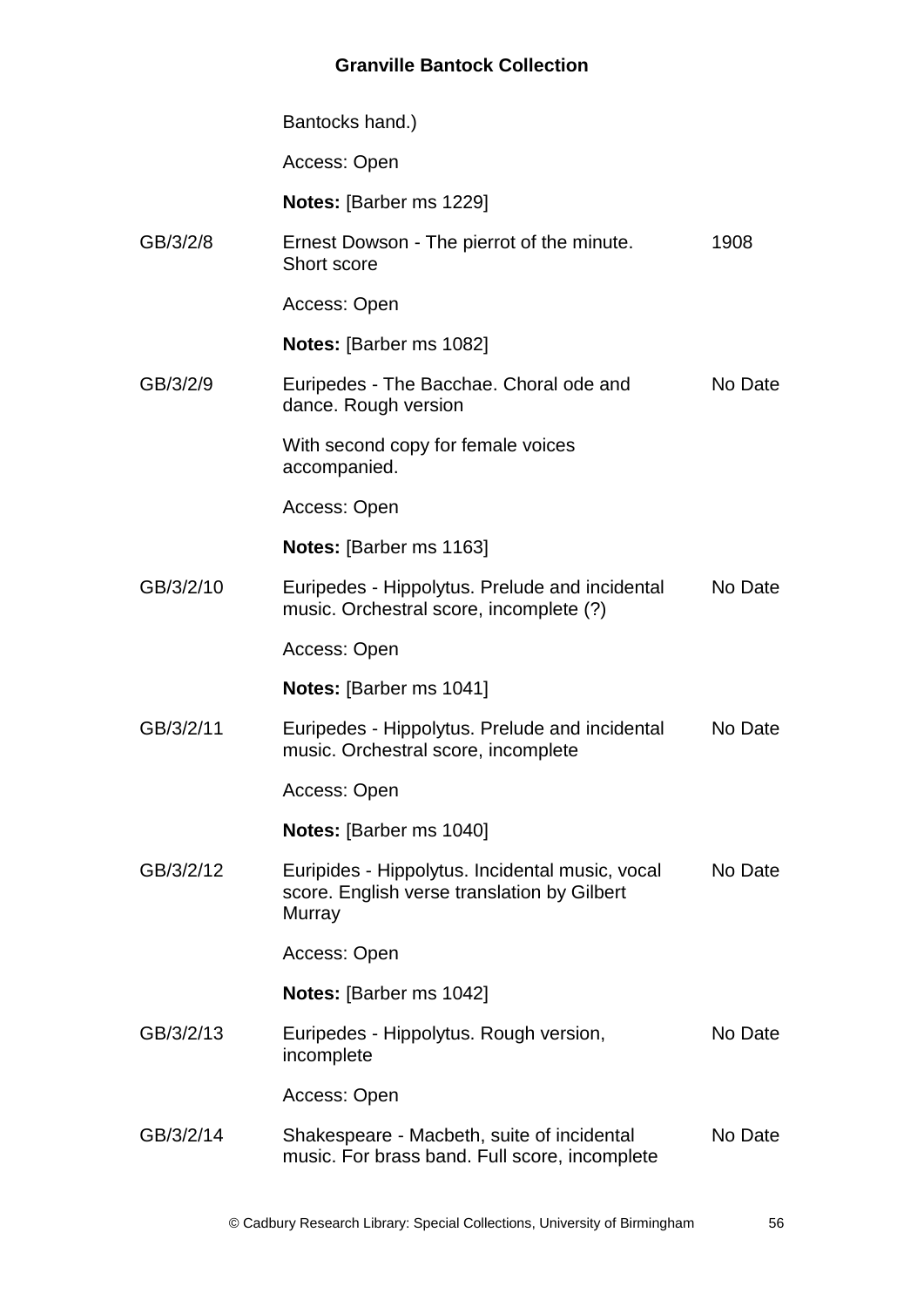Bantocks hand.)

Access: Open

**Notes:** [Barber ms 1229]

| | | |
|---|---|---|
| GB/3/2/8 | Ernest Dowson - The pierrot of the minute. Short score<br><br>Access: Open<br><br>**Notes:** [Barber ms 1082] | 1908 |
| GB/3/2/9 | Euripedes - The Bacchae. Choral ode and dance. Rough version<br><br>With second copy for female voices accompanied.<br><br>Access: Open<br><br>**Notes:** [Barber ms 1163] | No Date |
| GB/3/2/10 | Euripedes - Hippolytus. Prelude and incidental music. Orchestral score, incomplete (?)<br><br>Access: Open<br><br>**Notes:** [Barber ms 1041] | No Date |
| GB/3/2/11 | Euripedes - Hippolytus. Prelude and incidental music. Orchestral score, incomplete<br><br>Access: Open<br><br>**Notes:** [Barber ms 1040] | No Date |
| GB/3/2/12 | Euripides - Hippolytus. Incidental music, vocal score. English verse translation by Gilbert Murray<br><br>Access: Open<br><br>**Notes:** [Barber ms 1042] | No Date |
| GB/3/2/13 | Euripedes - Hippolytus. Rough version, incomplete<br><br>Access: Open | No Date |
| GB/3/2/14 | Shakespeare - Macbeth, suite of incidental music. For brass band. Full score, incomplete | No Date |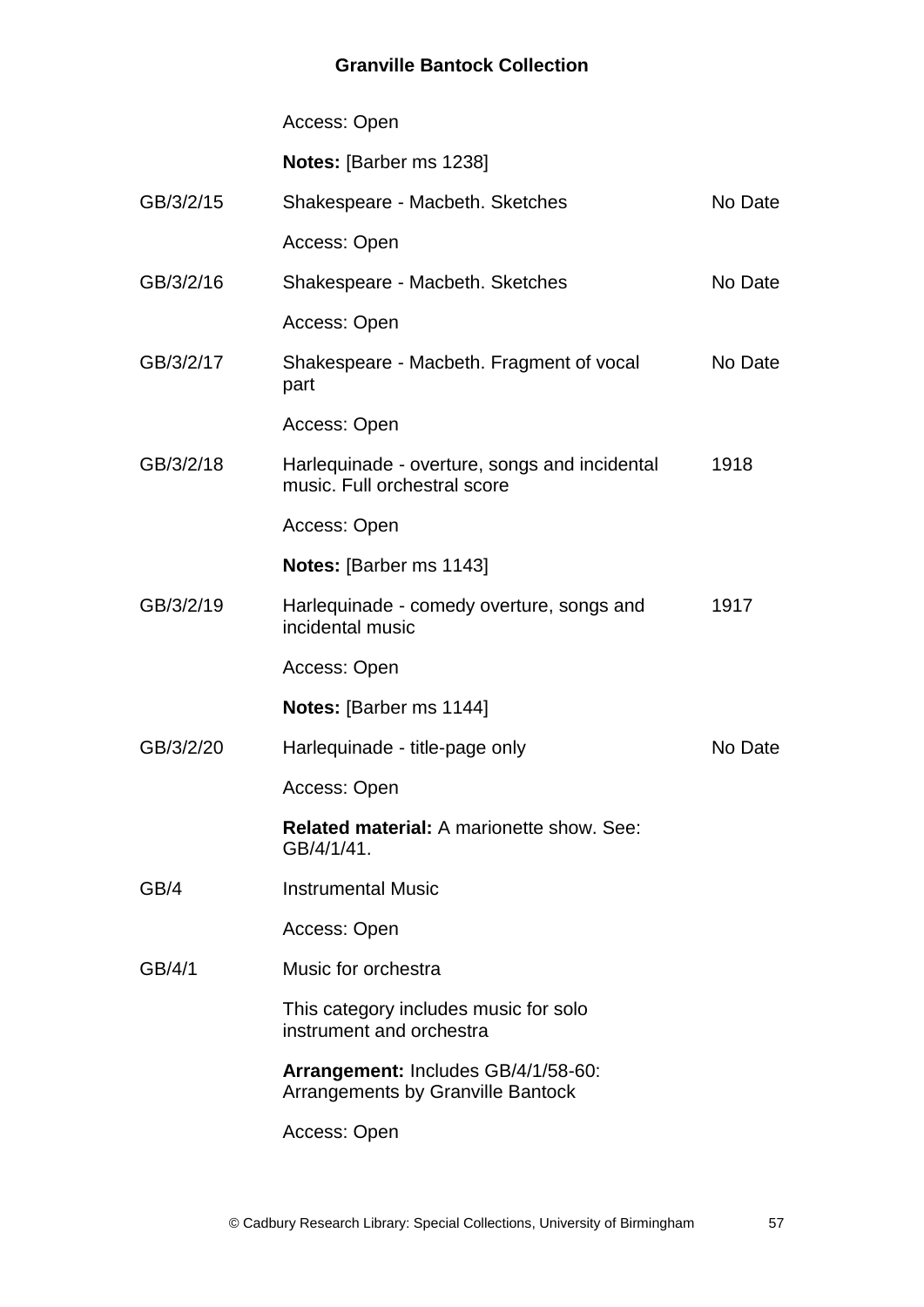Access: Open

**Notes:** [Barber ms 1238]

| | | |
|---|---|---|
| GB/3/2/15 | Shakespeare - Macbeth. Sketches<br><br>Access: Open | No Date |
| GB/3/2/16 | Shakespeare - Macbeth. Sketches<br><br>Access: Open | No Date |
| GB/3/2/17 | Shakespeare - Macbeth. Fragment of vocal part<br><br>Access: Open | No Date |
| GB/3/2/18 | Harlequinade - overture, songs and incidental music. Full orchestral score<br><br>Access: Open<br><br>**Notes:** [Barber ms 1143] | 1918 |
| GB/3/2/19 | Harlequinade - comedy overture, songs and incidental music<br><br>Access: Open<br><br>**Notes:** [Barber ms 1144] | 1917 |
| GB/3/2/20 | Harlequinade - title-page only<br><br>Access: Open<br><br>**Related material:** A marionette show. See: GB/4/1/41. | No Date |
| GB/4 | Instrumental Music<br><br>Access: Open | |
| GB/4/1 | Music for orchestra<br><br>This category includes music for solo instrument and orchestra<br><br>**Arrangement:** Includes GB/4/1/58-60: Arrangements by Granville Bantock<br><br>Access: Open | |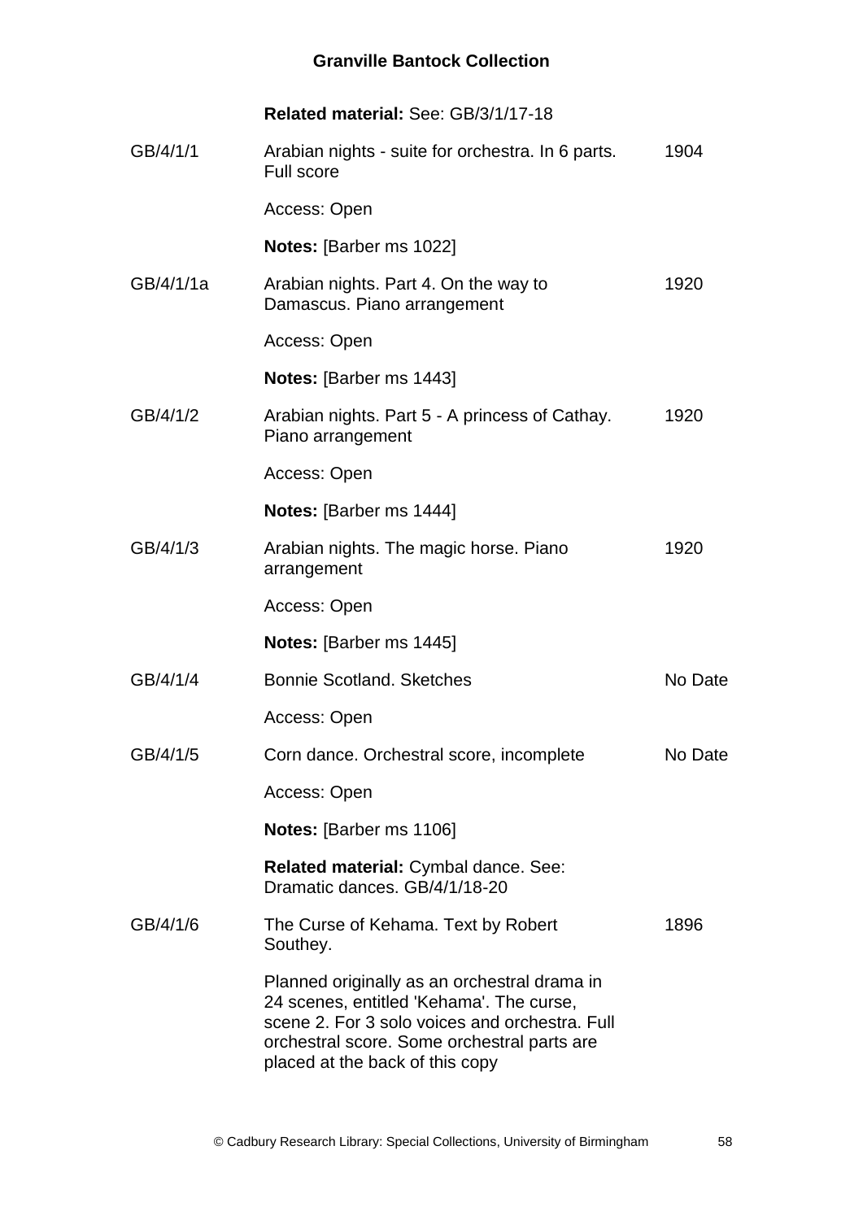**Related material:** See: GB/3/1/17-18

| | | |
|---|---|---|
| GB/4/1/1 | Arabian nights - suite for orchestra. In 6 parts. Full score | 1904 |
| | Access: Open | |
| | **Notes:** [Barber ms 1022] | |
| GB/4/1/1a | Arabian nights. Part 4. On the way to Damascus. Piano arrangement | 1920 |
| | Access: Open | |
| | **Notes:** [Barber ms 1443] | |
| GB/4/1/2 | Arabian nights. Part 5 - A princess of Cathay. Piano arrangement | 1920 |
| | Access: Open | |
| | **Notes:** [Barber ms 1444] | |
| GB/4/1/3 | Arabian nights. The magic horse. Piano arrangement | 1920 |
| | Access: Open | |
| | **Notes:** [Barber ms 1445] | |
| GB/4/1/4 | Bonnie Scotland. Sketches | No Date |
| | Access: Open | |
| GB/4/1/5 | Corn dance. Orchestral score, incomplete | No Date |
| | Access: Open | |
| | **Notes:** [Barber ms 1106] | |
| | **Related material:** Cymbal dance. See: Dramatic dances. GB/4/1/18-20 | |
| GB/4/1/6 | The Curse of Kehama. Text by Robert Southey. | 1896 |
| | Planned originally as an orchestral drama in 24 scenes, entitled 'Kehama'. The curse, scene 2. For 3 solo voices and orchestra. Full orchestral score. Some orchestral parts are placed at the back of this copy | |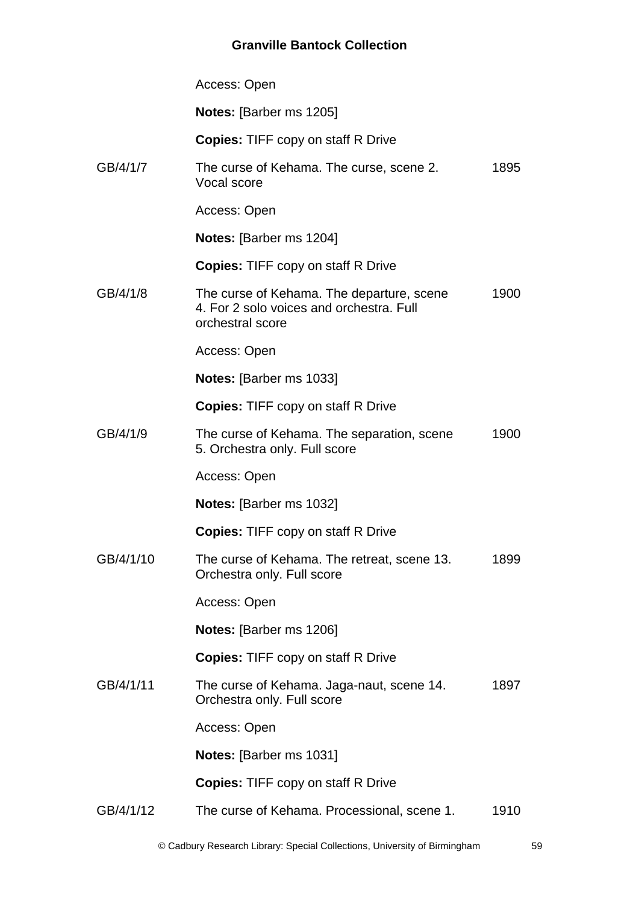Access: Open

**Notes:** [Barber ms 1205]

**Copies:** TIFF copy on staff R Drive

GB/4/1/7 The curse of Kehama. The curse, scene 2. Vocal score 1895

Access: Open

**Notes:** [Barber ms 1204]

**Copies:** TIFF copy on staff R Drive

GB/4/1/8 The curse of Kehama. The departure, scene 4. For 2 solo voices and orchestra. Full orchestral score 1900

Access: Open

**Notes:** [Barber ms 1033]

**Copies:** TIFF copy on staff R Drive

GB/4/1/9 The curse of Kehama. The separation, scene 5. Orchestra only. Full score 1900

Access: Open

**Notes:** [Barber ms 1032]

**Copies:** TIFF copy on staff R Drive

GB/4/1/10 The curse of Kehama. The retreat, scene 13. Orchestra only. Full score 1899

Access: Open

**Notes:** [Barber ms 1206]

**Copies:** TIFF copy on staff R Drive

GB/4/1/11 The curse of Kehama. Jaga-naut, scene 14. Orchestra only. Full score 1897

Access: Open

**Notes:** [Barber ms 1031]

**Copies:** TIFF copy on staff R Drive

GB/4/1/12 The curse of Kehama. Processional, scene 1. 1910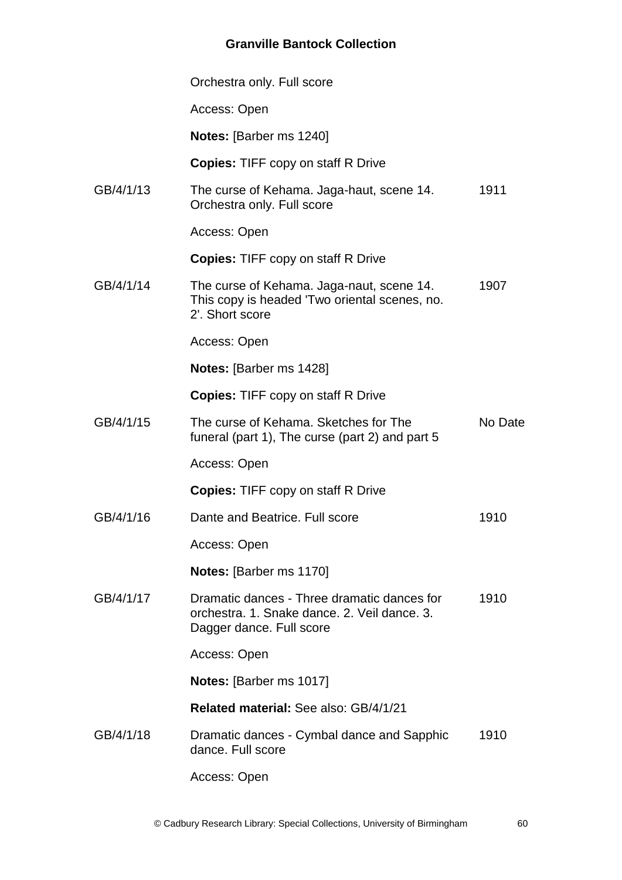Orchestra only. Full score

Access: Open

**Notes:** [Barber ms 1240]

**Copies:** TIFF copy on staff R Drive

| | | |
|---|---|---|
| GB/4/1/13 | The curse of Kehama. Jaga-haut, scene 14. Orchestra only. Full score | 1911 |
| | Access: Open | |
| | **Copies:** TIFF copy on staff R Drive | |
| GB/4/1/14 | The curse of Kehama. Jaga-naut, scene 14. This copy is headed 'Two oriental scenes, no. 2'. Short score | 1907 |
| | Access: Open | |
| | **Notes:** [Barber ms 1428] | |
| | **Copies:** TIFF copy on staff R Drive | |
| GB/4/1/15 | The curse of Kehama. Sketches for The funeral (part 1), The curse (part 2) and part 5 | No Date |
| | Access: Open | |
| | **Copies:** TIFF copy on staff R Drive | |
| GB/4/1/16 | Dante and Beatrice. Full score | 1910 |
| | Access: Open | |
| | **Notes:** [Barber ms 1170] | |
| GB/4/1/17 | Dramatic dances - Three dramatic dances for orchestra. 1. Snake dance. 2. Veil dance. 3. Dagger dance. Full score | 1910 |
| | Access: Open | |
| | **Notes:** [Barber ms 1017] | |
| | **Related material:** See also: GB/4/1/21 | |
| GB/4/1/18 | Dramatic dances - Cymbal dance and Sapphic dance. Full score | 1910 |
| | Access: Open | |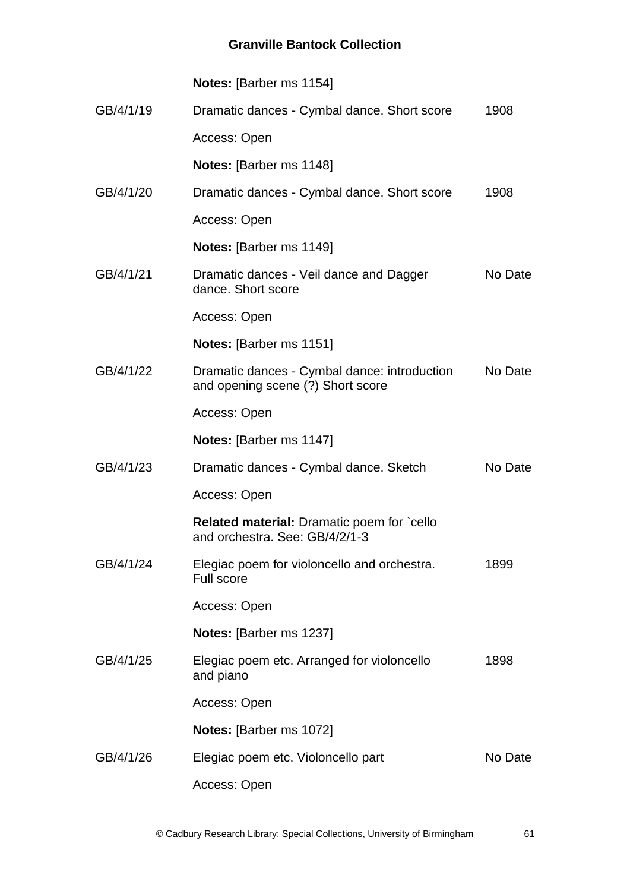**Notes:** [Barber ms 1154]

| | | |
|---|---|---|
| GB/4/1/19 | Dramatic dances - Cymbal dance. Short score | 1908 |
| | Access: Open | |
| | **Notes:** [Barber ms 1148] | |
| GB/4/1/20 | Dramatic dances - Cymbal dance. Short score | 1908 |
| | Access: Open | |
| | **Notes:** [Barber ms 1149] | |
| GB/4/1/21 | Dramatic dances - Veil dance and Dagger dance. Short score | No Date |
| | Access: Open | |
| | **Notes:** [Barber ms 1151] | |
| GB/4/1/22 | Dramatic dances - Cymbal dance: introduction and opening scene (?) Short score | No Date |
| | Access: Open | |
| | **Notes:** [Barber ms 1147] | |
| GB/4/1/23 | Dramatic dances - Cymbal dance. Sketch | No Date |
| | Access: Open | |
| | **Related material:** Dramatic poem for `cello and orchestra. See: GB/4/2/1-3 | |
| GB/4/1/24 | Elegiac poem for violoncello and orchestra. Full score | 1899 |
| | Access: Open | |
| | **Notes:** [Barber ms 1237] | |
| GB/4/1/25 | Elegiac poem etc. Arranged for violoncello and piano | 1898 |
| | Access: Open | |
| | **Notes:** [Barber ms 1072] | |
| GB/4/1/26 | Elegiac poem etc. Violoncello part | No Date |
| | Access: Open | |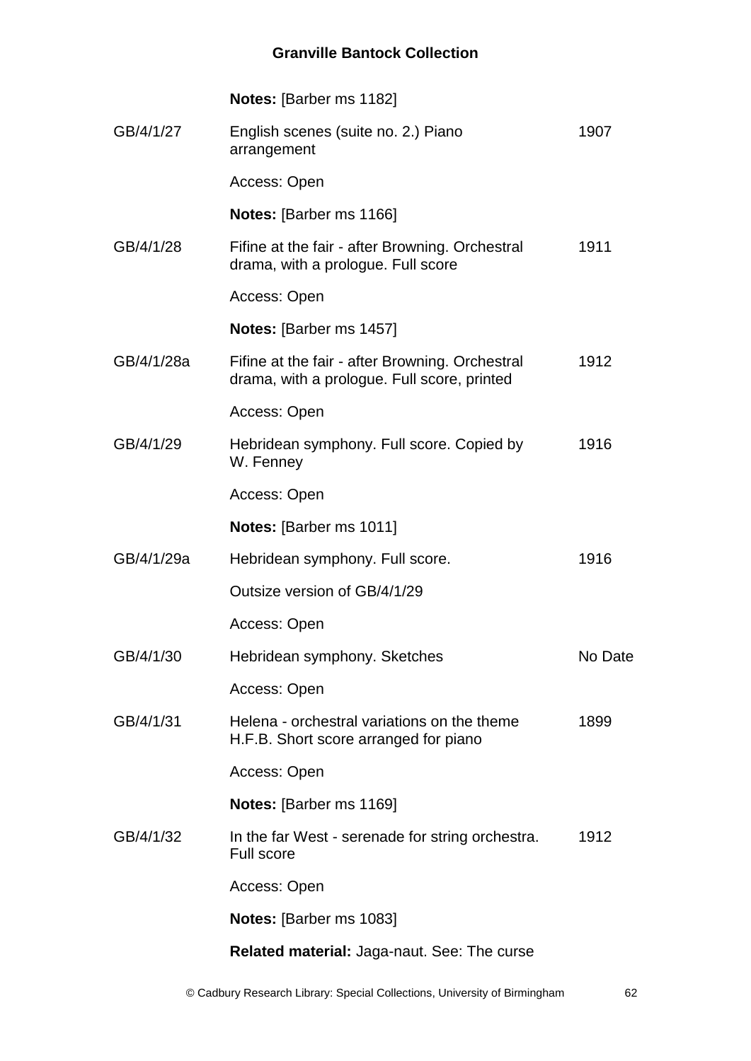**Notes:** [Barber ms 1182]

| | | |
|---|---|---|
| GB/4/1/27 | English scenes (suite no. 2.) Piano arrangement | 1907 |
| | Access: Open | |
| | **Notes:** [Barber ms 1166] | |
| GB/4/1/28 | Fifine at the fair - after Browning. Orchestral drama, with a prologue. Full score | 1911 |
| | Access: Open | |
| | **Notes:** [Barber ms 1457] | |
| GB/4/1/28a | Fifine at the fair - after Browning. Orchestral drama, with a prologue. Full score, printed | 1912 |
| | Access: Open | |
| GB/4/1/29 | Hebridean symphony. Full score. Copied by W. Fenney | 1916 |
| | Access: Open | |
| | **Notes:** [Barber ms 1011] | |
| GB/4/1/29a | Hebridean symphony. Full score. | 1916 |
| | Outsize version of GB/4/1/29 | |
| | Access: Open | |
| GB/4/1/30 | Hebridean symphony. Sketches | No Date |
| | Access: Open | |
| GB/4/1/31 | Helena - orchestral variations on the theme H.F.B. Short score arranged for piano | 1899 |
| | Access: Open | |
| | **Notes:** [Barber ms 1169] | |
| GB/4/1/32 | In the far West - serenade for string orchestra. Full score | 1912 |
| | Access: Open | |
| | **Notes:** [Barber ms 1083] | |
| | **Related material:** Jaga-naut. See: The curse | |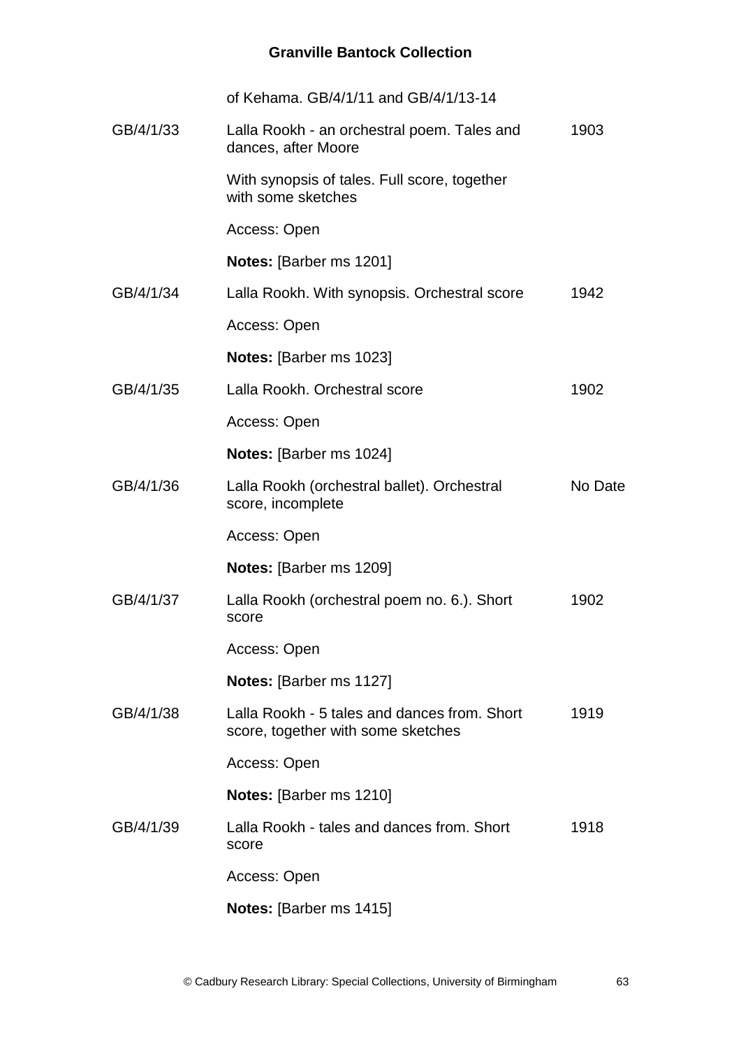of Kehama. GB/4/1/11 and GB/4/1/13-14

| | | |
|---|---|---|
| GB/4/1/33 | Lalla Rookh - an orchestral poem. Tales and dances, after Moore | 1903 |
| | With synopsis of tales. Full score, together with some sketches | |
| | Access: Open | |
| | **Notes:** [Barber ms 1201] | |
| GB/4/1/34 | Lalla Rookh. With synopsis. Orchestral score | 1942 |
| | Access: Open | |
| | **Notes:** [Barber ms 1023] | |
| GB/4/1/35 | Lalla Rookh. Orchestral score | 1902 |
| | Access: Open | |
| | **Notes:** [Barber ms 1024] | |
| GB/4/1/36 | Lalla Rookh (orchestral ballet). Orchestral score, incomplete | No Date |
| | Access: Open | |
| | **Notes:** [Barber ms 1209] | |
| GB/4/1/37 | Lalla Rookh (orchestral poem no. 6.). Short score | 1902 |
| | Access: Open | |
| | **Notes:** [Barber ms 1127] | |
| GB/4/1/38 | Lalla Rookh - 5 tales and dances from. Short score, together with some sketches | 1919 |
| | Access: Open | |
| | **Notes:** [Barber ms 1210] | |
| GB/4/1/39 | Lalla Rookh - tales and dances from. Short score | 1918 |
| | Access: Open | |
| | **Notes:** [Barber ms 1415] | |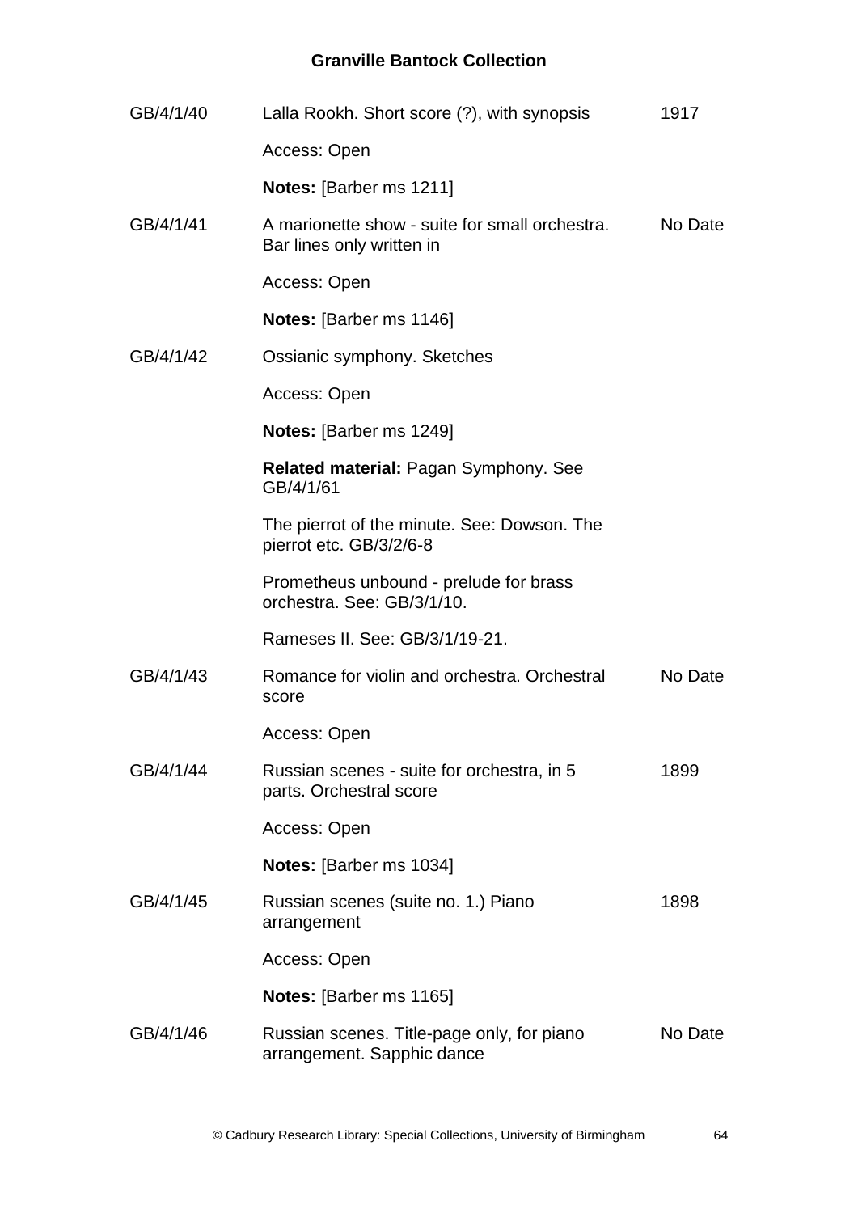| | | |
|---|---|---|
| GB/4/1/40 | Lalla Rookh. Short score (?), with synopsis | 1917 |
| | Access: Open | |
| | **Notes:** [Barber ms 1211] | |
| GB/4/1/41 | A marionette show - suite for small orchestra. Bar lines only written in | No Date |
| | Access: Open | |
| | **Notes:** [Barber ms 1146] | |
| GB/4/1/42 | Ossianic symphony. Sketches | |
| | Access: Open | |
| | **Notes:** [Barber ms 1249] | |
| | **Related material:** Pagan Symphony. See GB/4/1/61 | |
| | The pierrot of the minute. See: Dowson. The pierrot etc. GB/3/2/6-8 | |
| | Prometheus unbound - prelude for brass orchestra. See: GB/3/1/10. | |
| | Rameses II. See: GB/3/1/19-21. | |
| GB/4/1/43 | Romance for violin and orchestra. Orchestral score | No Date |
| | Access: Open | |
| GB/4/1/44 | Russian scenes - suite for orchestra, in 5 parts. Orchestral score | 1899 |
| | Access: Open | |
| | **Notes:** [Barber ms 1034] | |
| GB/4/1/45 | Russian scenes (suite no. 1.) Piano arrangement | 1898 |
| | Access: Open | |
| | **Notes:** [Barber ms 1165] | |
| GB/4/1/46 | Russian scenes. Title-page only, for piano arrangement. Sapphic dance | No Date |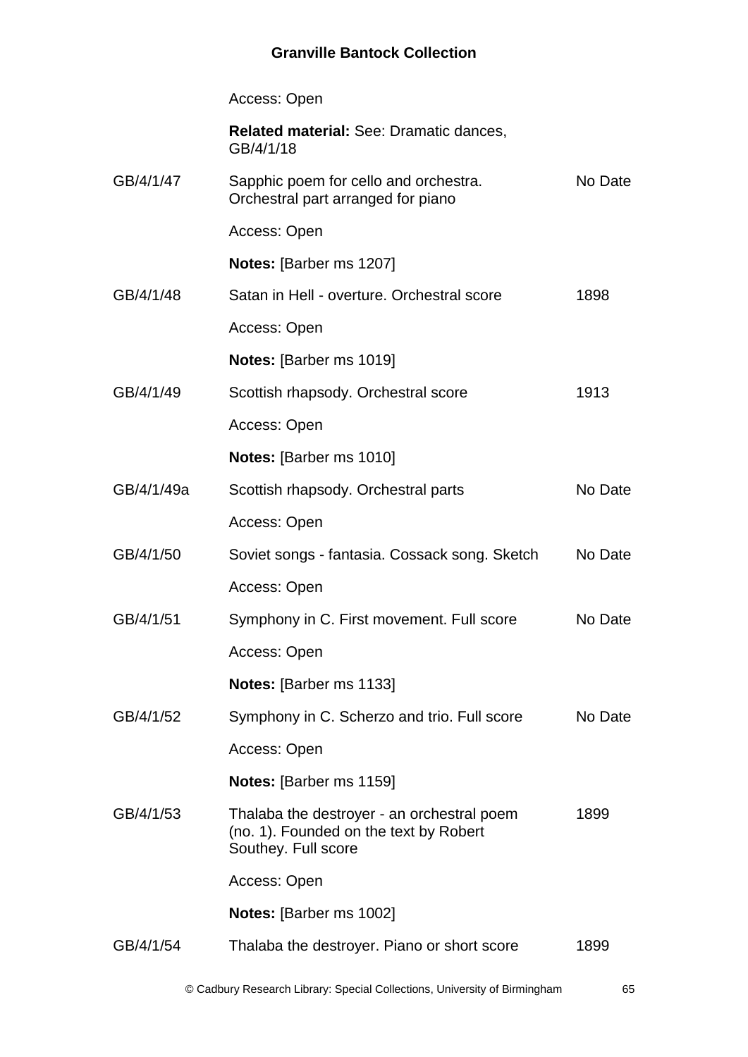Access: Open

**Related material:** See: Dramatic dances, GB/4/1/18

| | | |
|---|---|---|
| GB/4/1/47 | Sapphic poem for cello and orchestra. Orchestral part arranged for piano | No Date |
| | Access: Open | |
| | **Notes:** [Barber ms 1207] | |
| GB/4/1/48 | Satan in Hell - overture. Orchestral score | 1898 |
| | Access: Open | |
| | **Notes:** [Barber ms 1019] | |
| GB/4/1/49 | Scottish rhapsody. Orchestral score | 1913 |
| | Access: Open | |
| | **Notes:** [Barber ms 1010] | |
| GB/4/1/49a | Scottish rhapsody. Orchestral parts | No Date |
| | Access: Open | |
| GB/4/1/50 | Soviet songs - fantasia. Cossack song. Sketch | No Date |
| | Access: Open | |
| GB/4/1/51 | Symphony in C. First movement. Full score | No Date |
| | Access: Open | |
| | **Notes:** [Barber ms 1133] | |
| GB/4/1/52 | Symphony in C. Scherzo and trio. Full score | No Date |
| | Access: Open | |
| | **Notes:** [Barber ms 1159] | |
| GB/4/1/53 | Thalaba the destroyer - an orchestral poem (no. 1). Founded on the text by Robert Southey. Full score | 1899 |
| | Access: Open | |
| | **Notes:** [Barber ms 1002] | |
| GB/4/1/54 | Thalaba the destroyer. Piano or short score | 1899 |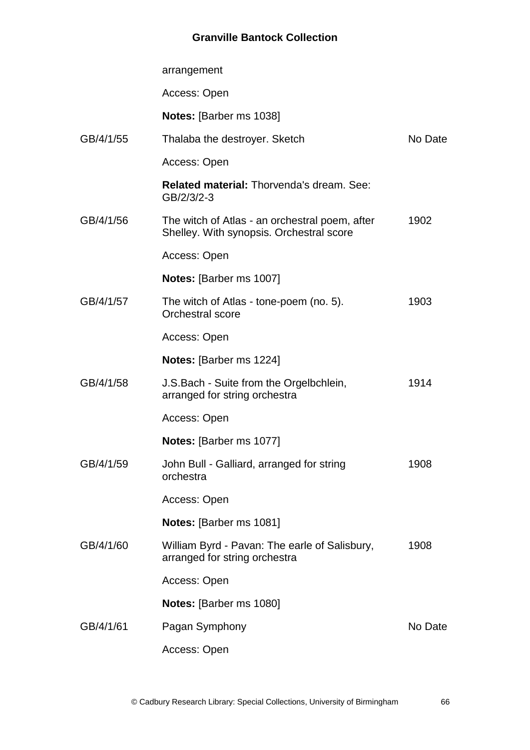| | | |
|---|---|---|
| | arrangement | |
| | Access: Open | |
| | **Notes:** [Barber ms 1038] | |
| GB/4/1/55 | Thalaba the destroyer. Sketch | No Date |
| | Access: Open | |
| | **Related material:** Thorvenda's dream. See: GB/2/3/2-3 | |
| GB/4/1/56 | The witch of Atlas - an orchestral poem, after Shelley. With synopsis. Orchestral score | 1902 |
| | Access: Open | |
| | **Notes:** [Barber ms 1007] | |
| GB/4/1/57 | The witch of Atlas - tone-poem (no. 5). Orchestral score | 1903 |
| | Access: Open | |
| | **Notes:** [Barber ms 1224] | |
| GB/4/1/58 | J.S.Bach - Suite from the Orgelbchlein, arranged for string orchestra | 1914 |
| | Access: Open | |
| | **Notes:** [Barber ms 1077] | |
| GB/4/1/59 | John Bull - Galliard, arranged for string orchestra | 1908 |
| | Access: Open | |
| | **Notes:** [Barber ms 1081] | |
| GB/4/1/60 | William Byrd - Pavan: The earle of Salisbury, arranged for string orchestra | 1908 |
| | Access: Open | |
| | **Notes:** [Barber ms 1080] | |
| GB/4/1/61 | Pagan Symphony | No Date |
| | Access: Open | |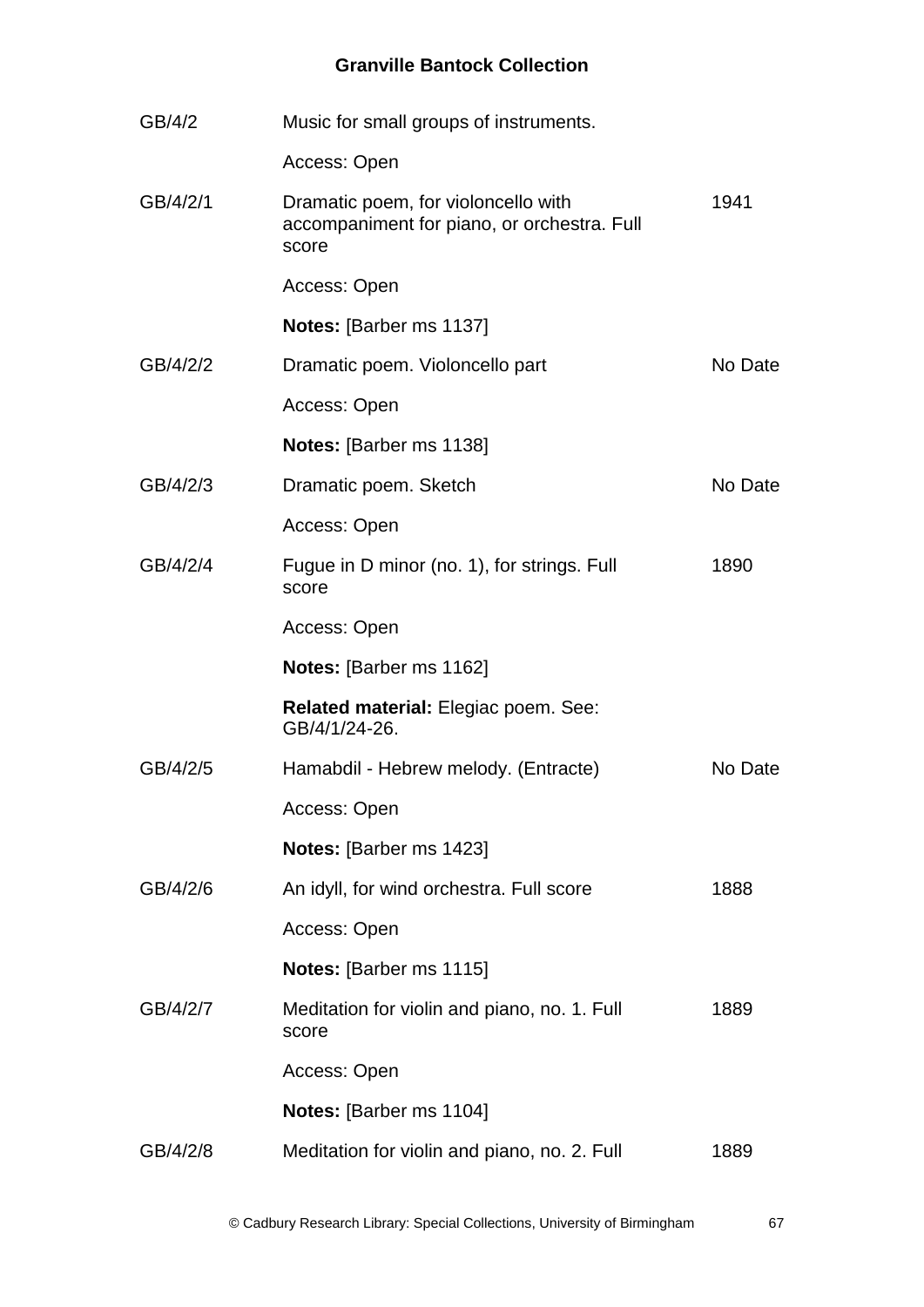| | | |
|---|---|---|
| GB/4/2 | Music for small groups of instruments. | |
| | Access: Open | |
| GB/4/2/1 | Dramatic poem, for violoncello with accompaniment for piano, or orchestra. Full score | 1941 |
| | Access: Open | |
| | **Notes:** [Barber ms 1137] | |
| GB/4/2/2 | Dramatic poem. Violoncello part | No Date |
| | Access: Open | |
| | **Notes:** [Barber ms 1138] | |
| GB/4/2/3 | Dramatic poem. Sketch | No Date |
| | Access: Open | |
| GB/4/2/4 | Fugue in D minor (no. 1), for strings. Full score | 1890 |
| | Access: Open | |
| | **Notes:** [Barber ms 1162] | |
| | **Related material:** Elegiac poem. See: GB/4/1/24-26. | |
| GB/4/2/5 | Hamabdil - Hebrew melody. (Entracte) | No Date |
| | Access: Open | |
| | **Notes:** [Barber ms 1423] | |
| GB/4/2/6 | An idyll, for wind orchestra. Full score | 1888 |
| | Access: Open | |
| | **Notes:** [Barber ms 1115] | |
| GB/4/2/7 | Meditation for violin and piano, no. 1. Full score | 1889 |
| | Access: Open | |
| | **Notes:** [Barber ms 1104] | |
| GB/4/2/8 | Meditation for violin and piano, no. 2. Full | 1889 |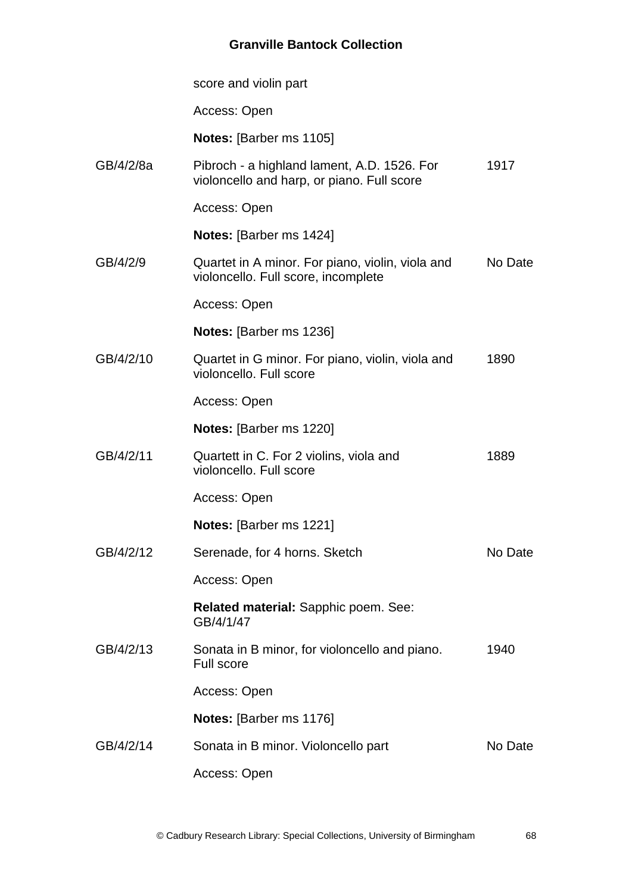score and violin part

Access: Open

**Notes:** [Barber ms 1105]

| | | |
|---|---|---|
| GB/4/2/8a | Pibroch - a highland lament, A.D. 1526. For violoncello and harp, or piano. Full score | 1917 |
| | Access: Open | |
| | **Notes:** [Barber ms 1424] | |
| GB/4/2/9 | Quartet in A minor. For piano, violin, viola and violoncello. Full score, incomplete | No Date |
| | Access: Open | |
| | **Notes:** [Barber ms 1236] | |
| GB/4/2/10 | Quartet in G minor. For piano, violin, viola and violoncello. Full score | 1890 |
| | Access: Open | |
| | **Notes:** [Barber ms 1220] | |
| GB/4/2/11 | Quartett in C. For 2 violins, viola and violoncello. Full score | 1889 |
| | Access: Open | |
| | **Notes:** [Barber ms 1221] | |
| GB/4/2/12 | Serenade, for 4 horns. Sketch | No Date |
| | Access: Open | |
| | **Related material:** Sapphic poem. See: GB/4/1/47 | |
| GB/4/2/13 | Sonata in B minor, for violoncello and piano. Full score | 1940 |
| | Access: Open | |
| | **Notes:** [Barber ms 1176] | |
| GB/4/2/14 | Sonata in B minor. Violoncello part | No Date |
| | Access: Open | |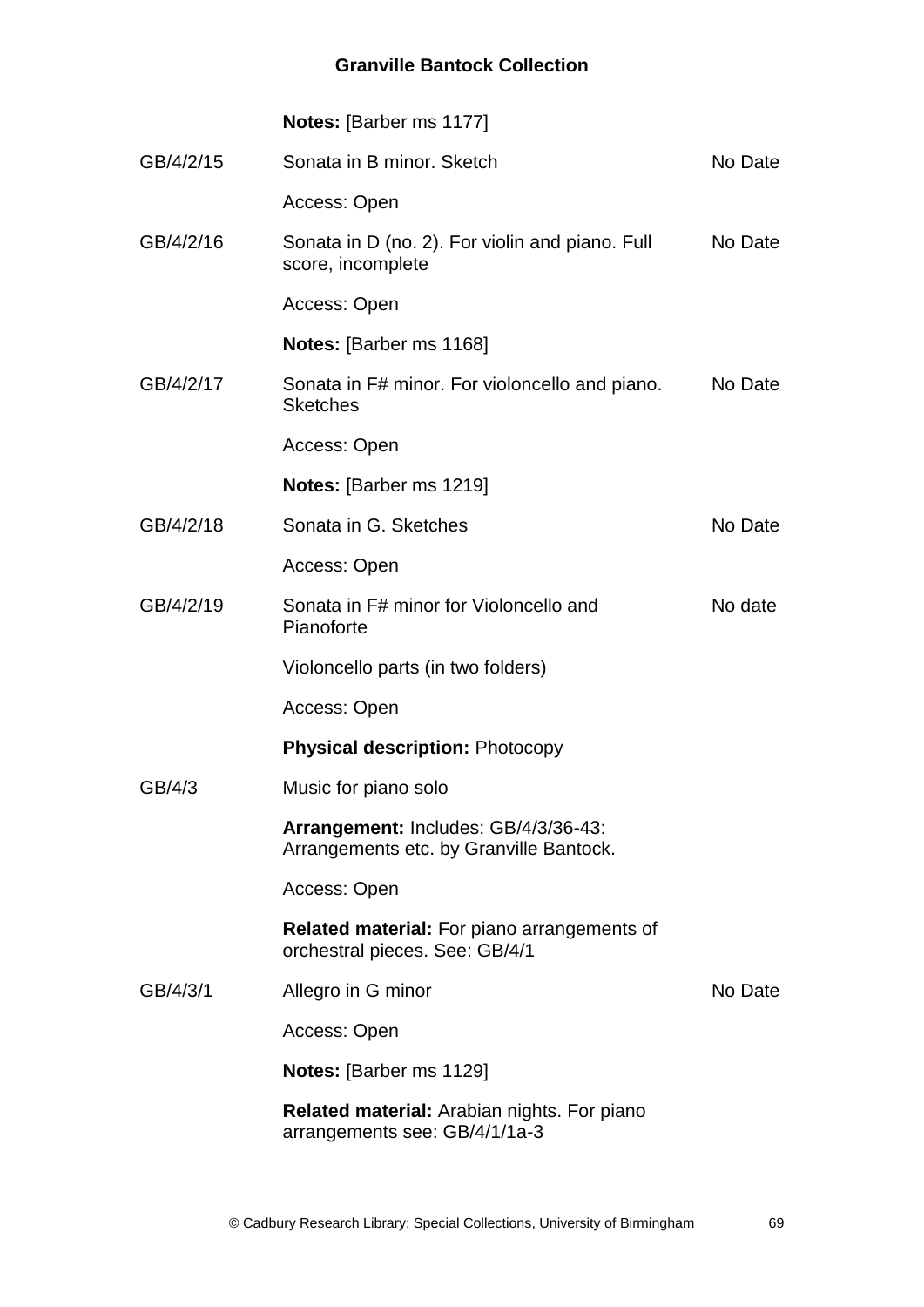**Notes:** [Barber ms 1177]

| | | |
|---|---|---|
| GB/4/2/15 | Sonata in B minor. Sketch | No Date |
| | Access: Open | |
| GB/4/2/16 | Sonata in D (no. 2). For violin and piano. Full score, incomplete | No Date |
| | Access: Open | |
| | **Notes:** [Barber ms 1168] | |
| GB/4/2/17 | Sonata in F# minor. For violoncello and piano. Sketches | No Date |
| | Access: Open | |
| | **Notes:** [Barber ms 1219] | |
| GB/4/2/18 | Sonata in G. Sketches | No Date |
| | Access: Open | |
| GB/4/2/19 | Sonata in F# minor for Violoncello and Pianoforte | No date |
| | Violoncello parts (in two folders) | |
| | Access: Open | |
| | **Physical description:** Photocopy | |
| GB/4/3 | Music for piano solo | |
| | **Arrangement:** Includes: GB/4/3/36-43: Arrangements etc. by Granville Bantock. | |
| | Access: Open | |
| | **Related material:** For piano arrangements of orchestral pieces. See: GB/4/1 | |
| GB/4/3/1 | Allegro in G minor | No Date |
| | Access: Open | |
| | **Notes:** [Barber ms 1129] | |
| | **Related material:** Arabian nights. For piano arrangements see: GB/4/1/1a-3 | |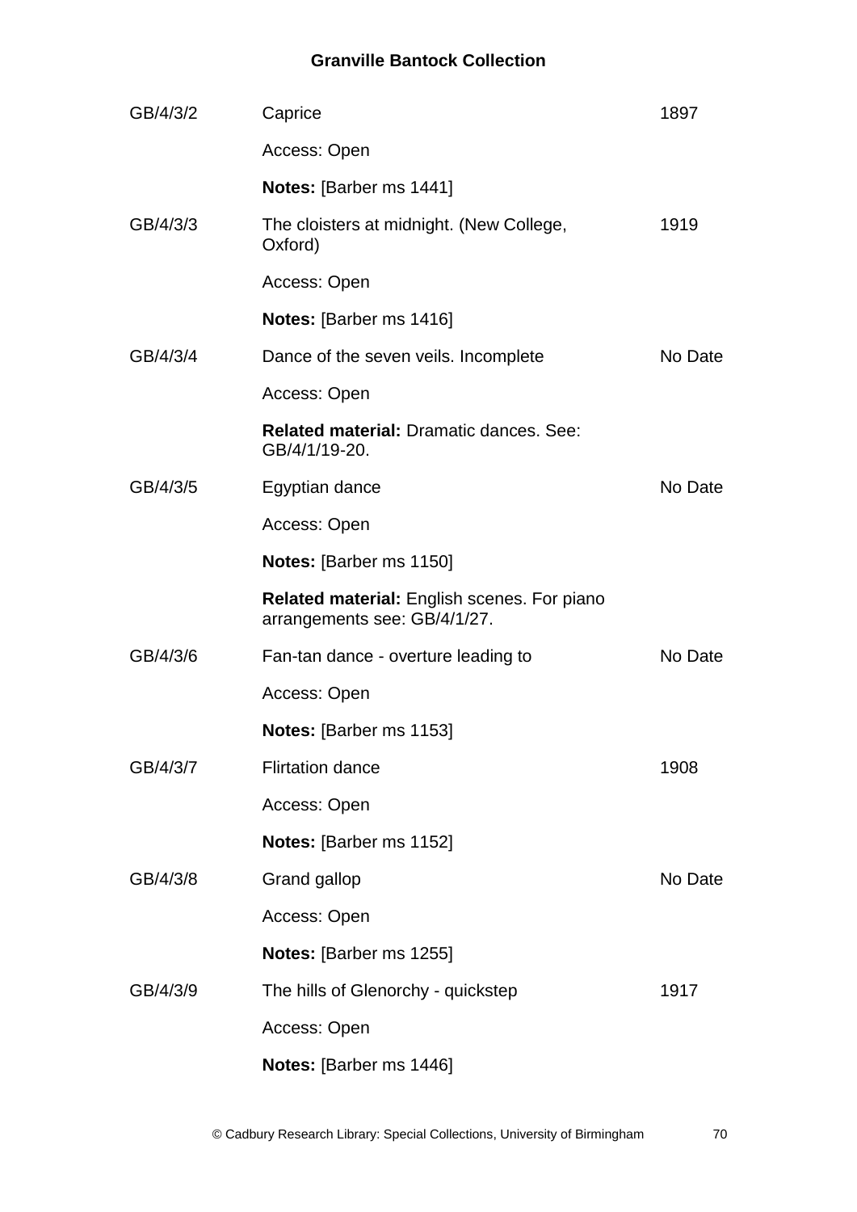| | | |
|---|---|---|
| GB/4/3/2 | Caprice | 1897 |
| | Access: Open | |
| | **Notes:** [Barber ms 1441] | |
| GB/4/3/3 | The cloisters at midnight. (New College, Oxford) | 1919 |
| | Access: Open | |
| | **Notes:** [Barber ms 1416] | |
| GB/4/3/4 | Dance of the seven veils. Incomplete | No Date |
| | Access: Open | |
| | **Related material:** Dramatic dances. See: GB/4/1/19-20. | |
| GB/4/3/5 | Egyptian dance | No Date |
| | Access: Open | |
| | **Notes:** [Barber ms 1150] | |
| | **Related material:** English scenes. For piano arrangements see: GB/4/1/27. | |
| GB/4/3/6 | Fan-tan dance - overture leading to | No Date |
| | Access: Open | |
| | **Notes:** [Barber ms 1153] | |
| GB/4/3/7 | Flirtation dance | 1908 |
| | Access: Open | |
| | **Notes:** [Barber ms 1152] | |
| GB/4/3/8 | Grand gallop | No Date |
| | Access: Open | |
| | **Notes:** [Barber ms 1255] | |
| GB/4/3/9 | The hills of Glenorchy - quickstep | 1917 |
| | Access: Open | |
| | **Notes:** [Barber ms 1446] | |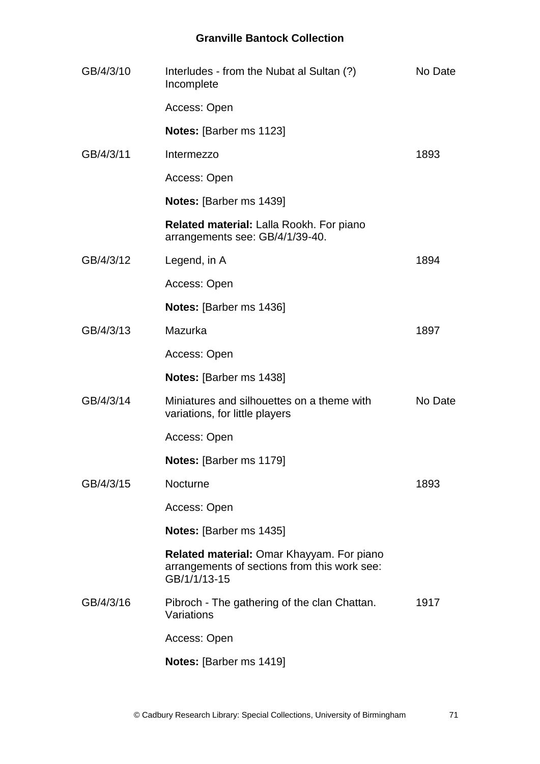| | | |
|---|---|---|
| GB/4/3/10 | Interludes - from the Nubat al Sultan (?) Incomplete | No Date |
| | Access: Open | |
| | **Notes:** [Barber ms 1123] | |
| GB/4/3/11 | Intermezzo | 1893 |
| | Access: Open | |
| | **Notes:** [Barber ms 1439] | |
| | **Related material:** Lalla Rookh. For piano arrangements see: GB/4/1/39-40. | |
| GB/4/3/12 | Legend, in A | 1894 |
| | Access: Open | |
| | **Notes:** [Barber ms 1436] | |
| GB/4/3/13 | Mazurka | 1897 |
| | Access: Open | |
| | **Notes:** [Barber ms 1438] | |
| GB/4/3/14 | Miniatures and silhouettes on a theme with variations, for little players | No Date |
| | Access: Open | |
| | **Notes:** [Barber ms 1179] | |
| GB/4/3/15 | Nocturne | 1893 |
| | Access: Open | |
| | **Notes:** [Barber ms 1435] | |
| | **Related material:** Omar Khayyam. For piano arrangements of sections from this work see: GB/1/1/13-15 | |
| GB/4/3/16 | Pibroch - The gathering of the clan Chattan. Variations | 1917 |
| | Access: Open | |
| | **Notes:** [Barber ms 1419] | |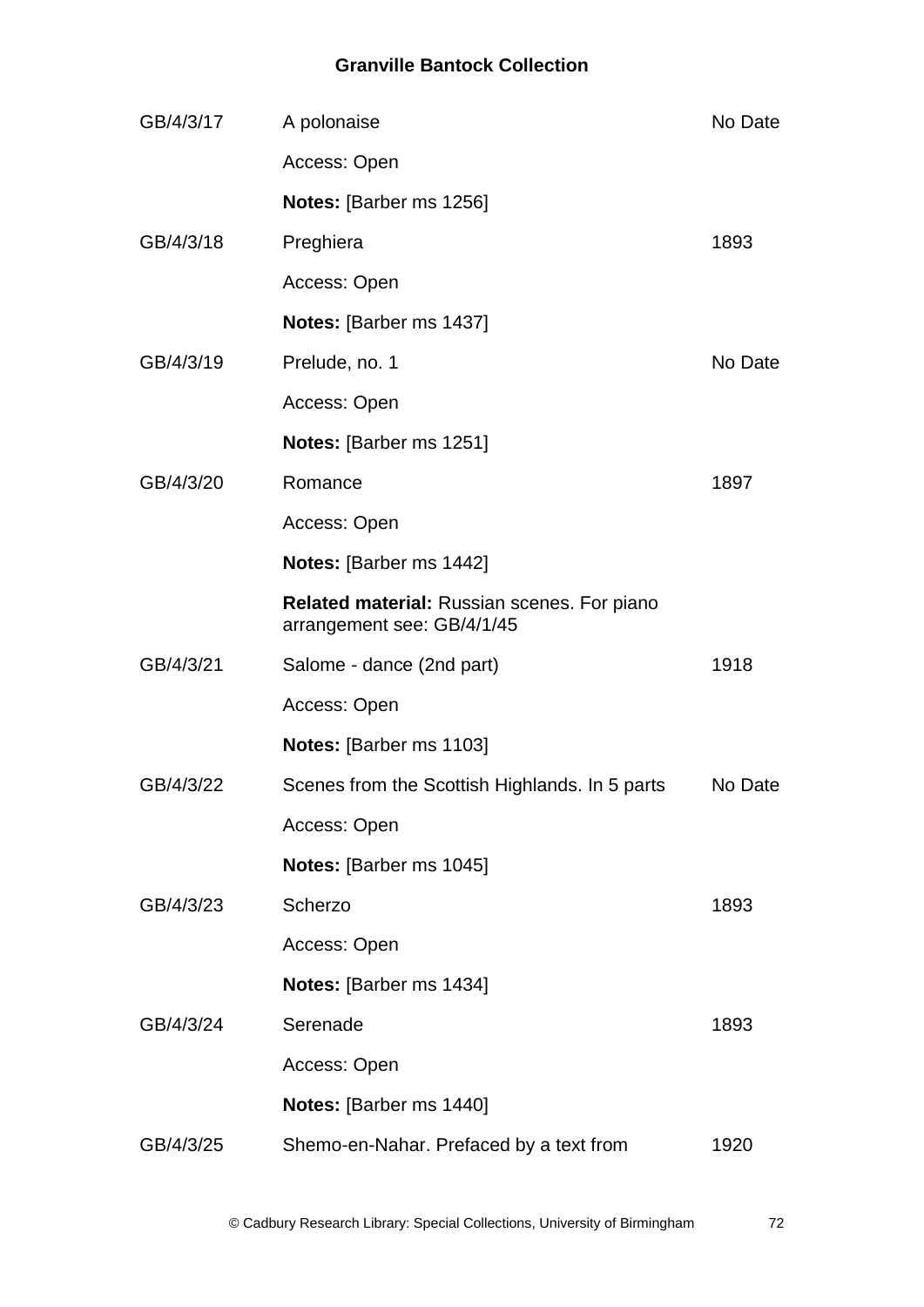| | | |
|---|---|---|
| GB/4/3/17 | A polonaise | No Date |
| | Access: Open | |
| | **Notes:** [Barber ms 1256] | |
| GB/4/3/18 | Preghiera | 1893 |
| | Access: Open | |
| | **Notes:** [Barber ms 1437] | |
| GB/4/3/19 | Prelude, no. 1 | No Date |
| | Access: Open | |
| | **Notes:** [Barber ms 1251] | |
| GB/4/3/20 | Romance | 1897 |
| | Access: Open | |
| | **Notes:** [Barber ms 1442] | |
| | **Related material:** Russian scenes. For piano arrangement see: GB/4/1/45 | |
| GB/4/3/21 | Salome - dance (2nd part) | 1918 |
| | Access: Open | |
| | **Notes:** [Barber ms 1103] | |
| GB/4/3/22 | Scenes from the Scottish Highlands. In 5 parts | No Date |
| | Access: Open | |
| | **Notes:** [Barber ms 1045] | |
| GB/4/3/23 | Scherzo | 1893 |
| | Access: Open | |
| | **Notes:** [Barber ms 1434] | |
| GB/4/3/24 | Serenade | 1893 |
| | Access: Open | |
| | **Notes:** [Barber ms 1440] | |
| GB/4/3/25 | Shemo-en-Nahar. Prefaced by a text from | 1920 |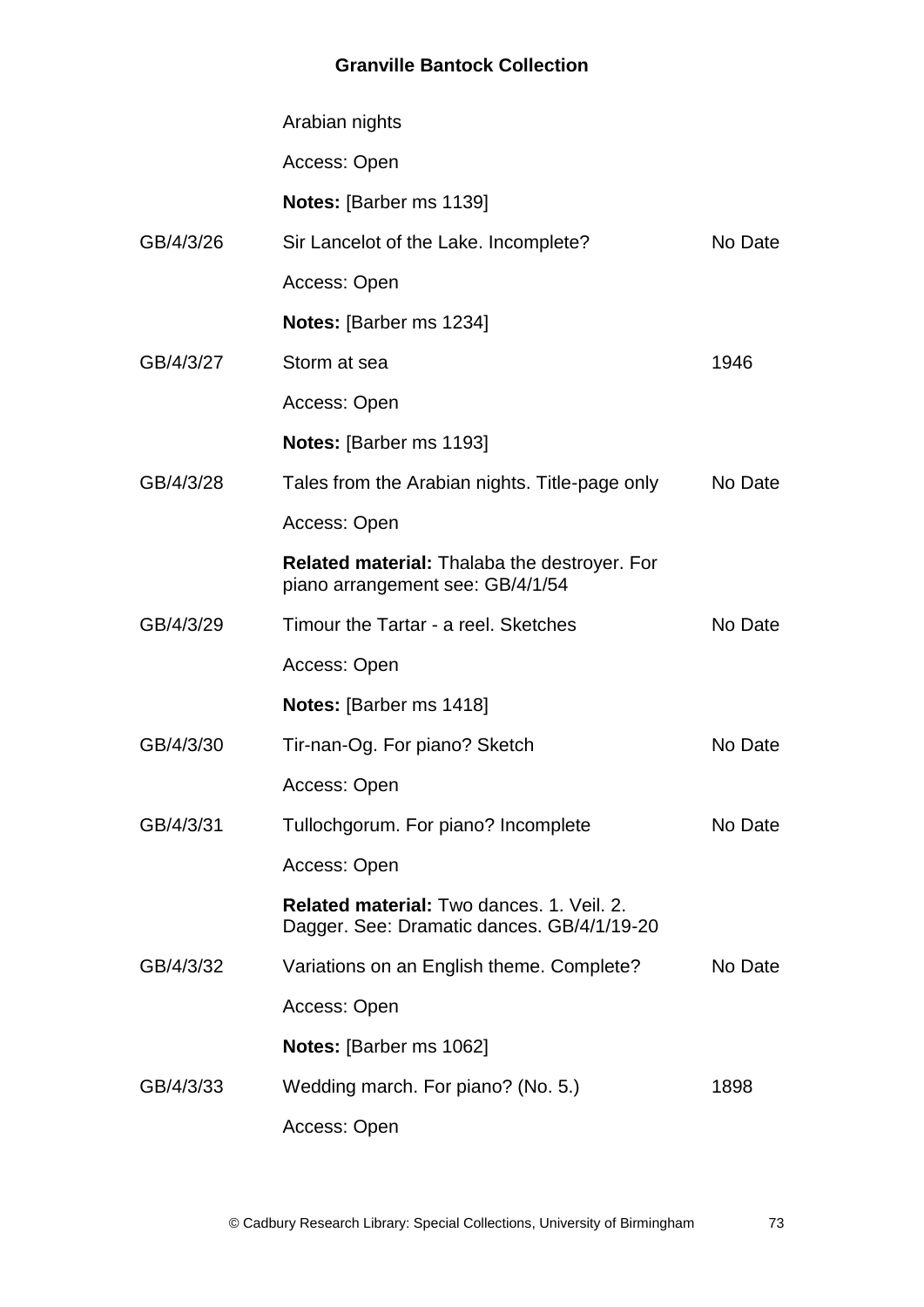Arabian nights

Access: Open

**Notes:** [Barber ms 1139]

| | | |
|---|---|---|
| GB/4/3/26 | Sir Lancelot of the Lake. Incomplete? | No Date |
| | Access: Open | |
| | **Notes:** [Barber ms 1234] | |
| GB/4/3/27 | Storm at sea | 1946 |
| | Access: Open | |
| | **Notes:** [Barber ms 1193] | |
| GB/4/3/28 | Tales from the Arabian nights. Title-page only | No Date |
| | Access: Open | |
| | **Related material:** Thalaba the destroyer. For piano arrangement see: GB/4/1/54 | |
| GB/4/3/29 | Timour the Tartar - a reel. Sketches | No Date |
| | Access: Open | |
| | **Notes:** [Barber ms 1418] | |
| GB/4/3/30 | Tir-nan-Og. For piano? Sketch | No Date |
| | Access: Open | |
| GB/4/3/31 | Tullochgorum. For piano? Incomplete | No Date |
| | Access: Open | |
| | **Related material:** Two dances. 1. Veil. 2. Dagger. See: Dramatic dances. GB/4/1/19-20 | |
| GB/4/3/32 | Variations on an English theme. Complete? | No Date |
| | Access: Open | |
| | **Notes:** [Barber ms 1062] | |
| GB/4/3/33 | Wedding march. For piano? (No. 5.) | 1898 |
| | Access: Open | |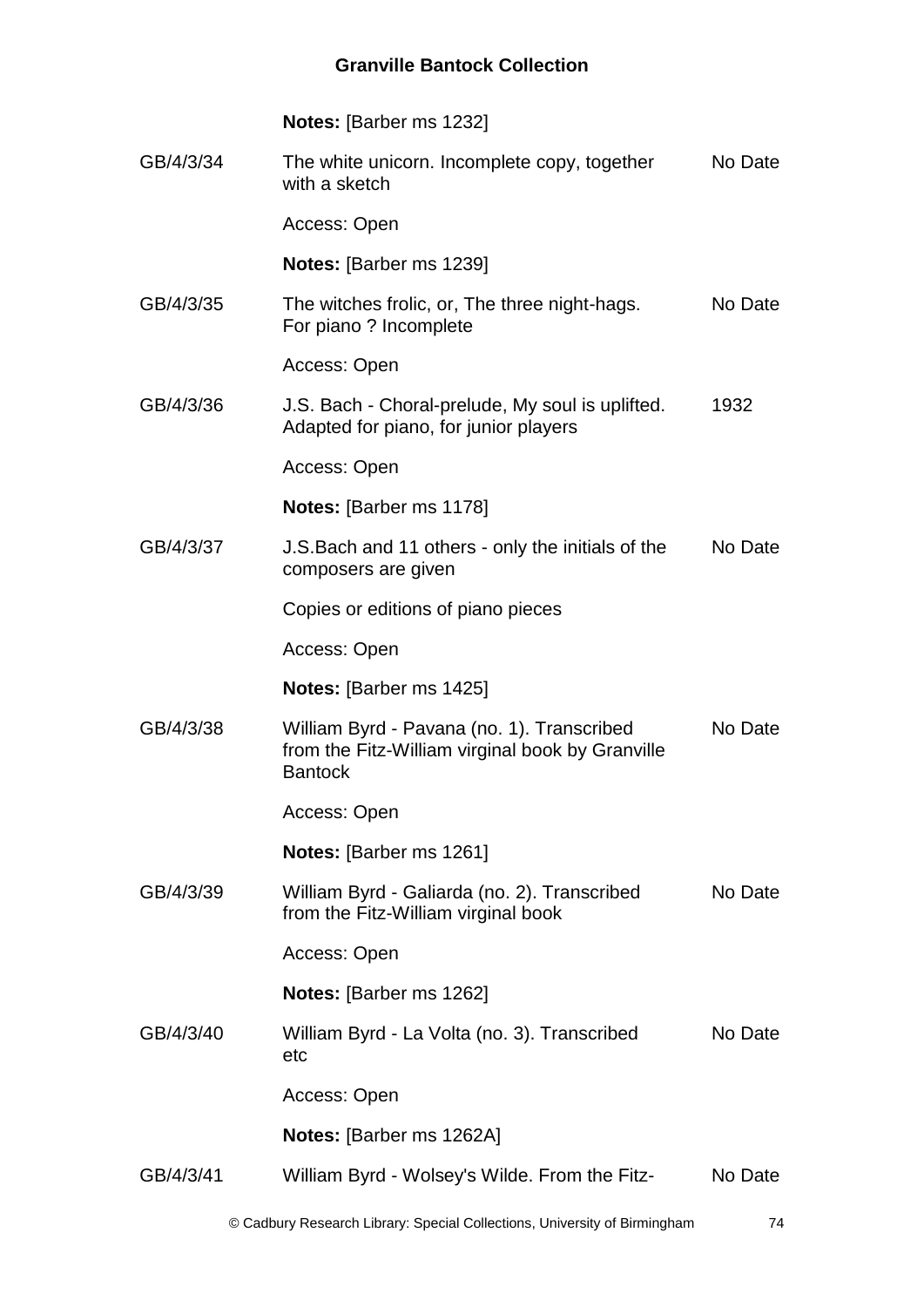**Notes:** [Barber ms 1232]

| | | |
|---|---|---|
| GB/4/3/34 | The white unicorn. Incomplete copy, together with a sketch | No Date |
| | Access: Open | |
| | **Notes:** [Barber ms 1239] | |
| GB/4/3/35 | The witches frolic, or, The three night-hags. For piano ? Incomplete | No Date |
| | Access: Open | |
| GB/4/3/36 | J.S. Bach - Choral-prelude, My soul is uplifted. Adapted for piano, for junior players | 1932 |
| | Access: Open | |
| | **Notes:** [Barber ms 1178] | |
| GB/4/3/37 | J.S.Bach and 11 others - only the initials of the composers are given | No Date |
| | Copies or editions of piano pieces | |
| | Access: Open | |
| | **Notes:** [Barber ms 1425] | |
| GB/4/3/38 | William Byrd - Pavana (no. 1). Transcribed from the Fitz-William virginal book by Granville Bantock | No Date |
| | Access: Open | |
| | **Notes:** [Barber ms 1261] | |
| GB/4/3/39 | William Byrd - Galiarda (no. 2). Transcribed from the Fitz-William virginal book | No Date |
| | Access: Open | |
| | **Notes:** [Barber ms 1262] | |
| GB/4/3/40 | William Byrd - La Volta (no. 3). Transcribed etc | No Date |
| | Access: Open | |
| | **Notes:** [Barber ms 1262A] | |
| GB/4/3/41 | William Byrd - Wolsey's Wilde. From the Fitz- | No Date |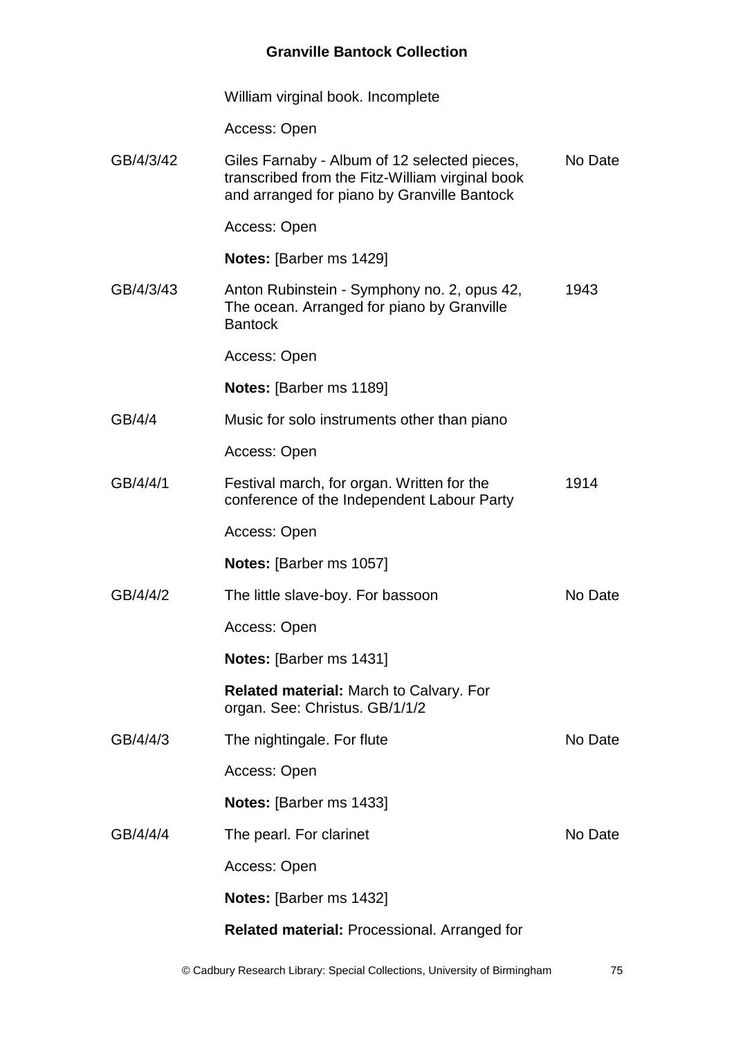| | | |
|---|---|---|
| | William virginal book. Incomplete | |
| | Access: Open | |
| GB/4/3/42 | Giles Farnaby - Album of 12 selected pieces, transcribed from the Fitz-William virginal book and arranged for piano by Granville Bantock | No Date |
| | Access: Open | |
| | **Notes:** [Barber ms 1429] | |
| GB/4/3/43 | Anton Rubinstein - Symphony no. 2, opus 42, The ocean. Arranged for piano by Granville Bantock | 1943 |
| | Access: Open | |
| | **Notes:** [Barber ms 1189] | |
| GB/4/4 | Music for solo instruments other than piano | |
| | Access: Open | |
| GB/4/4/1 | Festival march, for organ. Written for the conference of the Independent Labour Party | 1914 |
| | Access: Open | |
| | **Notes:** [Barber ms 1057] | |
| GB/4/4/2 | The little slave-boy. For bassoon | No Date |
| | Access: Open | |
| | **Notes:** [Barber ms 1431] | |
| | **Related material:** March to Calvary. For organ. See: Christus. GB/1/1/2 | |
| GB/4/4/3 | The nightingale. For flute | No Date |
| | Access: Open | |
| | **Notes:** [Barber ms 1433] | |
| GB/4/4/4 | The pearl. For clarinet | No Date |
| | Access: Open | |
| | **Notes:** [Barber ms 1432] | |
| | **Related material:** Processional. Arranged for | |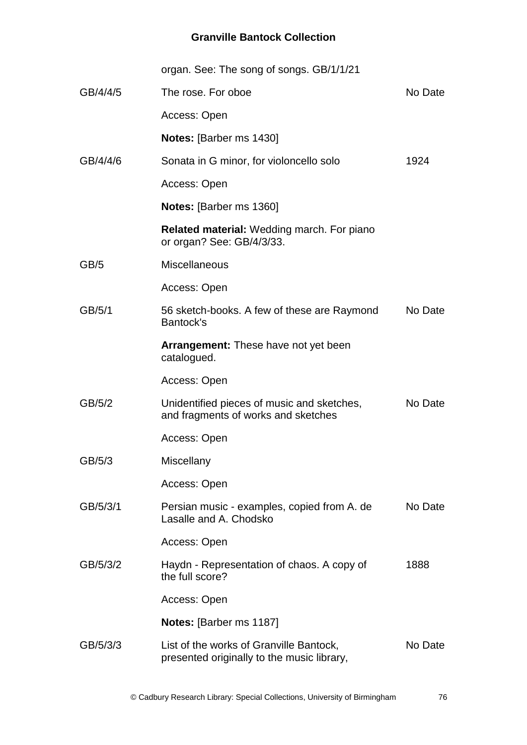| | | |
|---|---|---|
| | organ. See: The song of songs. GB/1/1/21 | |
| GB/4/4/5 | The rose. For oboe | No Date |
| | Access: Open | |
| | **Notes:** [Barber ms 1430] | |
| GB/4/4/6 | Sonata in G minor, for violoncello solo | 1924 |
| | Access: Open | |
| | **Notes:** [Barber ms 1360] | |
| | **Related material:** Wedding march. For piano or organ? See: GB/4/3/33. | |
| GB/5 | Miscellaneous | |
| | Access: Open | |
| GB/5/1 | 56 sketch-books. A few of these are Raymond Bantock's | No Date |
| | **Arrangement:** These have not yet been catalogued. | |
| | Access: Open | |
| GB/5/2 | Unidentified pieces of music and sketches, and fragments of works and sketches | No Date |
| | Access: Open | |
| GB/5/3 | Miscellany | |
| | Access: Open | |
| GB/5/3/1 | Persian music - examples, copied from A. de Lasalle and A. Chodsko | No Date |
| | Access: Open | |
| GB/5/3/2 | Haydn - Representation of chaos. A copy of the full score? | 1888 |
| | Access: Open | |
| | **Notes:** [Barber ms 1187] | |
| GB/5/3/3 | List of the works of Granville Bantock, presented originally to the music library, | No Date |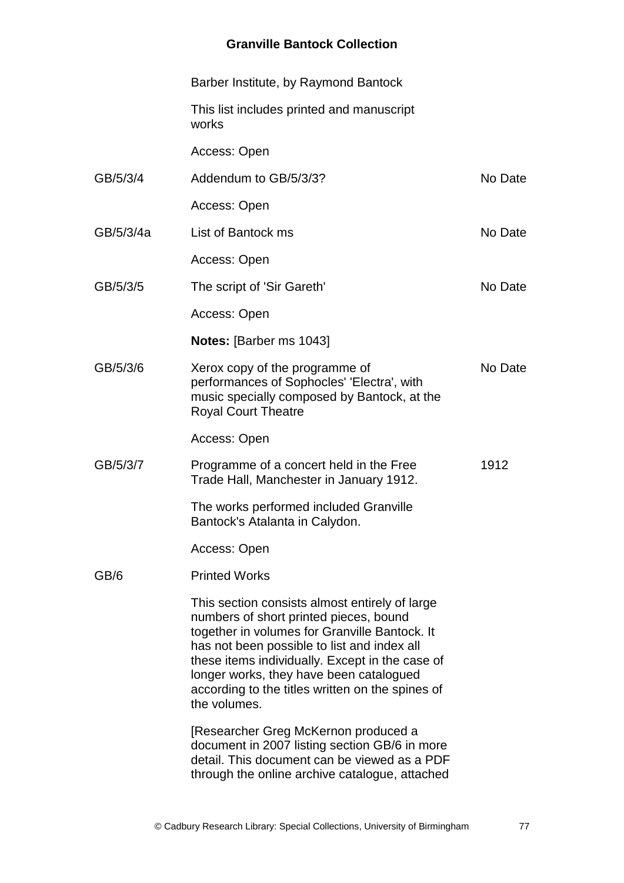| | | |
|---|---|---|
| | Barber Institute, by Raymond Bantock | |
| | This list includes printed and manuscript works | |
| | Access: Open | |
| GB/5/3/4 | Addendum to GB/5/3/3? | No Date |
| | Access: Open | |
| GB/5/3/4a | List of Bantock ms | No Date |
| | Access: Open | |
| GB/5/3/5 | The script of 'Sir Gareth' | No Date |
| | Access: Open | |
| | **Notes:** [Barber ms 1043] | |
| GB/5/3/6 | Xerox copy of the programme of performances of Sophocles' 'Electra', with music specially composed by Bantock, at the Royal Court Theatre | No Date |
| | Access: Open | |
| GB/5/3/7 | Programme of a concert held in the Free Trade Hall, Manchester in January 1912. | 1912 |
| | The works performed included Granville Bantock's Atalanta in Calydon. | |
| | Access: Open | |
| GB/6 | Printed Works | |
| | This section consists almost entirely of large numbers of short printed pieces, bound together in volumes for Granville Bantock. It has not been possible to list and index all these items individually. Except in the case of longer works, they have been catalogued according to the titles written on the spines of the volumes. | |
| | [Researcher Greg McKernon produced a document in 2007 listing section GB/6 in more detail. This document can be viewed as a PDF through the online archive catalogue, attached | |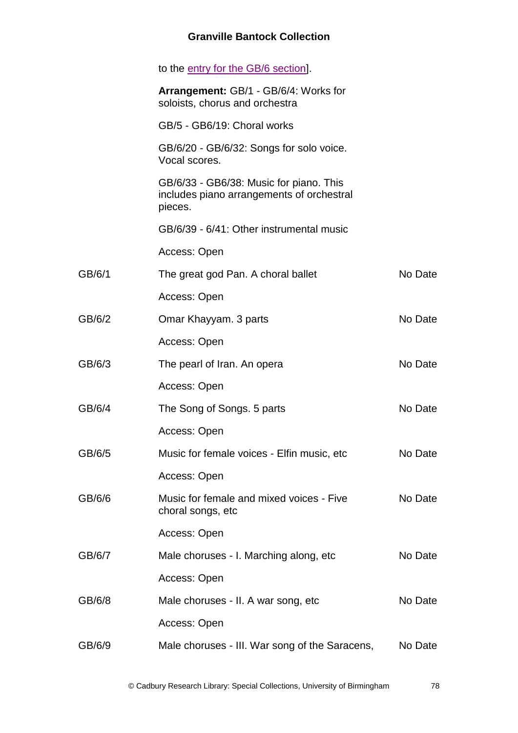to the [entry for the GB/6 section].

**Arrangement:** GB/1 - GB/6/4: Works for soloists, chorus and orchestra

GB/5 - GB6/19: Choral works

GB/6/20 - GB/6/32: Songs for solo voice. Vocal scores.

GB/6/33 - GB6/38: Music for piano. This includes piano arrangements of orchestral pieces.

GB/6/39 - 6/41: Other instrumental music

Access: Open

| | | |
|---|---|---|
| GB/6/1 | The great god Pan. A choral ballet<br><br>Access: Open | No Date |
| GB/6/2 | Omar Khayyam. 3 parts<br><br>Access: Open | No Date |
| GB/6/3 | The pearl of Iran. An opera<br><br>Access: Open | No Date |
| GB/6/4 | The Song of Songs. 5 parts<br><br>Access: Open | No Date |
| GB/6/5 | Music for female voices - Elfin music, etc<br><br>Access: Open | No Date |
| GB/6/6 | Music for female and mixed voices - Five choral songs, etc<br><br>Access: Open | No Date |
| GB/6/7 | Male choruses - I. Marching along, etc<br><br>Access: Open | No Date |
| GB/6/8 | Male choruses - II. A war song, etc<br><br>Access: Open | No Date |
| GB/6/9 | Male choruses - III. War song of the Saracens, | No Date |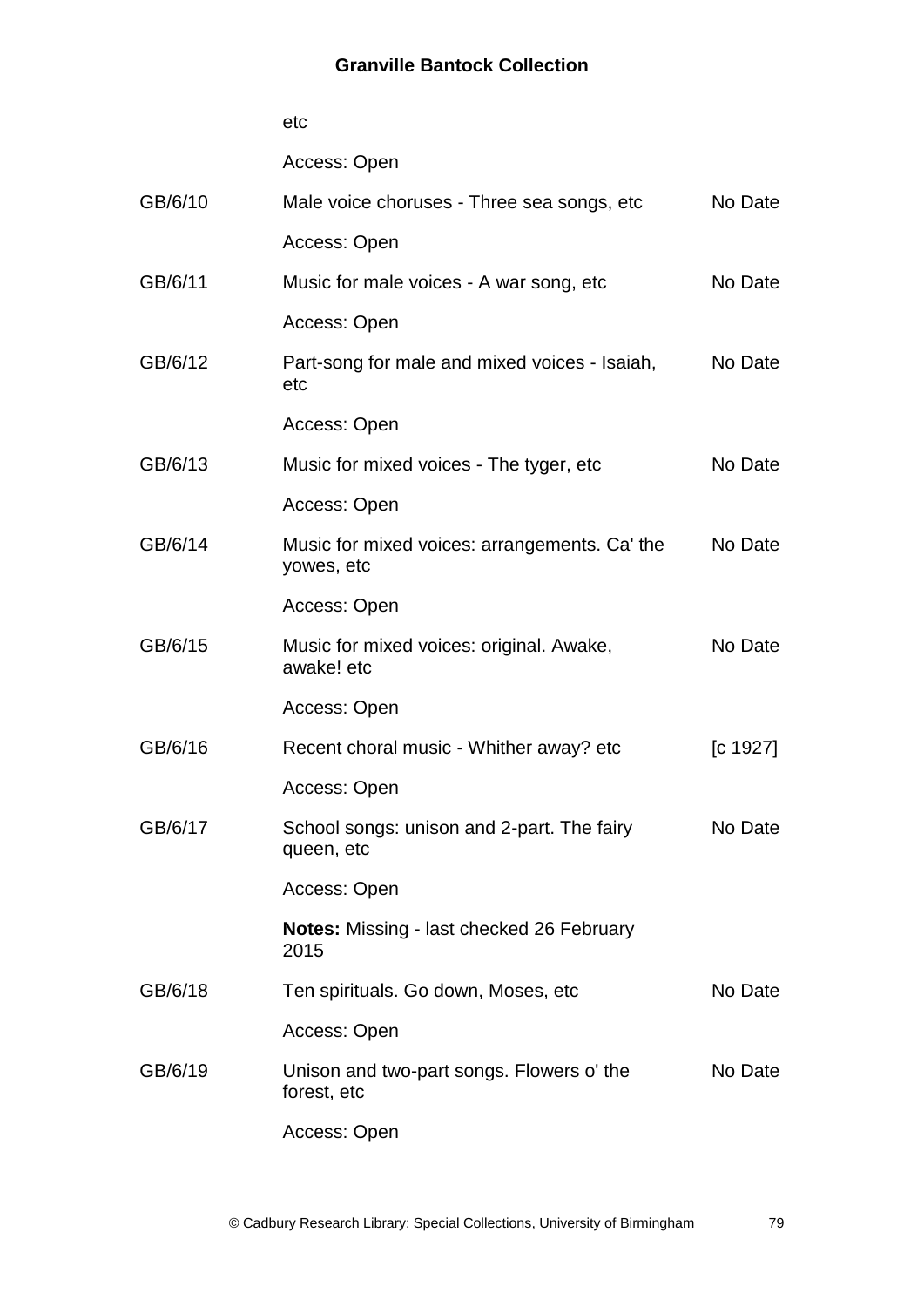| | | |
|---|---|---|
| | etc | |
| | Access: Open | |
| GB/6/10 | Male voice choruses - Three sea songs, etc | No Date |
| | Access: Open | |
| GB/6/11 | Music for male voices - A war song, etc | No Date |
| | Access: Open | |
| GB/6/12 | Part-song for male and mixed voices - Isaiah, etc | No Date |
| | Access: Open | |
| GB/6/13 | Music for mixed voices - The tyger, etc | No Date |
| | Access: Open | |
| GB/6/14 | Music for mixed voices: arrangements. Ca' the yowes, etc | No Date |
| | Access: Open | |
| GB/6/15 | Music for mixed voices: original. Awake, awake! etc | No Date |
| | Access: Open | |
| GB/6/16 | Recent choral music - Whither away? etc | [c 1927] |
| | Access: Open | |
| GB/6/17 | School songs: unison and 2-part. The fairy queen, etc | No Date |
| | Access: Open | |
| | **Notes:** Missing - last checked 26 February 2015 | |
| GB/6/18 | Ten spirituals. Go down, Moses, etc | No Date |
| | Access: Open | |
| GB/6/19 | Unison and two-part songs. Flowers o' the forest, etc | No Date |
| | Access: Open | |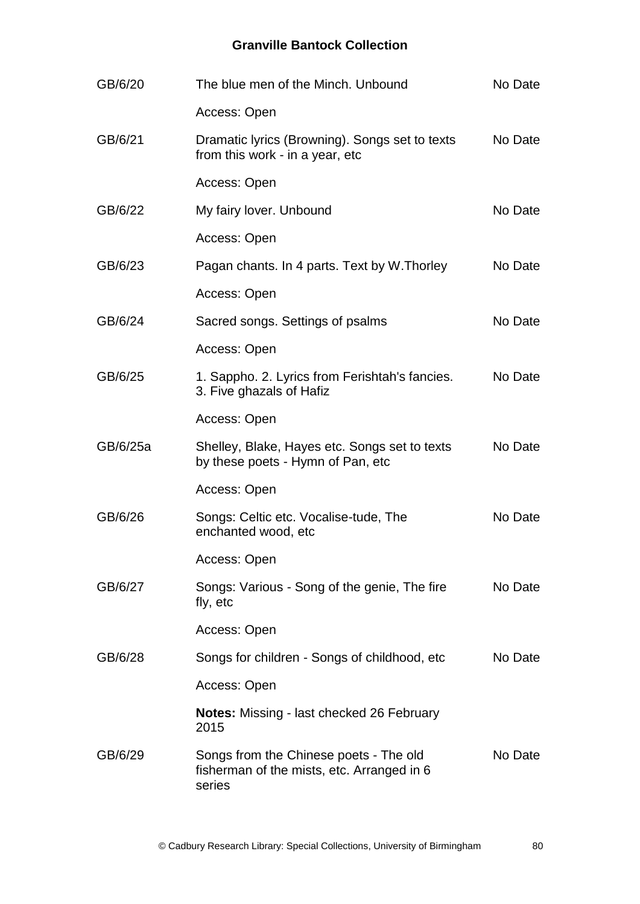| | | |
|---|---|---|
| GB/6/20 | The blue men of the Minch. Unbound | No Date |
| | Access: Open | |
| GB/6/21 | Dramatic lyrics (Browning). Songs set to texts from this work - in a year, etc | No Date |
| | Access: Open | |
| GB/6/22 | My fairy lover. Unbound | No Date |
| | Access: Open | |
| GB/6/23 | Pagan chants. In 4 parts. Text by W.Thorley | No Date |
| | Access: Open | |
| GB/6/24 | Sacred songs. Settings of psalms | No Date |
| | Access: Open | |
| GB/6/25 | 1. Sappho. 2. Lyrics from Ferishtah's fancies. 3. Five ghazals of Hafiz | No Date |
| | Access: Open | |
| GB/6/25a | Shelley, Blake, Hayes etc. Songs set to texts by these poets - Hymn of Pan, etc | No Date |
| | Access: Open | |
| GB/6/26 | Songs: Celtic etc. Vocalise-tude, The enchanted wood, etc | No Date |
| | Access: Open | |
| GB/6/27 | Songs: Various - Song of the genie, The fire fly, etc | No Date |
| | Access: Open | |
| GB/6/28 | Songs for children - Songs of childhood, etc | No Date |
| | Access: Open | |
| | **Notes:** Missing - last checked 26 February 2015 | |
| GB/6/29 | Songs from the Chinese poets - The old fisherman of the mists, etc. Arranged in 6 series | No Date |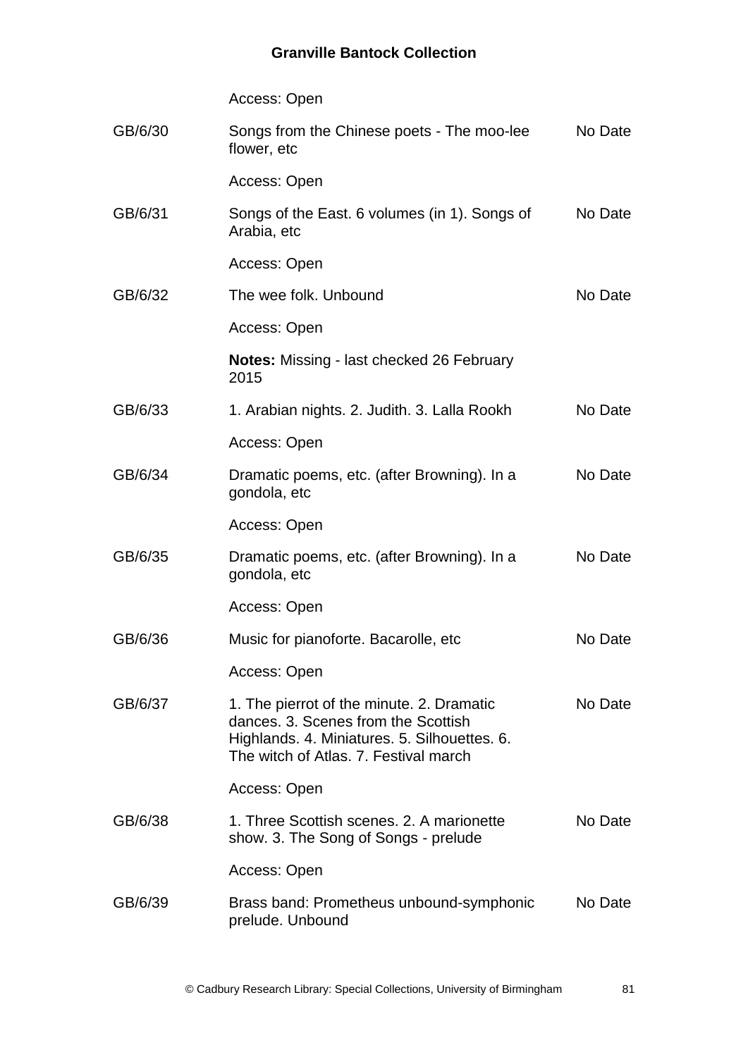Access: Open

| | | |
|---|---|---|
| GB/6/30 | Songs from the Chinese poets - The moo-lee flower, etc<br><br>Access: Open | No Date |
| GB/6/31 | Songs of the East. 6 volumes (in 1). Songs of Arabia, etc<br><br>Access: Open | No Date |
| GB/6/32 | The wee folk. Unbound<br><br>Access: Open<br><br>**Notes:** Missing - last checked 26 February 2015 | No Date |
| GB/6/33 | 1. Arabian nights. 2. Judith. 3. Lalla Rookh<br><br>Access: Open | No Date |
| GB/6/34 | Dramatic poems, etc. (after Browning). In a gondola, etc<br><br>Access: Open | No Date |
| GB/6/35 | Dramatic poems, etc. (after Browning). In a gondola, etc<br><br>Access: Open | No Date |
| GB/6/36 | Music for pianoforte. Bacarolle, etc<br><br>Access: Open | No Date |
| GB/6/37 | 1. The pierrot of the minute. 2. Dramatic dances. 3. Scenes from the Scottish Highlands. 4. Miniatures. 5. Silhouettes. 6. The witch of Atlas. 7. Festival march<br><br>Access: Open | No Date |
| GB/6/38 | 1. Three Scottish scenes. 2. A marionette show. 3. The Song of Songs - prelude<br><br>Access: Open | No Date |
| GB/6/39 | Brass band: Prometheus unbound-symphonic prelude. Unbound | No Date |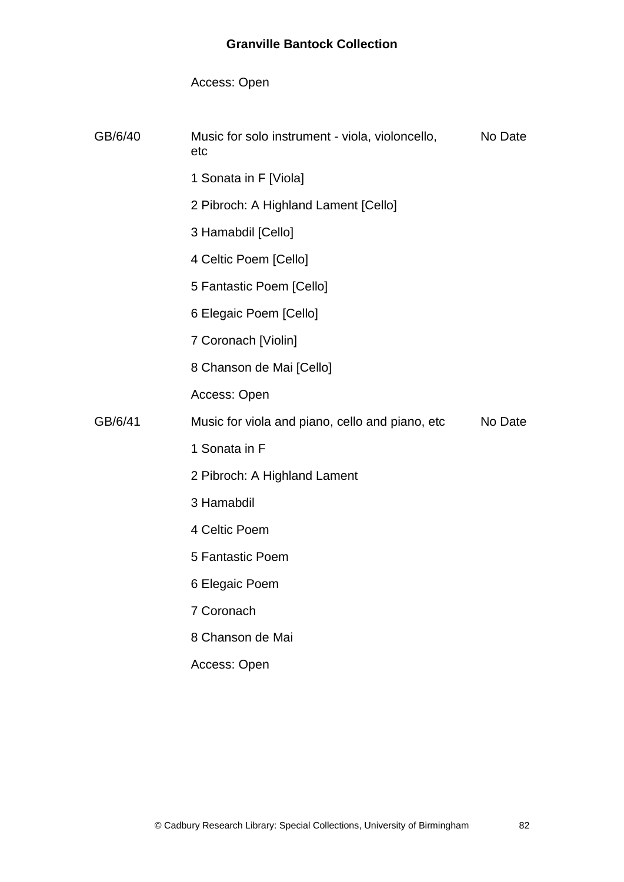Access: Open

| | | |
|---|---|---|
| GB/6/40 | Music for solo instrument - viola, violoncello, etc | No Date |
| | 1 Sonata in F [Viola] | |
| | 2 Pibroch: A Highland Lament [Cello] | |
| | 3 Hamabdil [Cello] | |
| | 4 Celtic Poem [Cello] | |
| | 5 Fantastic Poem [Cello] | |
| | 6 Elegaic Poem [Cello] | |
| | 7 Coronach [Violin] | |
| | 8 Chanson de Mai [Cello] | |
| | Access: Open | |
| GB/6/41 | Music for viola and piano, cello and piano, etc | No Date |
| | 1 Sonata in F | |
| | 2 Pibroch: A Highland Lament | |
| | 3 Hamabdil | |
| | 4 Celtic Poem | |
| | 5 Fantastic Poem | |
| | 6 Elegaic Poem | |
| | 7 Coronach | |
| | 8 Chanson de Mai | |
| | Access: Open | |